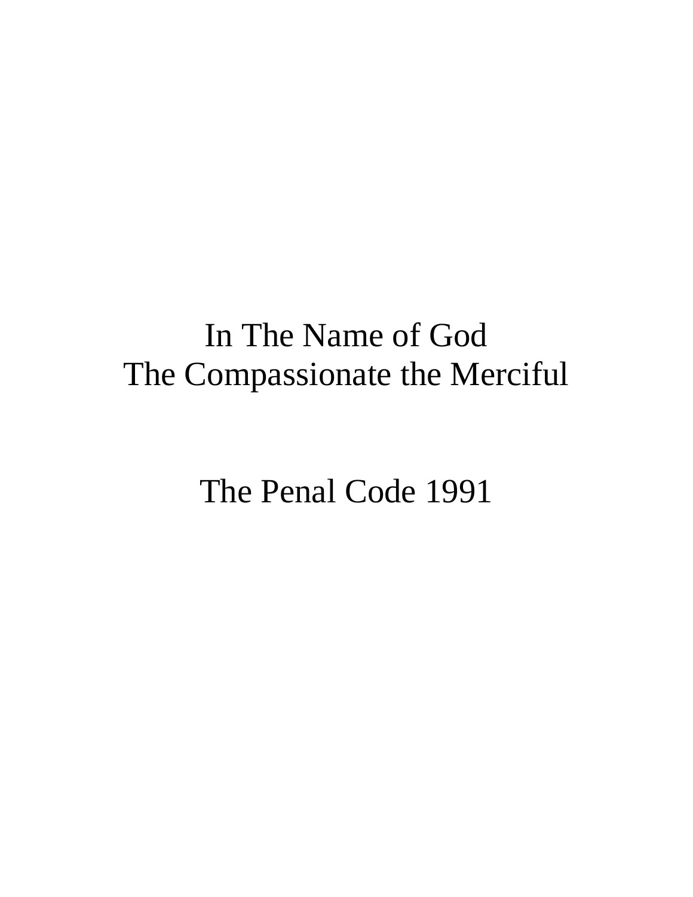In The Name of God
The Compassionate the Merciful

# The Penal Code 1991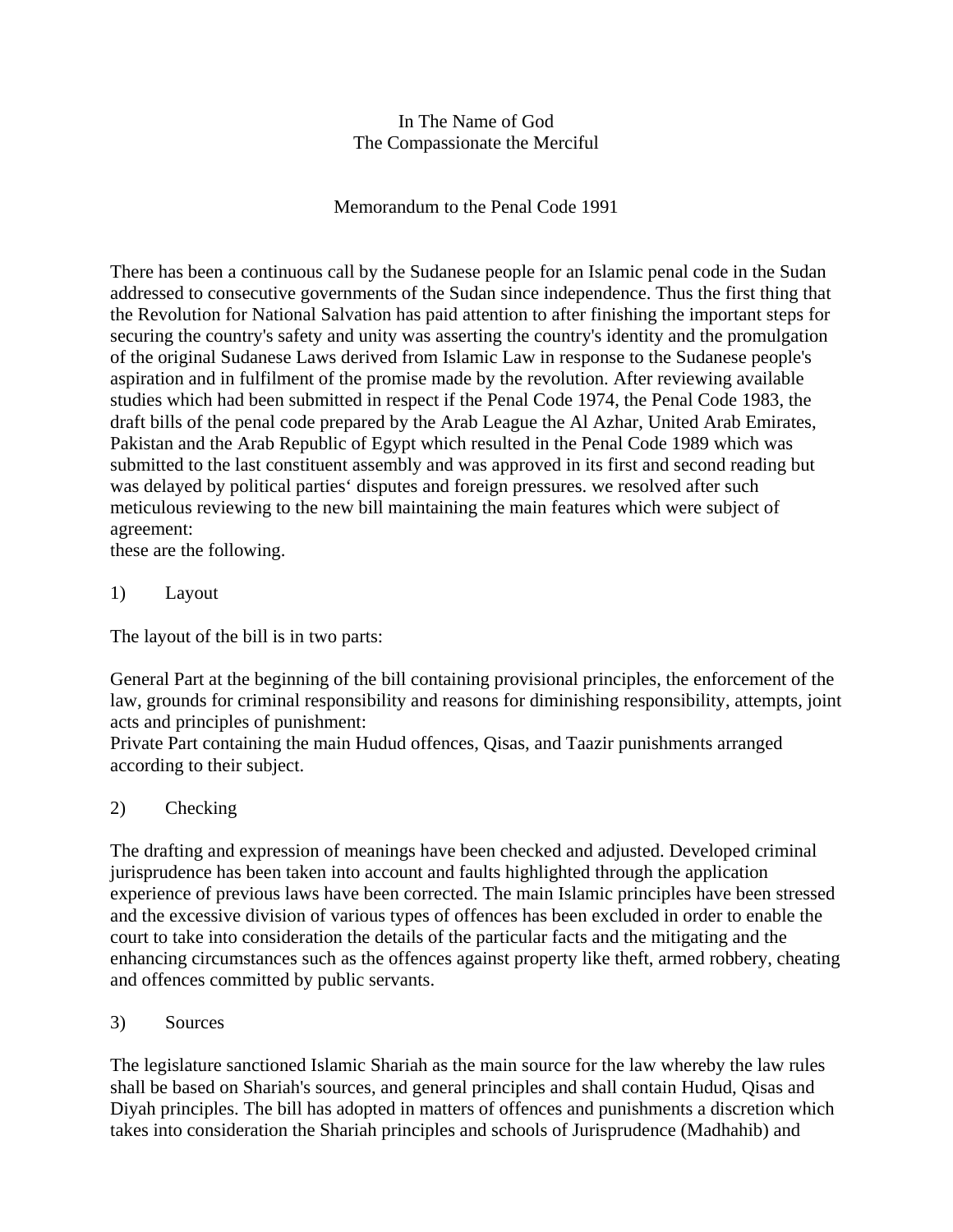In The Name of God
The Compassionate the Merciful

# Memorandum to the Penal Code 1991

There has been a continuous call by the Sudanese people for an Islamic penal code in the Sudan addressed to consecutive governments of the Sudan since independence. Thus the first thing that the Revolution for National Salvation has paid attention to after finishing the important steps for securing the country's safety and unity was asserting the country's identity and the promulgation of the original Sudanese Laws derived from Islamic Law in response to the Sudanese people's aspiration and in fulfilment of the promise made by the revolution. After reviewing available studies which had been submitted in respect if the Penal Code 1974, the Penal Code 1983, the draft bills of the penal code prepared by the Arab League the Al Azhar, United Arab Emirates, Pakistan and the Arab Republic of Egypt which resulted in the Penal Code 1989 which was submitted to the last constituent assembly and was approved in its first and second reading but was delayed by political parties' disputes and foreign pressures. we resolved after such meticulous reviewing to the new bill maintaining the main features which were subject of agreement:
these are the following.

1) Layout

The layout of the bill is in two parts:

General Part at the beginning of the bill containing provisional principles, the enforcement of the law, grounds for criminal responsibility and reasons for diminishing responsibility, attempts, joint acts and principles of punishment:
Private Part containing the main Hudud offences, Qisas, and Taazir punishments arranged according to their subject.

2) Checking

The drafting and expression of meanings have been checked and adjusted. Developed criminal jurisprudence has been taken into account and faults highlighted through the application experience of previous laws have been corrected. The main Islamic principles have been stressed and the excessive division of various types of offences has been excluded in order to enable the court to take into consideration the details of the particular facts and the mitigating and the enhancing circumstances such as the offences against property like theft, armed robbery, cheating and offences committed by public servants.

3) Sources

The legislature sanctioned Islamic Shariah as the main source for the law whereby the law rules shall be based on Shariah's sources, and general principles and shall contain Hudud, Qisas and Diyah principles. The bill has adopted in matters of offences and punishments a discretion which takes into consideration the Shariah principles and schools of Jurisprudence (Madhahib) and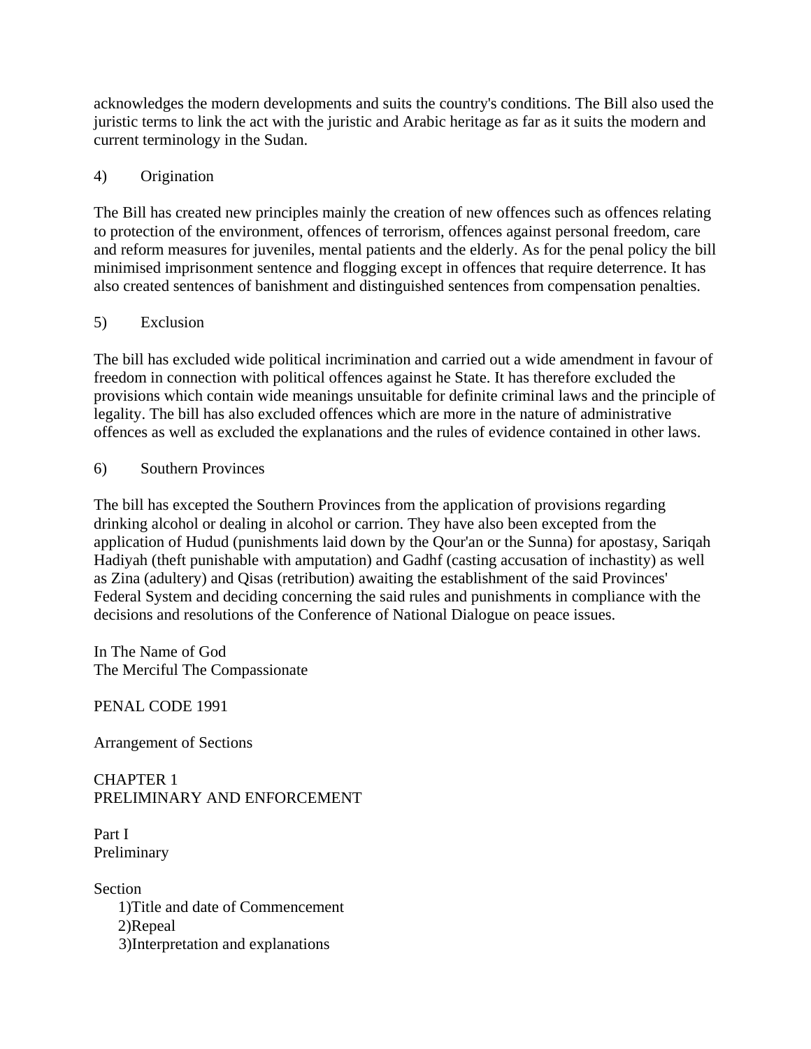acknowledges the modern developments and suits the country's conditions. The Bill also used the juristic terms to link the act with the juristic and Arabic heritage as far as it suits the modern and current terminology in the Sudan.

4) Origination

The Bill has created new principles mainly the creation of new offences such as offences relating to protection of the environment, offences of terrorism, offences against personal freedom, care and reform measures for juveniles, mental patients and the elderly. As for the penal policy the bill minimised imprisonment sentence and flogging except in offences that require deterrence. It has also created sentences of banishment and distinguished sentences from compensation penalties.

5) Exclusion

The bill has excluded wide political incrimination and carried out a wide amendment in favour of freedom in connection with political offences against he State. It has therefore excluded the provisions which contain wide meanings unsuitable for definite criminal laws and the principle of legality. The bill has also excluded offences which are more in the nature of administrative offences as well as excluded the explanations and the rules of evidence contained in other laws.

6) Southern Provinces

The bill has excepted the Southern Provinces from the application of provisions regarding drinking alcohol or dealing in alcohol or carrion. They have also been excepted from the application of Hudud (punishments laid down by the Qour'an or the Sunna) for apostasy, Sariqah Hadiyah (theft punishable with amputation) and Gadhf (casting accusation of inchastity) as well as Zina (adultery) and Qisas (retribution) awaiting the establishment of the said Provinces' Federal System and deciding concerning the said rules and punishments in compliance with the decisions and resolutions of the Conference of National Dialogue on peace issues.

In The Name of God
The Merciful The Compassionate

PENAL CODE 1991

Arrangement of Sections

CHAPTER 1
PRELIMINARY AND ENFORCEMENT

Part I
Preliminary

Section
1)Title and date of Commencement
2)Repeal
3)Interpretation and explanations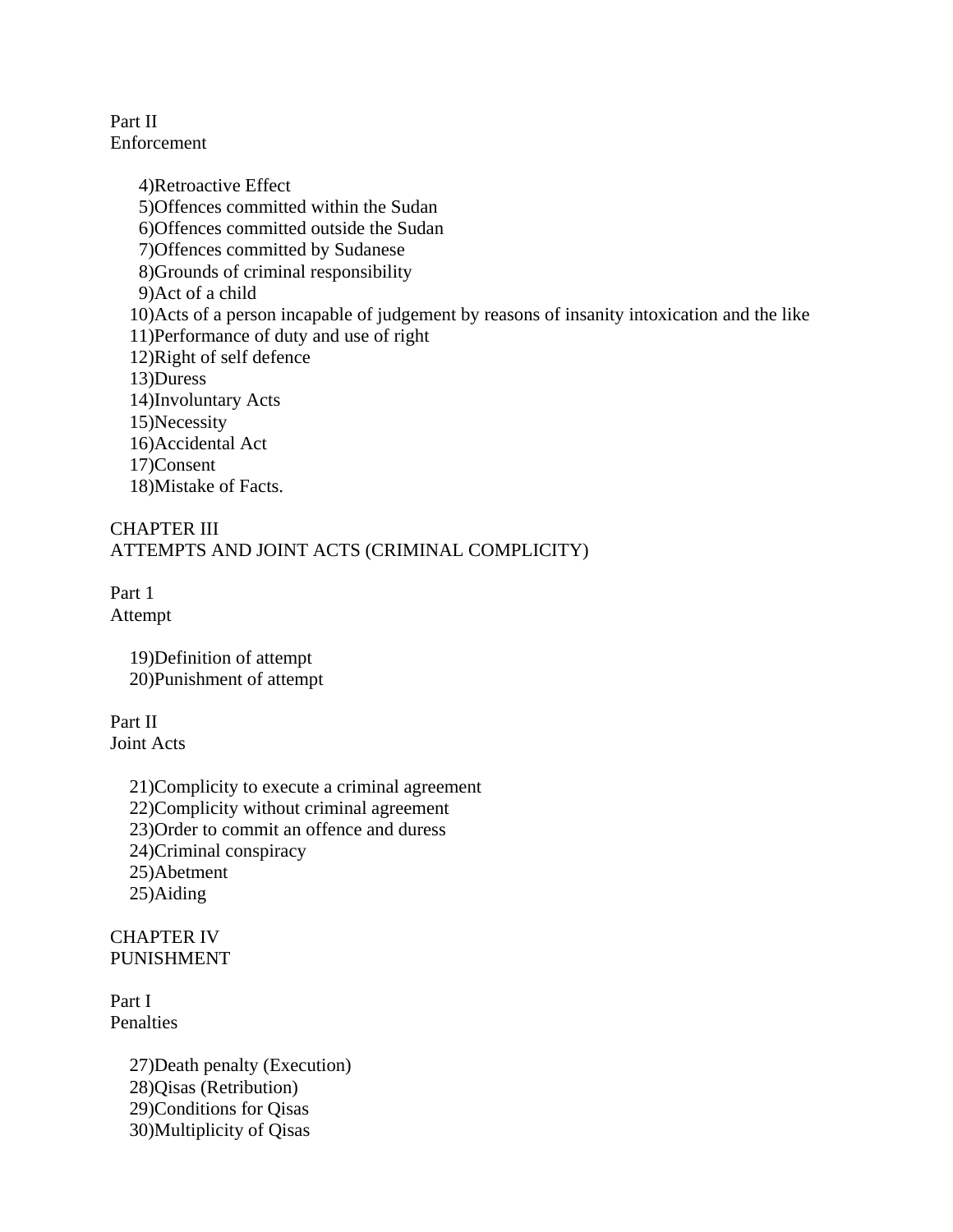Part II
Enforcement

4) Retroactive Effect
5) Offences committed within the Sudan
6) Offences committed outside the Sudan
7) Offences committed by Sudanese
8) Grounds of criminal responsibility
9) Act of a child
10) Acts of a person incapable of judgement by reasons of insanity intoxication and the like
11) Performance of duty and use of right
12) Right of self defence
13) Duress
14) Involuntary Acts
15) Necessity
16) Accidental Act
17) Consent
18) Mistake of Facts.

CHAPTER III
ATTEMPTS AND JOINT ACTS (CRIMINAL COMPLICITY)

Part 1
Attempt

19) Definition of attempt
20) Punishment of attempt

Part II
Joint Acts

21) Complicity to execute a criminal agreement
22) Complicity without criminal agreement
23) Order to commit an offence and duress
24) Criminal conspiracy
25) Abetment
25) Aiding

CHAPTER IV
PUNISHMENT

Part I
Penalties

27) Death penalty (Execution)
28) Qisas (Retribution)
29) Conditions for Qisas
30) Multiplicity of Qisas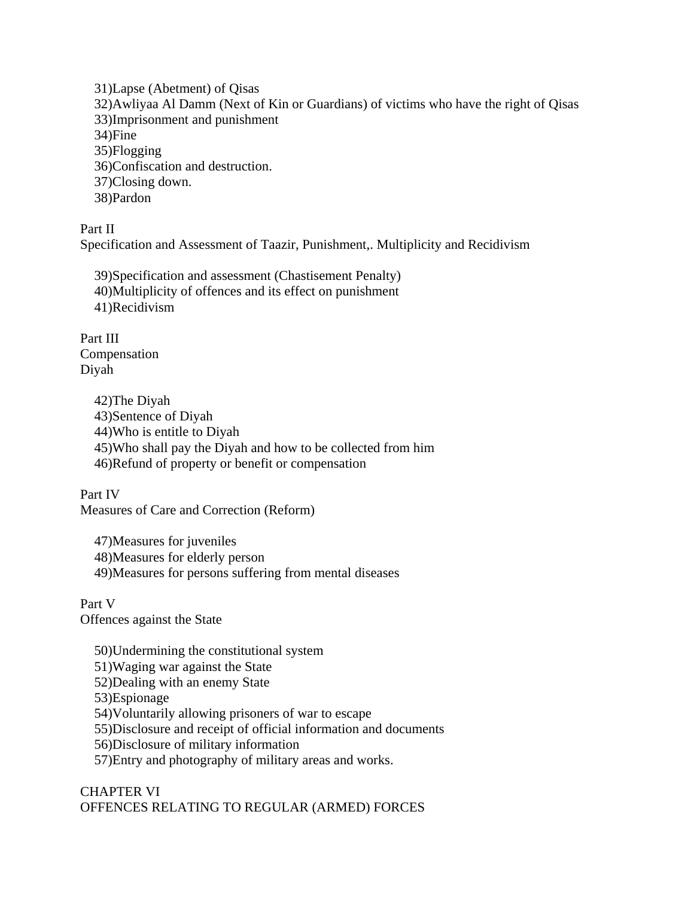31)Lapse (Abetment) of Qisas
32)Awliyaa Al Damm (Next of Kin or Guardians) of victims who have the right of Qisas
33)Imprisonment and punishment
34)Fine
35)Flogging
36)Confiscation and destruction.
37)Closing down.
38)Pardon

Part II
Specification and Assessment of Taazir, Punishment,. Multiplicity and Recidivism

39)Specification and assessment (Chastisement Penalty)
40)Multiplicity of offences and its effect on punishment
41)Recidivism

Part III
Compensation
Diyah

42)The Diyah
43)Sentence of Diyah
44)Who is entitle to Diyah
45)Who shall pay the Diyah and how to be collected from him
46)Refund of property or benefit or compensation

Part IV
Measures of Care and Correction (Reform)

47)Measures for juveniles
48)Measures for elderly person
49)Measures for persons suffering from mental diseases

Part V
Offences against the State

50)Undermining the constitutional system
51)Waging war against the State
52)Dealing with an enemy State
53)Espionage
54)Voluntarily allowing prisoners of war to escape
55)Disclosure and receipt of official information and documents
56)Disclosure of military information
57)Entry and photography of military areas and works.

CHAPTER VI
OFFENCES RELATING TO REGULAR (ARMED) FORCES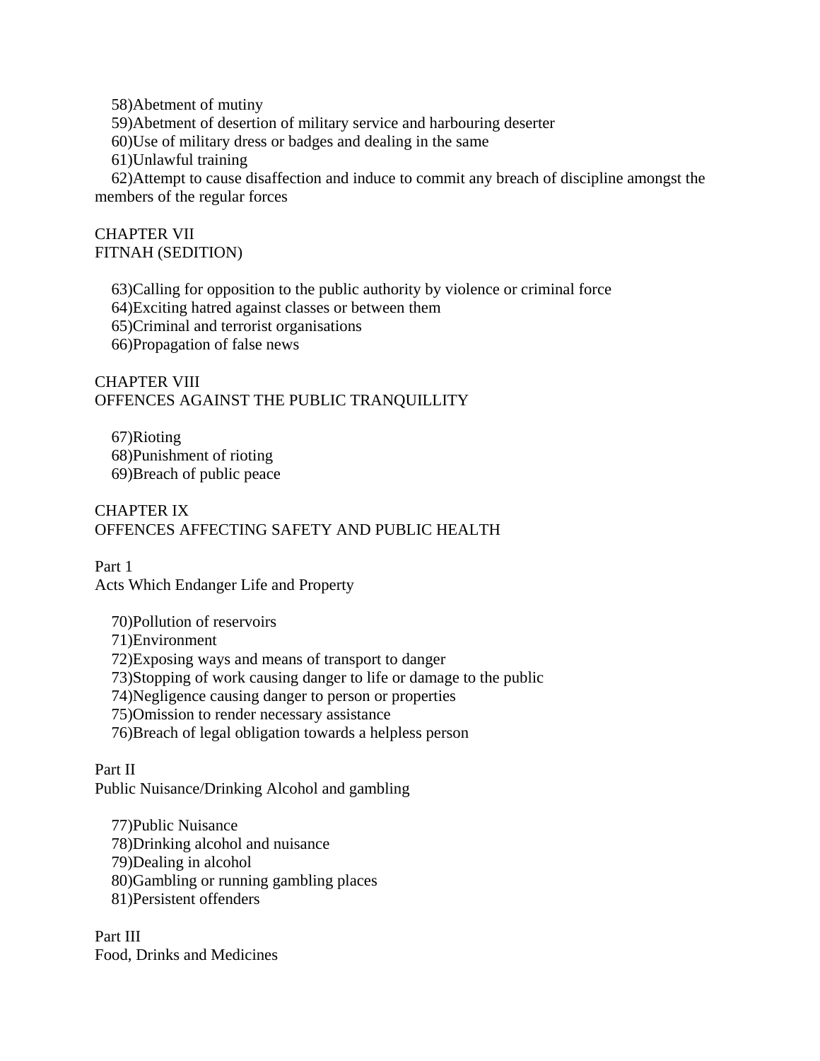58)Abetment of mutiny
59)Abetment of desertion of military service and harbouring deserter
60)Use of military dress or badges and dealing in the same
61)Unlawful training
62)Attempt to cause disaffection and induce to commit any breach of discipline amongst the members of the regular forces

## CHAPTER VII
## FITNAH (SEDITION)

63)Calling for opposition to the public authority by violence or criminal force
64)Exciting hatred against classes or between them
65)Criminal and terrorist organisations
66)Propagation of false news

## CHAPTER VIII
## OFFENCES AGAINST THE PUBLIC TRANQUILLITY

67)Rioting
68)Punishment of rioting
69)Breach of public peace

## CHAPTER IX
## OFFENCES AFFECTING SAFETY AND PUBLIC HEALTH

### Part 1
### Acts Which Endanger Life and Property

70)Pollution of reservoirs
71)Environment
72)Exposing ways and means of transport to danger
73)Stopping of work causing danger to life or damage to the public
74)Negligence causing danger to person or properties
75)Omission to render necessary assistance
76)Breach of legal obligation towards a helpless person

### Part II
### Public Nuisance/Drinking Alcohol and gambling

77)Public Nuisance
78)Drinking alcohol and nuisance
79)Dealing in alcohol
80)Gambling or running gambling places
81)Persistent offenders

### Part III
### Food, Drinks and Medicines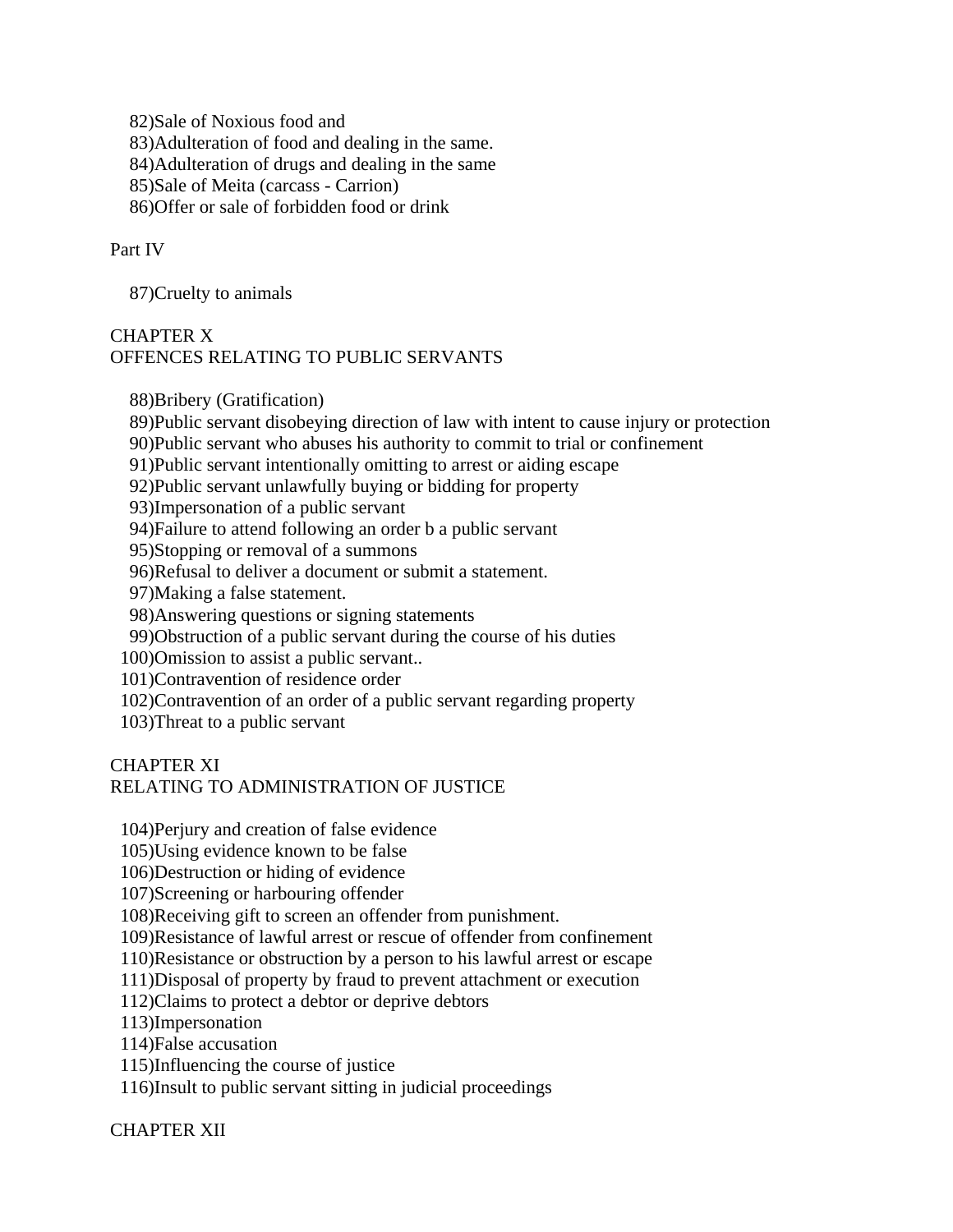82)Sale of Noxious food and
83)Adulteration of food and dealing in the same.
84)Adulteration of drugs and dealing in the same
85)Sale of Meita (carcass - Carrion)
86)Offer or sale of forbidden food or drink

Part IV

87)Cruelty to animals

CHAPTER X
OFFENCES RELATING TO PUBLIC SERVANTS

88)Bribery (Gratification)
89)Public servant disobeying direction of law with intent to cause injury or protection
90)Public servant who abuses his authority to commit to trial or confinement
91)Public servant intentionally omitting to arrest or aiding escape
92)Public servant unlawfully buying or bidding for property
93)Impersonation of a public servant
94)Failure to attend following an order b a public servant
95)Stopping or removal of a summons
96)Refusal to deliver a document or submit a statement.
97)Making a false statement.
98)Answering questions or signing statements
99)Obstruction of a public servant during the course of his duties
100)Omission to assist a public servant..
101)Contravention of residence order
102)Contravention of an order of a public servant regarding property
103)Threat to a public servant

CHAPTER XI
RELATING TO ADMINISTRATION OF JUSTICE

104)Perjury and creation of false evidence
105)Using evidence known to be false
106)Destruction or hiding of evidence
107)Screening or harbouring offender
108)Receiving gift to screen an offender from punishment.
109)Resistance of lawful arrest or rescue of offender from confinement
110)Resistance or obstruction by a person to his lawful arrest or escape
111)Disposal of property by fraud to prevent attachment or execution
112)Claims to protect a debtor or deprive debtors
113)Impersonation
114)False accusation
115)Influencing the course of justice
116)Insult to public servant sitting in judicial proceedings

CHAPTER XII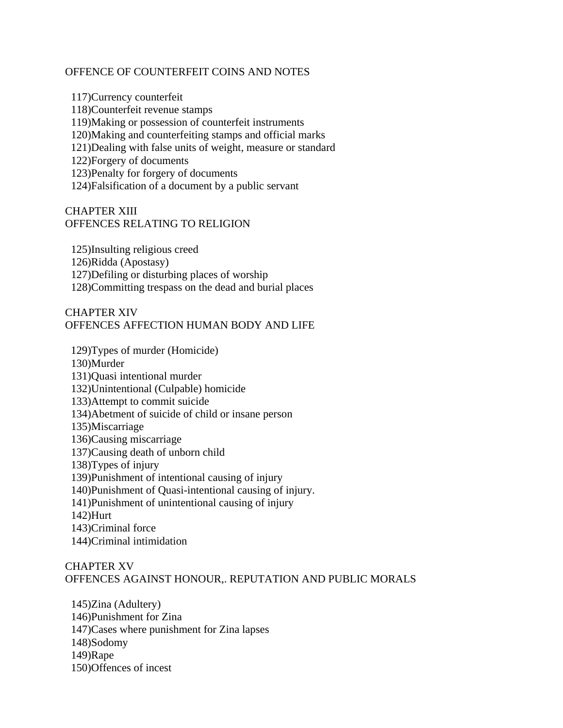OFFENCE OF COUNTERFEIT COINS AND NOTES

117)Currency counterfeit
118)Counterfeit revenue stamps
119)Making or possession of counterfeit instruments
120)Making and counterfeiting stamps and official marks
121)Dealing with false units of weight, measure or standard
122)Forgery of documents
123)Penalty for forgery of documents
124)Falsification of a document by a public servant

CHAPTER XIII
OFFENCES RELATING TO RELIGION

125)Insulting religious creed
126)Ridda (Apostasy)
127)Defiling or disturbing places of worship
128)Committing trespass on the dead and burial places

CHAPTER XIV
OFFENCES AFFECTION HUMAN BODY AND LIFE

129)Types of murder (Homicide)
130)Murder
131)Quasi intentional murder
132)Unintentional (Culpable) homicide
133)Attempt to commit suicide
134)Abetment of suicide of child or insane person
135)Miscarriage
136)Causing miscarriage
137)Causing death of unborn child
138)Types of injury
139)Punishment of intentional causing of injury
140)Punishment of Quasi-intentional causing of injury.
141)Punishment of unintentional causing of injury
142)Hurt
143)Criminal force
144)Criminal intimidation

CHAPTER XV
OFFENCES AGAINST HONOUR,. REPUTATION AND PUBLIC MORALS

145)Zina (Adultery)
146)Punishment for Zina
147)Cases where punishment for Zina lapses
148)Sodomy
149)Rape
150)Offences of incest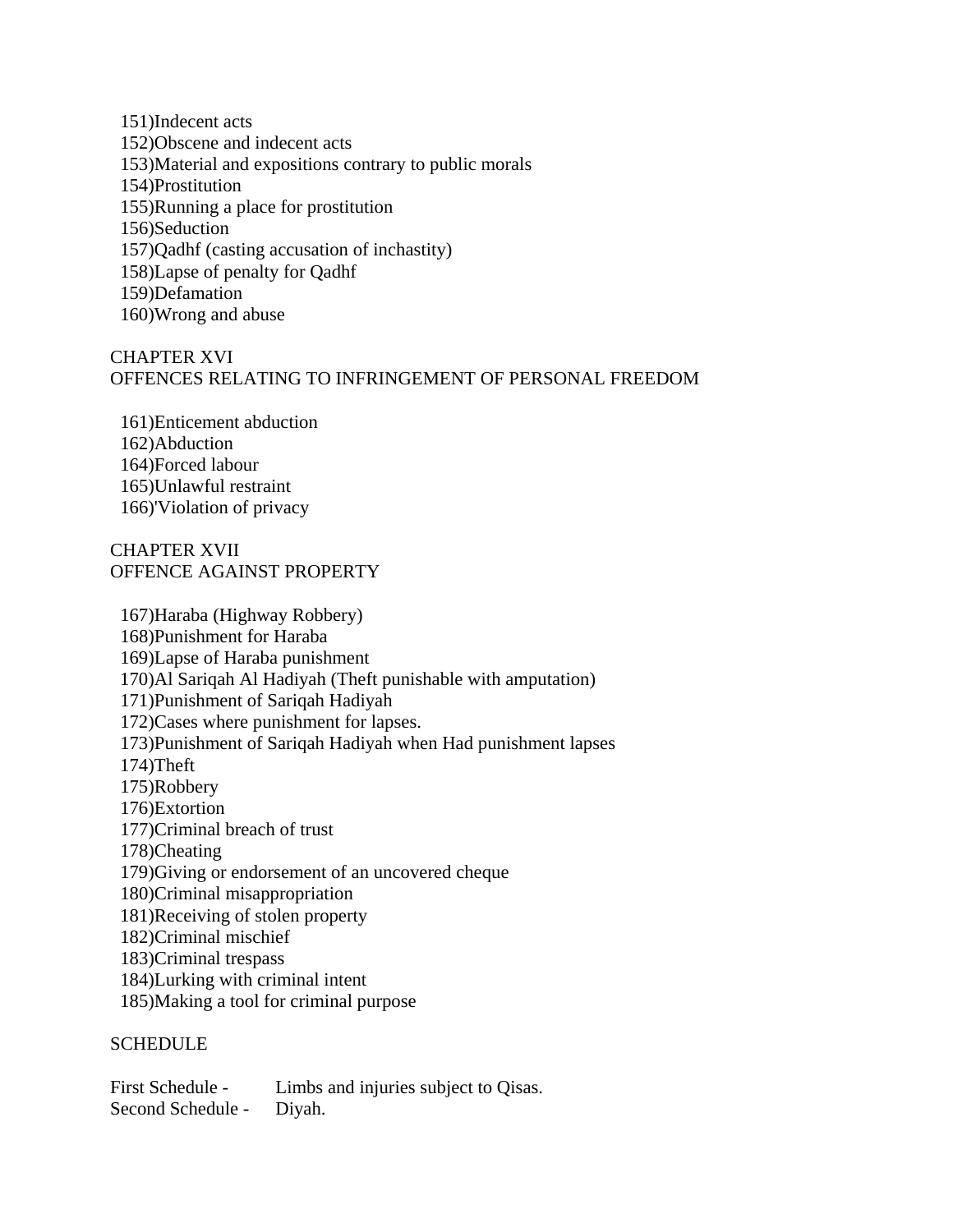151)Indecent acts
152)Obscene and indecent acts
153)Material and expositions contrary to public morals
154)Prostitution
155)Running a place for prostitution
156)Seduction
157)Qadhf (casting accusation of inchastity)
158)Lapse of penalty for Qadhf
159)Defamation
160)Wrong and abuse

CHAPTER XVI
OFFENCES RELATING TO INFRINGEMENT OF PERSONAL FREEDOM

161)Enticement abduction
162)Abduction
164)Forced labour
165)Unlawful restraint
166)'Violation of privacy

CHAPTER XVII
OFFENCE AGAINST PROPERTY

167)Haraba (Highway Robbery)
168)Punishment for Haraba
169)Lapse of Haraba punishment
170)Al Sariqah Al Hadiyah (Theft punishable with amputation)
171)Punishment of Sariqah Hadiyah
172)Cases where punishment for lapses.
173)Punishment of Sariqah Hadiyah when Had punishment lapses
174)Theft
175)Robbery
176)Extortion
177)Criminal breach of trust
178)Cheating
179)Giving or endorsement of an uncovered cheque
180)Criminal misappropriation
181)Receiving of stolen property
182)Criminal mischief
183)Criminal trespass
184)Lurking with criminal intent
185)Making a tool for criminal purpose

SCHEDULE

First Schedule - Limbs and injuries subject to Qisas.
Second Schedule - Diyah.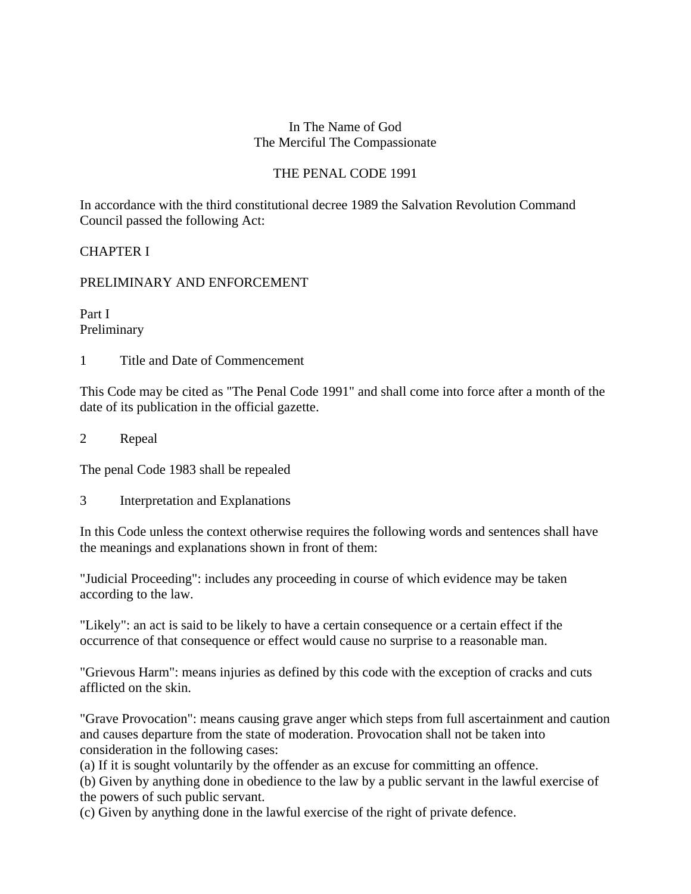In The Name of God
The Merciful The Compassionate

# THE PENAL CODE 1991

In accordance with the third constitutional decree 1989 the Salvation Revolution Command Council passed the following Act:

## CHAPTER I

## PRELIMINARY AND ENFORCEMENT

### Part I
### Preliminary

**1 Title and Date of Commencement**

This Code may be cited as "The Penal Code 1991" and shall come into force after a month of the date of its publication in the official gazette.

**2 Repeal**

The penal Code 1983 shall be repealed

**3 Interpretation and Explanations**

In this Code unless the context otherwise requires the following words and sentences shall have the meanings and explanations shown in front of them:

"Judicial Proceeding": includes any proceeding in course of which evidence may be taken according to the law.

"Likely": an act is said to be likely to have a certain consequence or a certain effect if the occurrence of that consequence or effect would cause no surprise to a reasonable man.

"Grievous Harm": means injuries as defined by this code with the exception of cracks and cuts afflicted on the skin.

"Grave Provocation": means causing grave anger which steps from full ascertainment and caution and causes departure from the state of moderation. Provocation shall not be taken into consideration in the following cases:
(a) If it is sought voluntarily by the offender as an excuse for committing an offence.
(b) Given by anything done in obedience to the law by a public servant in the lawful exercise of the powers of such public servant.
(c) Given by anything done in the lawful exercise of the right of private defence.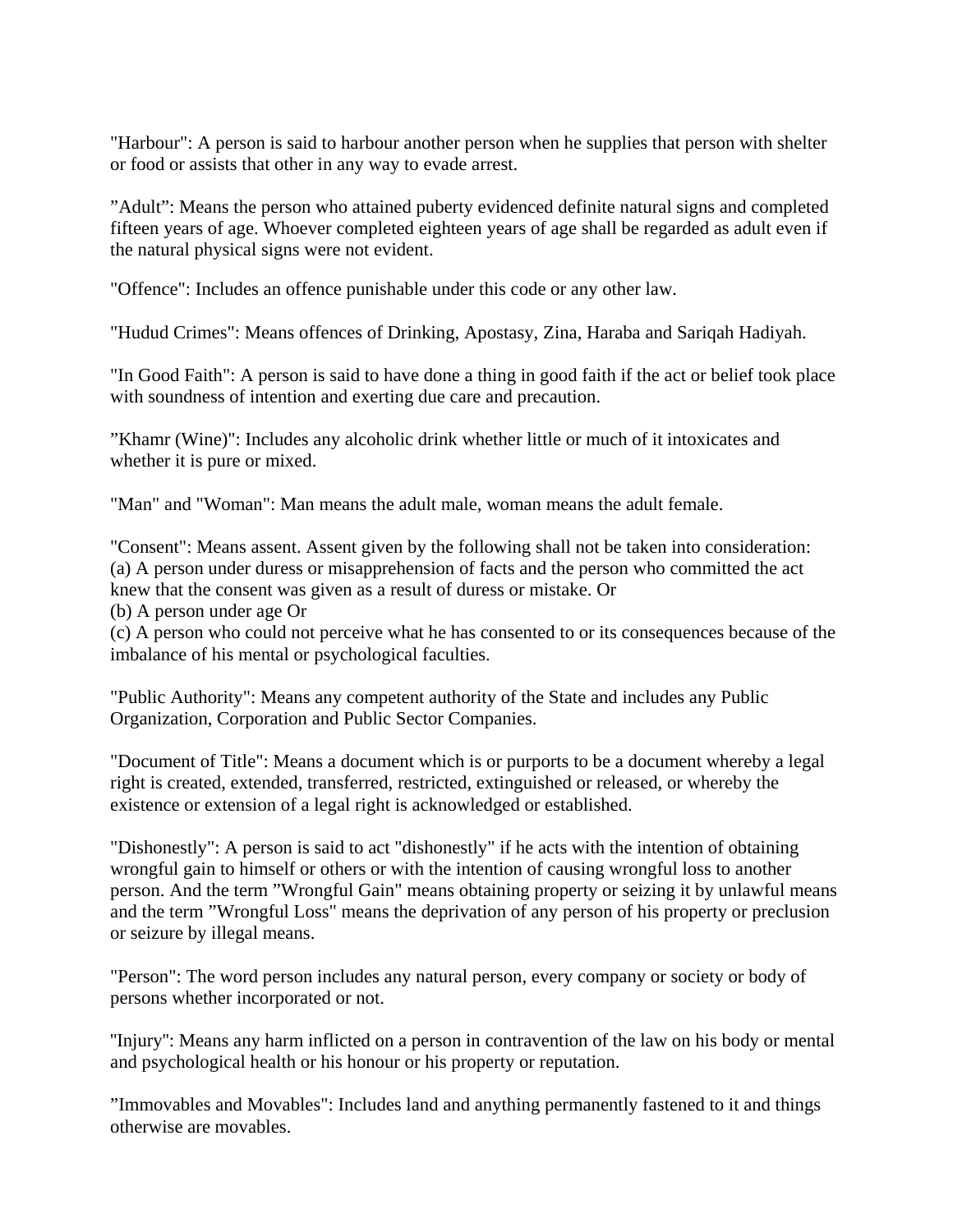"Harbour": A person is said to harbour another person when he supplies that person with shelter or food or assists that other in any way to evade arrest.

”Adult”: Means the person who attained puberty evidenced definite natural signs and completed fifteen years of age. Whoever completed eighteen years of age shall be regarded as adult even if the natural physical signs were not evident.

"Offence": Includes an offence punishable under this code or any other law.

"Hudud Crimes": Means offences of Drinking, Apostasy, Zina, Haraba and Sariqah Hadiyah.

"In Good Faith": A person is said to have done a thing in good faith if the act or belief took place with soundness of intention and exerting due care and precaution.

”Khamr (Wine)": Includes any alcoholic drink whether little or much of it intoxicates and whether it is pure or mixed.

"Man" and "Woman": Man means the adult male, woman means the adult female.

"Consent": Means assent. Assent given by the following shall not be taken into consideration:
(a) A person under duress or misapprehension of facts and the person who committed the act knew that the consent was given as a result of duress or mistake. Or
(b) A person under age Or
(c) A person who could not perceive what he has consented to or its consequences because of the imbalance of his mental or psychological faculties.

"Public Authority": Means any competent authority of the State and includes any Public Organization, Corporation and Public Sector Companies.

"Document of Title": Means a document which is or purports to be a document whereby a legal right is created, extended, transferred, restricted, extinguished or released, or whereby the existence or extension of a legal right is acknowledged or established.

"Dishonestly": A person is said to act "dishonestly" if he acts with the intention of obtaining wrongful gain to himself or others or with the intention of causing wrongful loss to another person. And the term ”Wrongful Gain" means obtaining property or seizing it by unlawful means and the term ”Wrongful Loss" means the deprivation of any person of his property or preclusion or seizure by illegal means.

"Person": The word person includes any natural person, every company or society or body of persons whether incorporated or not.

"Injury": Means any harm inflicted on a person in contravention of the law on his body or mental and psychological health or his honour or his property or reputation.

”Immovables and Movables": Includes land and anything permanently fastened to it and things otherwise are movables.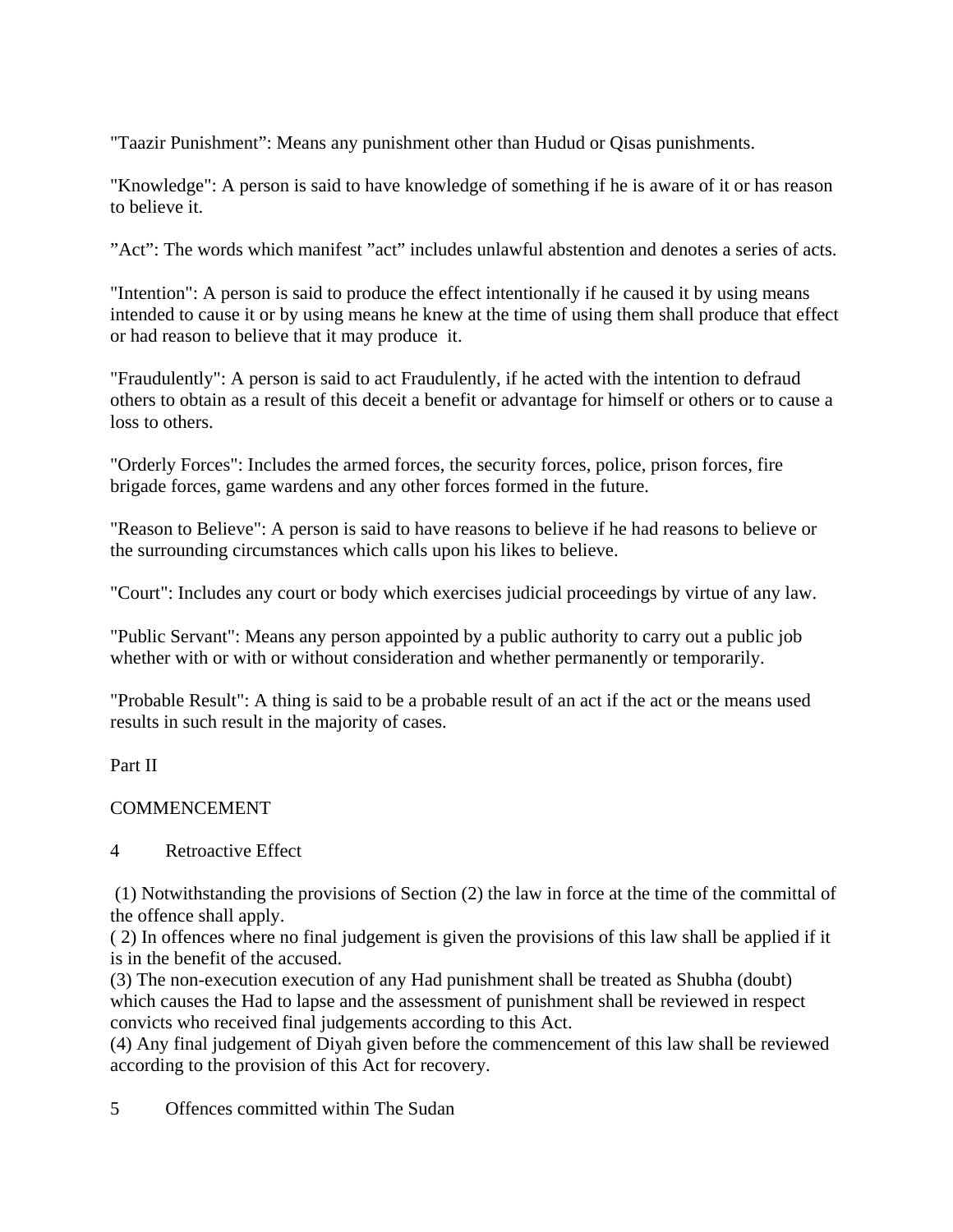"Taazir Punishment": Means any punishment other than Hudud or Qisas punishments.

"Knowledge": A person is said to have knowledge of something if he is aware of it or has reason to believe it.

"Act": The words which manifest "act" includes unlawful abstention and denotes a series of acts.

"Intention": A person is said to produce the effect intentionally if he caused it by using means intended to cause it or by using means he knew at the time of using them shall produce that effect or had reason to believe that it may produce it.

"Fraudulently": A person is said to act Fraudulently, if he acted with the intention to defraud others to obtain as a result of this deceit a benefit or advantage for himself or others or to cause a loss to others.

"Orderly Forces": Includes the armed forces, the security forces, police, prison forces, fire brigade forces, game wardens and any other forces formed in the future.

"Reason to Believe": A person is said to have reasons to believe if he had reasons to believe or the surrounding circumstances which calls upon his likes to believe.

"Court": Includes any court or body which exercises judicial proceedings by virtue of any law.

"Public Servant": Means any person appointed by a public authority to carry out a public job whether with or with or without consideration and whether permanently or temporarily.

"Probable Result": A thing is said to be a probable result of an act if the act or the means used results in such result in the majority of cases.

## Part II

## COMMENCEMENT

### 4 Retroactive Effect

(1) Notwithstanding the provisions of Section (2) the law in force at the time of the committal of the offence shall apply.
(2) In offences where no final judgement is given the provisions of this law shall be applied if it is in the benefit of the accused.
(3) The non-execution execution of any Had punishment shall be treated as Shubha (doubt) which causes the Had to lapse and the assessment of punishment shall be reviewed in respect convicts who received final judgements according to this Act.
(4) Any final judgement of Diyah given before the commencement of this law shall be reviewed according to the provision of this Act for recovery.

### 5 Offences committed within The Sudan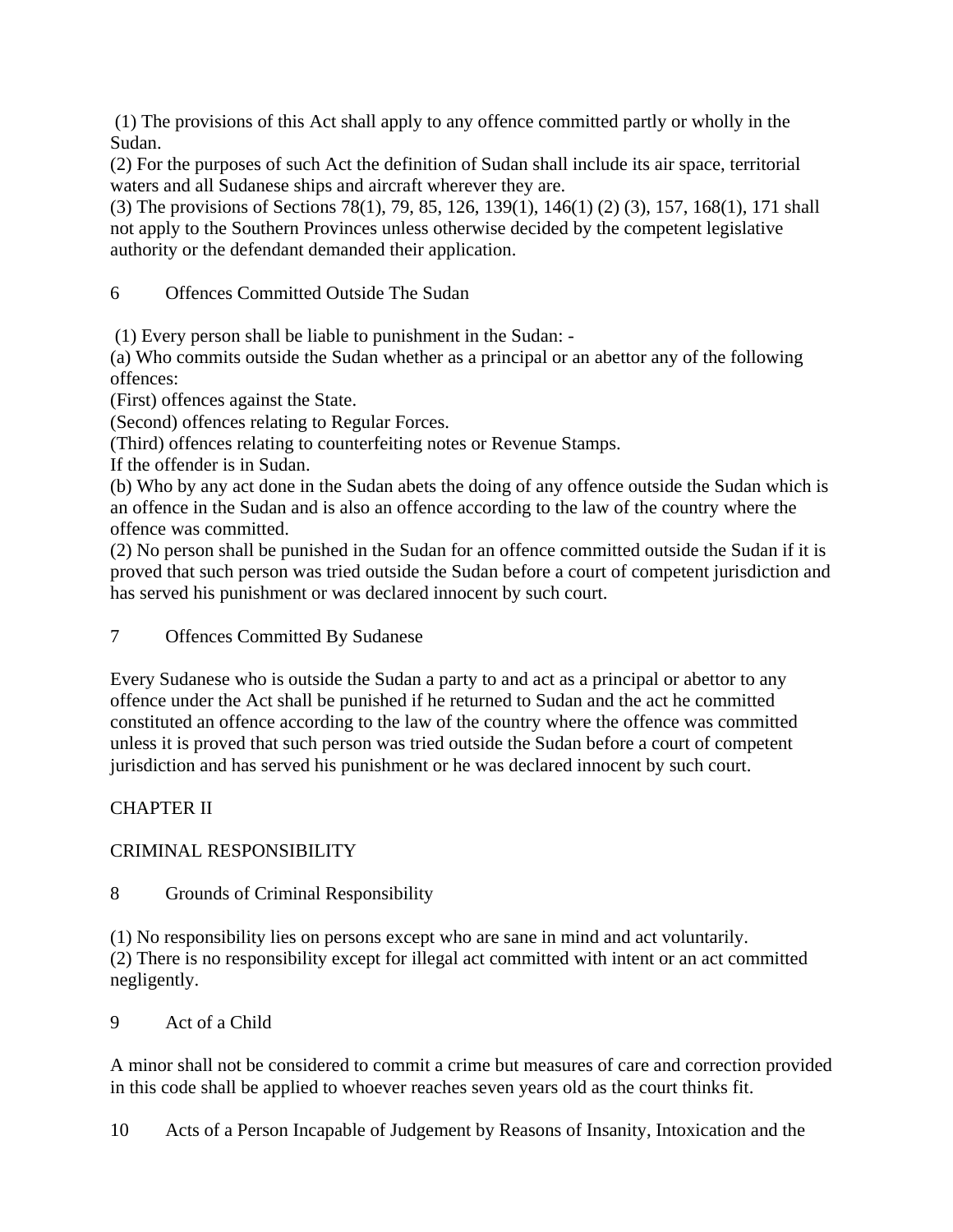(1) The provisions of this Act shall apply to any offence committed partly or wholly in the Sudan.
(2) For the purposes of such Act the definition of Sudan shall include its air space, territorial waters and all Sudanese ships and aircraft wherever they are.
(3) The provisions of Sections 78(1), 79, 85, 126, 139(1), 146(1) (2) (3), 157, 168(1), 171 shall not apply to the Southern Provinces unless otherwise decided by the competent legislative authority or the defendant demanded their application.

### 6 Offences Committed Outside The Sudan

(1) Every person shall be liable to punishment in the Sudan: -
(a) Who commits outside the Sudan whether as a principal or an abettor any of the following offences:
(First) offences against the State.
(Second) offences relating to Regular Forces.
(Third) offences relating to counterfeiting notes or Revenue Stamps.
If the offender is in Sudan.
(b) Who by any act done in the Sudan abets the doing of any offence outside the Sudan which is an offence in the Sudan and is also an offence according to the law of the country where the offence was committed.
(2) No person shall be punished in the Sudan for an offence committed outside the Sudan if it is proved that such person was tried outside the Sudan before a court of competent jurisdiction and has served his punishment or was declared innocent by such court.

### 7 Offences Committed By Sudanese

Every Sudanese who is outside the Sudan a party to and act as a principal or abettor to any offence under the Act shall be punished if he returned to Sudan and the act he committed constituted an offence according to the law of the country where the offence was committed unless it is proved that such person was tried outside the Sudan before a court of competent jurisdiction and has served his punishment or he was declared innocent by such court.

## CHAPTER II

## CRIMINAL RESPONSIBILITY

### 8 Grounds of Criminal Responsibility

(1) No responsibility lies on persons except who are sane in mind and act voluntarily.
(2) There is no responsibility except for illegal act committed with intent or an act committed negligently.

### 9 Act of a Child

A minor shall not be considered to commit a crime but measures of care and correction provided in this code shall be applied to whoever reaches seven years old as the court thinks fit.

### 10 Acts of a Person Incapable of Judgement by Reasons of Insanity, Intoxication and the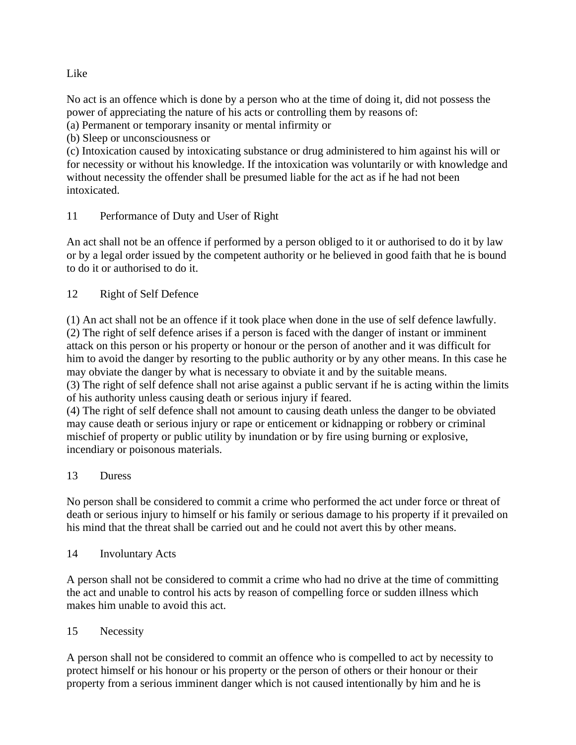Like

No act is an offence which is done by a person who at the time of doing it, did not possess the power of appreciating the nature of his acts or controlling them by reasons of:
(a) Permanent or temporary insanity or mental infirmity or
(b) Sleep or unconsciousness or
(c) Intoxication caused by intoxicating substance or drug administered to him against his will or for necessity or without his knowledge. If the intoxication was voluntarily or with knowledge and without necessity the offender shall be presumed liable for the act as if he had not been intoxicated.

## 11 Performance of Duty and User of Right

An act shall not be an offence if performed by a person obliged to it or authorised to do it by law or by a legal order issued by the competent authority or he believed in good faith that he is bound to do it or authorised to do it.

## 12 Right of Self Defence

(1) An act shall not be an offence if it took place when done in the use of self defence lawfully.
(2) The right of self defence arises if a person is faced with the danger of instant or imminent attack on this person or his property or honour or the person of another and it was difficult for him to avoid the danger by resorting to the public authority or by any other means. In this case he may obviate the danger by what is necessary to obviate it and by the suitable means.
(3) The right of self defence shall not arise against a public servant if he is acting within the limits of his authority unless causing death or serious injury if feared.
(4) The right of self defence shall not amount to causing death unless the danger to be obviated may cause death or serious injury or rape or enticement or kidnapping or robbery or criminal mischief of property or public utility by inundation or by fire using burning or explosive, incendiary or poisonous materials.

## 13 Duress

No person shall be considered to commit a crime who performed the act under force or threat of death or serious injury to himself or his family or serious damage to his property if it prevailed on his mind that the threat shall be carried out and he could not avert this by other means.

## 14 Involuntary Acts

A person shall not be considered to commit a crime who had no drive at the time of committing the act and unable to control his acts by reason of compelling force or sudden illness which makes him unable to avoid this act.

## 15 Necessity

A person shall not be considered to commit an offence who is compelled to act by necessity to protect himself or his honour or his property or the person of others or their honour or their property from a serious imminent danger which is not caused intentionally by him and he is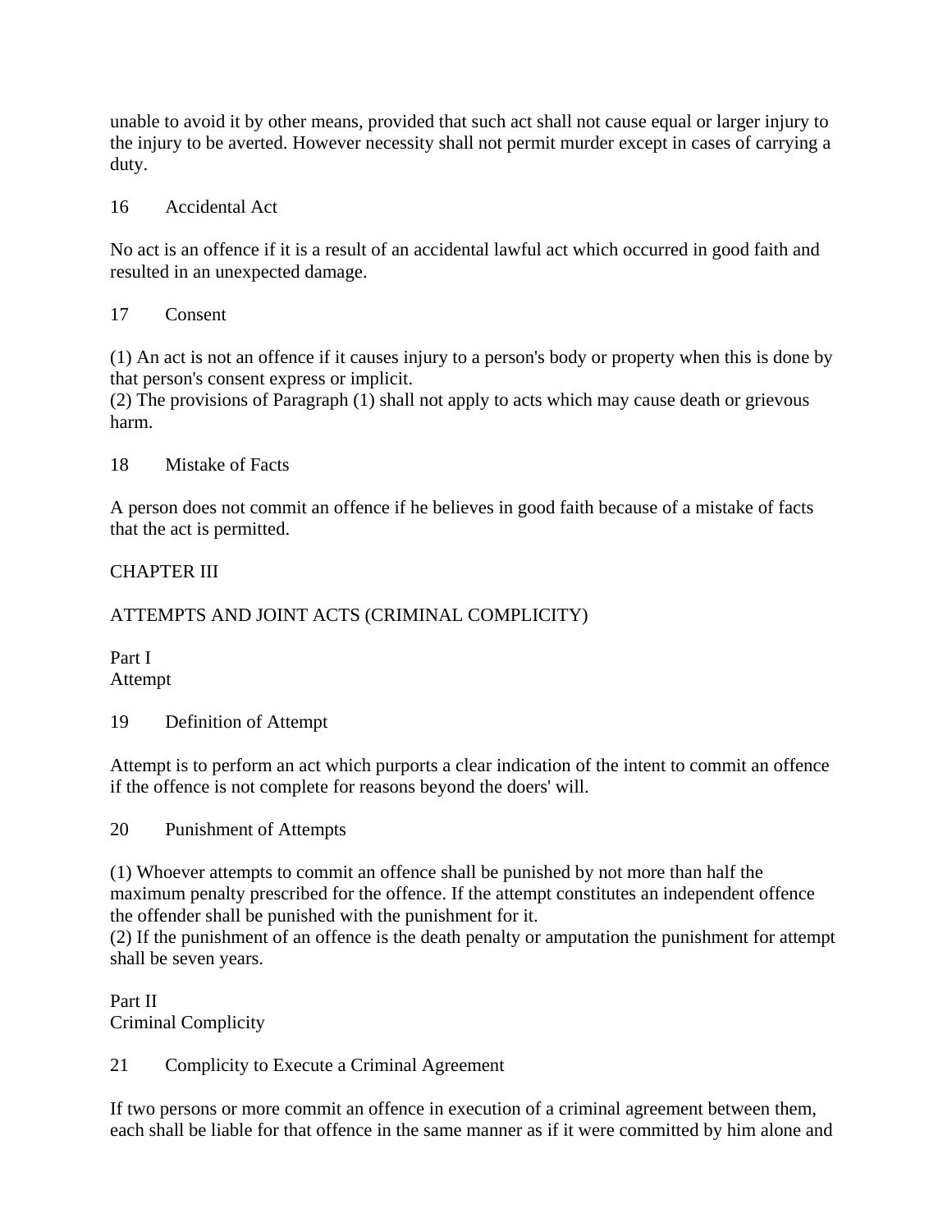unable to avoid it by other means, provided that such act shall not cause equal or larger injury to the injury to be averted. However necessity shall not permit murder except in cases of carrying a duty.

### 16 Accidental Act

No act is an offence if it is a result of an accidental lawful act which occurred in good faith and resulted in an unexpected damage.

### 17 Consent

(1) An act is not an offence if it causes injury to a person's body or property when this is done by that person's consent express or implicit.
(2) The provisions of Paragraph (1) shall not apply to acts which may cause death or grievous harm.

### 18 Mistake of Facts

A person does not commit an offence if he believes in good faith because of a mistake of facts that the act is permitted.

## CHAPTER III

## ATTEMPTS AND JOINT ACTS (CRIMINAL COMPLICITY)

### Part I
### Attempt

### 19 Definition of Attempt

Attempt is to perform an act which purports a clear indication of the intent to commit an offence if the offence is not complete for reasons beyond the doers' will.

### 20 Punishment of Attempts

(1) Whoever attempts to commit an offence shall be punished by not more than half the maximum penalty prescribed for the offence. If the attempt constitutes an independent offence the offender shall be punished with the punishment for it.
(2) If the punishment of an offence is the death penalty or amputation the punishment for attempt shall be seven years.

### Part II
### Criminal Complicity

### 21 Complicity to Execute a Criminal Agreement

If two persons or more commit an offence in execution of a criminal agreement between them, each shall be liable for that offence in the same manner as if it were committed by him alone and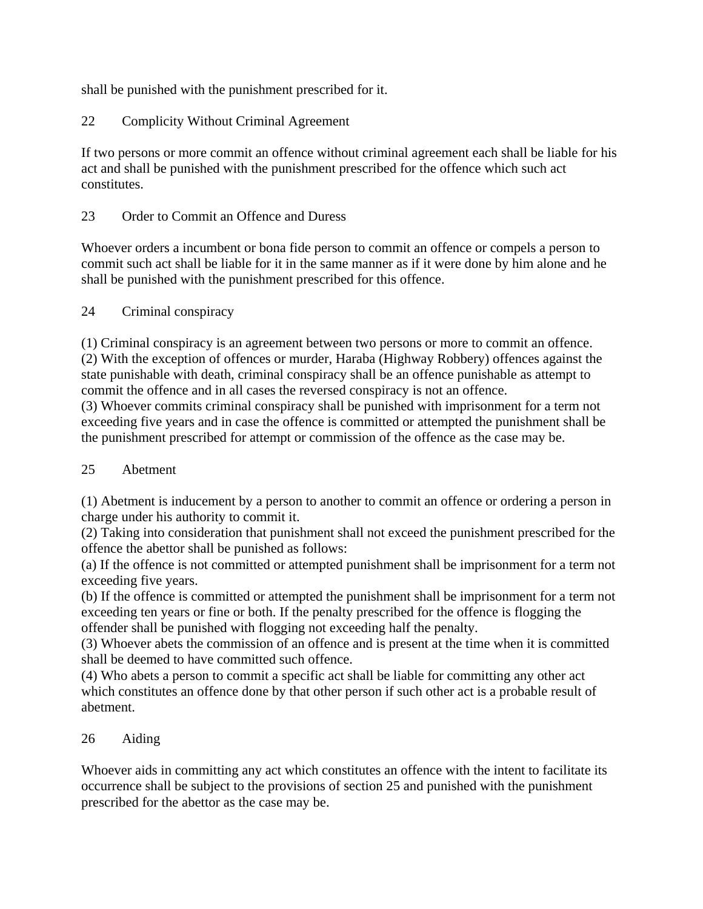shall be punished with the punishment prescribed for it.

## 22 Complicity Without Criminal Agreement

If two persons or more commit an offence without criminal agreement each shall be liable for his act and shall be punished with the punishment prescribed for the offence which such act constitutes.

## 23 Order to Commit an Offence and Duress

Whoever orders a incumbent or bona fide person to commit an offence or compels a person to commit such act shall be liable for it in the same manner as if it were done by him alone and he shall be punished with the punishment prescribed for this offence.

## 24 Criminal conspiracy

(1) Criminal conspiracy is an agreement between two persons or more to commit an offence.
(2) With the exception of offences or murder, Haraba (Highway Robbery) offences against the state punishable with death, criminal conspiracy shall be an offence punishable as attempt to commit the offence and in all cases the reversed conspiracy is not an offence.
(3) Whoever commits criminal conspiracy shall be punished with imprisonment for a term not exceeding five years and in case the offence is committed or attempted the punishment shall be the punishment prescribed for attempt or commission of the offence as the case may be.

## 25 Abetment

(1) Abetment is inducement by a person to another to commit an offence or ordering a person in charge under his authority to commit it.
(2) Taking into consideration that punishment shall not exceed the punishment prescribed for the offence the abettor shall be punished as follows:
(a) If the offence is not committed or attempted punishment shall be imprisonment for a term not exceeding five years.
(b) If the offence is committed or attempted the punishment shall be imprisonment for a term not exceeding ten years or fine or both. If the penalty prescribed for the offence is flogging the offender shall be punished with flogging not exceeding half the penalty.
(3) Whoever abets the commission of an offence and is present at the time when it is committed shall be deemed to have committed such offence.
(4) Who abets a person to commit a specific act shall be liable for committing any other act which constitutes an offence done by that other person if such other act is a probable result of abetment.

## 26 Aiding

Whoever aids in committing any act which constitutes an offence with the intent to facilitate its occurrence shall be subject to the provisions of section 25 and punished with the punishment prescribed for the abettor as the case may be.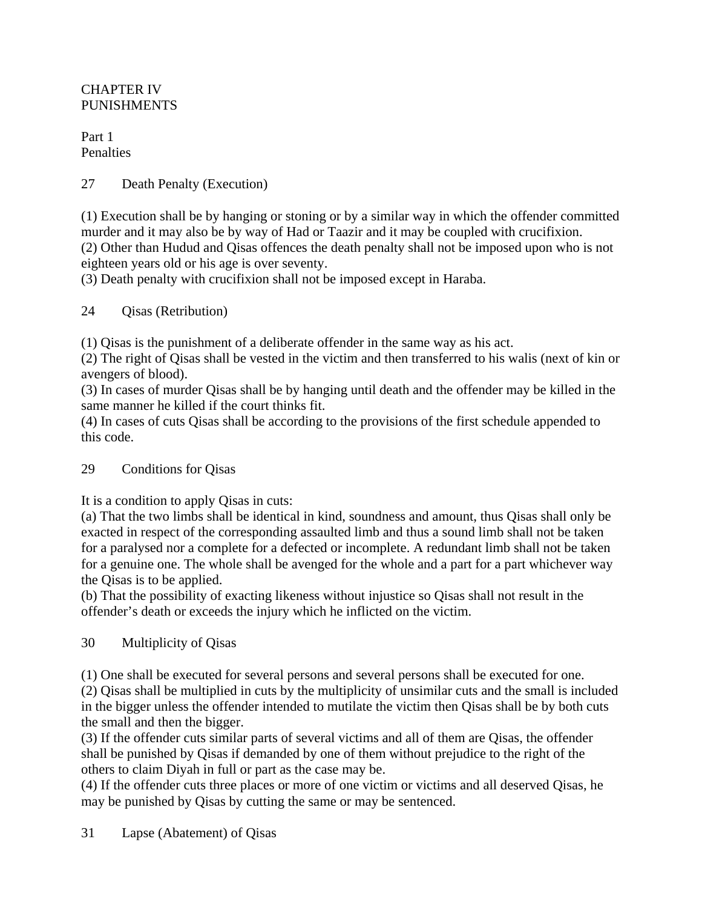CHAPTER IV
PUNISHMENTS

Part 1
Penalties

27 Death Penalty (Execution)

(1) Execution shall be by hanging or stoning or by a similar way in which the offender committed murder and it may also be by way of Had or Taazir and it may be coupled with crucifixion.
(2) Other than Hudud and Qisas offences the death penalty shall not be imposed upon who is not eighteen years old or his age is over seventy.
(3) Death penalty with crucifixion shall not be imposed except in Haraba.

24 Qisas (Retribution)

(1) Qisas is the punishment of a deliberate offender in the same way as his act.
(2) The right of Qisas shall be vested in the victim and then transferred to his walis (next of kin or avengers of blood).
(3) In cases of murder Qisas shall be by hanging until death and the offender may be killed in the same manner he killed if the court thinks fit.
(4) In cases of cuts Qisas shall be according to the provisions of the first schedule appended to this code.

29 Conditions for Qisas

It is a condition to apply Qisas in cuts:
(a) That the two limbs shall be identical in kind, soundness and amount, thus Qisas shall only be exacted in respect of the corresponding assaulted limb and thus a sound limb shall not be taken for a paralysed nor a complete for a defected or incomplete. A redundant limb shall not be taken for a genuine one. The whole shall be avenged for the whole and a part for a part whichever way the Qisas is to be applied.
(b) That the possibility of exacting likeness without injustice so Qisas shall not result in the offender's death or exceeds the injury which he inflicted on the victim.

30 Multiplicity of Qisas

(1) One shall be executed for several persons and several persons shall be executed for one.
(2) Qisas shall be multiplied in cuts by the multiplicity of unsimilar cuts and the small is included in the bigger unless the offender intended to mutilate the victim then Qisas shall be by both cuts the small and then the bigger.
(3) If the offender cuts similar parts of several victims and all of them are Qisas, the offender shall be punished by Qisas if demanded by one of them without prejudice to the right of the others to claim Diyah in full or part as the case may be.
(4) If the offender cuts three places or more of one victim or victims and all deserved Qisas, he may be punished by Qisas by cutting the same or may be sentenced.

31 Lapse (Abatement) of Qisas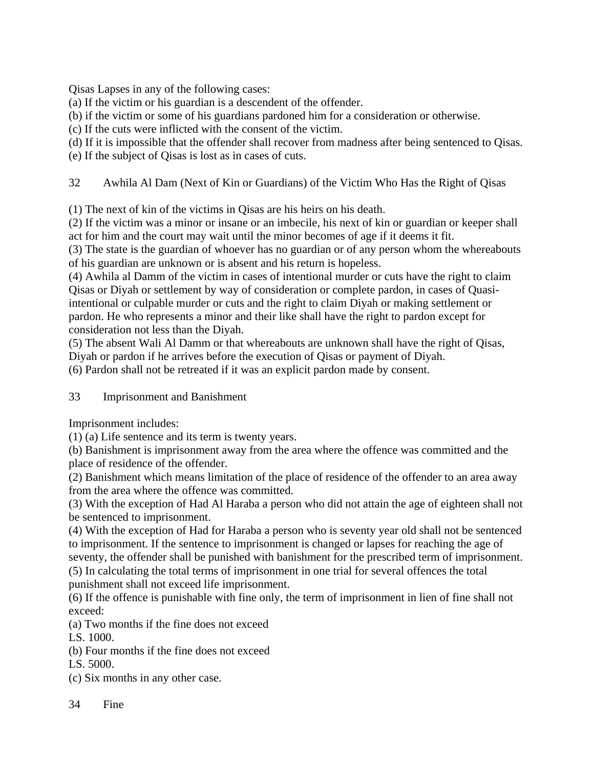Qisas Lapses in any of the following cases:

(a) If the victim or his guardian is a descendent of the offender.

(b) if the victim or some of his guardians pardoned him for a consideration or otherwise.

(c) If the cuts were inflicted with the consent of the victim.

(d) If it is impossible that the offender shall recover from madness after being sentenced to Qisas.

(e) If the subject of Qisas is lost as in cases of cuts.

## 32 Awhila Al Dam (Next of Kin or Guardians) of the Victim Who Has the Right of Qisas

(1) The next of kin of the victims in Qisas are his heirs on his death.

(2) If the victim was a minor or insane or an imbecile, his next of kin or guardian or keeper shall act for him and the court may wait until the minor becomes of age if it deems it fit.

(3) The state is the guardian of whoever has no guardian or of any person whom the whereabouts of his guardian are unknown or is absent and his return is hopeless.

(4) Awhila al Damm of the victim in cases of intentional murder or cuts have the right to claim Qisas or Diyah or settlement by way of consideration or complete pardon, in cases of Quasi-intentional or culpable murder or cuts and the right to claim Diyah or making settlement or pardon. He who represents a minor and their like shall have the right to pardon except for consideration not less than the Diyah.

(5) The absent Wali Al Damm or that whereabouts are unknown shall have the right of Qisas, Diyah or pardon if he arrives before the execution of Qisas or payment of Diyah.

(6) Pardon shall not be retreated if it was an explicit pardon made by consent.

## 33 Imprisonment and Banishment

Imprisonment includes:

(1) (a) Life sentence and its term is twenty years.

(b) Banishment is imprisonment away from the area where the offence was committed and the place of residence of the offender.

(2) Banishment which means limitation of the place of residence of the offender to an area away from the area where the offence was committed.

(3) With the exception of Had Al Haraba a person who did not attain the age of eighteen shall not be sentenced to imprisonment.

(4) With the exception of Had for Haraba a person who is seventy year old shall not be sentenced to imprisonment. If the sentence to imprisonment is changed or lapses for reaching the age of seventy, the offender shall be punished with banishment for the prescribed term of imprisonment.

(5) In calculating the total terms of imprisonment in one trial for several offences the total punishment shall not exceed life imprisonment.

(6) If the offence is punishable with fine only, the term of imprisonment in lien of fine shall not exceed:

(a) Two months if the fine does not exceed LS. 1000.

(b) Four months if the fine does not exceed LS. 5000.

(c) Six months in any other case.

## 34 Fine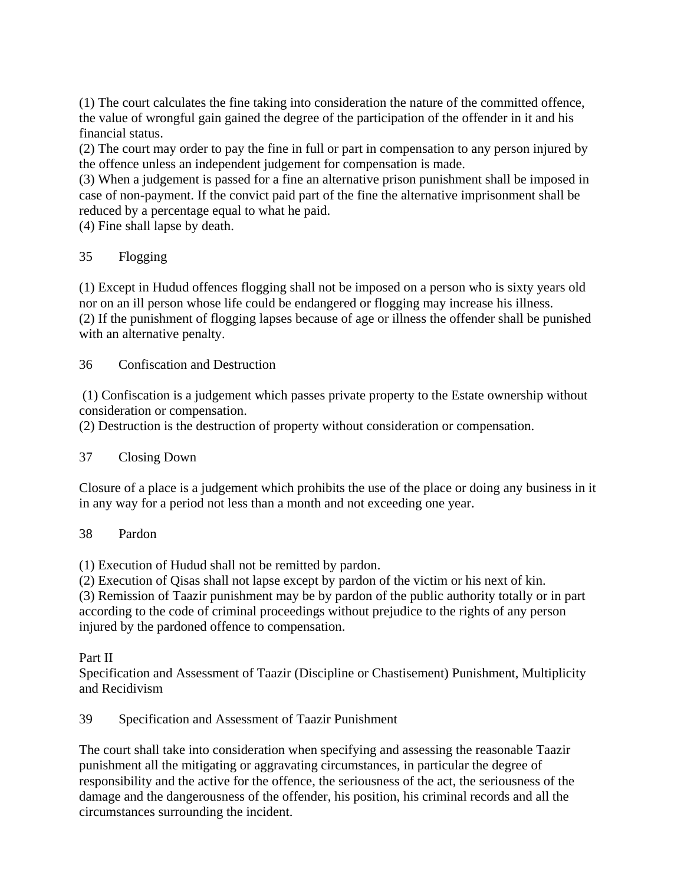(1) The court calculates the fine taking into consideration the nature of the committed offence, the value of wrongful gain gained the degree of the participation of the offender in it and his financial status.
(2) The court may order to pay the fine in full or part in compensation to any person injured by the offence unless an independent judgement for compensation is made.
(3) When a judgement is passed for a fine an alternative prison punishment shall be imposed in case of non-payment. If the convict paid part of the fine the alternative imprisonment shall be reduced by a percentage equal to what he paid.
(4) Fine shall lapse by death.

### 35 Flogging

(1) Except in Hudud offences flogging shall not be imposed on a person who is sixty years old nor on an ill person whose life could be endangered or flogging may increase his illness.
(2) If the punishment of flogging lapses because of age or illness the offender shall be punished with an alternative penalty.

### 36 Confiscation and Destruction

(1) Confiscation is a judgement which passes private property to the Estate ownership without consideration or compensation.
(2) Destruction is the destruction of property without consideration or compensation.

### 37 Closing Down

Closure of a place is a judgement which prohibits the use of the place or doing any business in it in any way for a period not less than a month and not exceeding one year.

### 38 Pardon

(1) Execution of Hudud shall not be remitted by pardon.
(2) Execution of Qisas shall not lapse except by pardon of the victim or his next of kin.
(3) Remission of Taazir punishment may be by pardon of the public authority totally or in part according to the code of criminal proceedings without prejudice to the rights of any person injured by the pardoned offence to compensation.

## Part II
## Specification and Assessment of Taazir (Discipline or Chastisement) Punishment, Multiplicity and Recidivism

### 39 Specification and Assessment of Taazir Punishment

The court shall take into consideration when specifying and assessing the reasonable Taazir punishment all the mitigating or aggravating circumstances, in particular the degree of responsibility and the active for the offence, the seriousness of the act, the seriousness of the damage and the dangerousness of the offender, his position, his criminal records and all the circumstances surrounding the incident.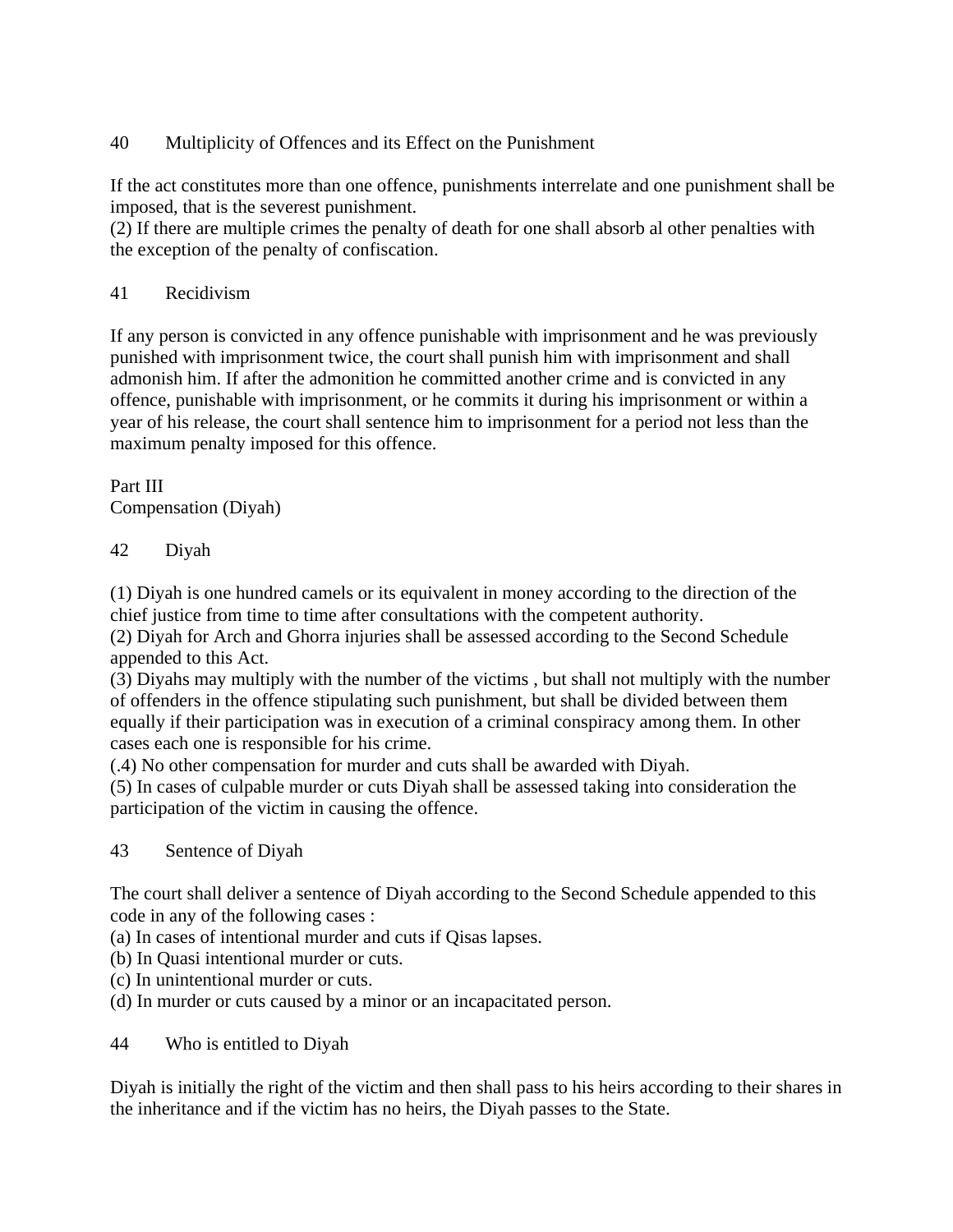## 40 Multiplicity of Offences and its Effect on the Punishment

If the act constitutes more than one offence, punishments interrelate and one punishment shall be imposed, that is the severest punishment.
(2) If there are multiple crimes the penalty of death for one shall absorb al other penalties with the exception of the penalty of confiscation.

## 41 Recidivism

If any person is convicted in any offence punishable with imprisonment and he was previously punished with imprisonment twice, the court shall punish him with imprisonment and shall admonish him. If after the admonition he committed another crime and is convicted in any offence, punishable with imprisonment, or he commits it during his imprisonment or within a year of his release, the court shall sentence him to imprisonment for a period not less than the maximum penalty imposed for this offence.

# Part III
# Compensation (Diyah)

## 42 Diyah

(1) Diyah is one hundred camels or its equivalent in money according to the direction of the chief justice from time to time after consultations with the competent authority.
(2) Diyah for Arch and Ghorra injuries shall be assessed according to the Second Schedule appended to this Act.
(3) Diyahs may multiply with the number of the victims , but shall not multiply with the number of offenders in the offence stipulating such punishment, but shall be divided between them equally if their participation was in execution of a criminal conspiracy among them. In other cases each one is responsible for his crime.
(.4) No other compensation for murder and cuts shall be awarded with Diyah.
(5) In cases of culpable murder or cuts Diyah shall be assessed taking into consideration the participation of the victim in causing the offence.

## 43 Sentence of Diyah

The court shall deliver a sentence of Diyah according to the Second Schedule appended to this code in any of the following cases :
(a) In cases of intentional murder and cuts if Qisas lapses.
(b) In Quasi intentional murder or cuts.
(c) In unintentional murder or cuts.
(d) In murder or cuts caused by a minor or an incapacitated person.

## 44 Who is entitled to Diyah

Diyah is initially the right of the victim and then shall pass to his heirs according to their shares in the inheritance and if the victim has no heirs, the Diyah passes to the State.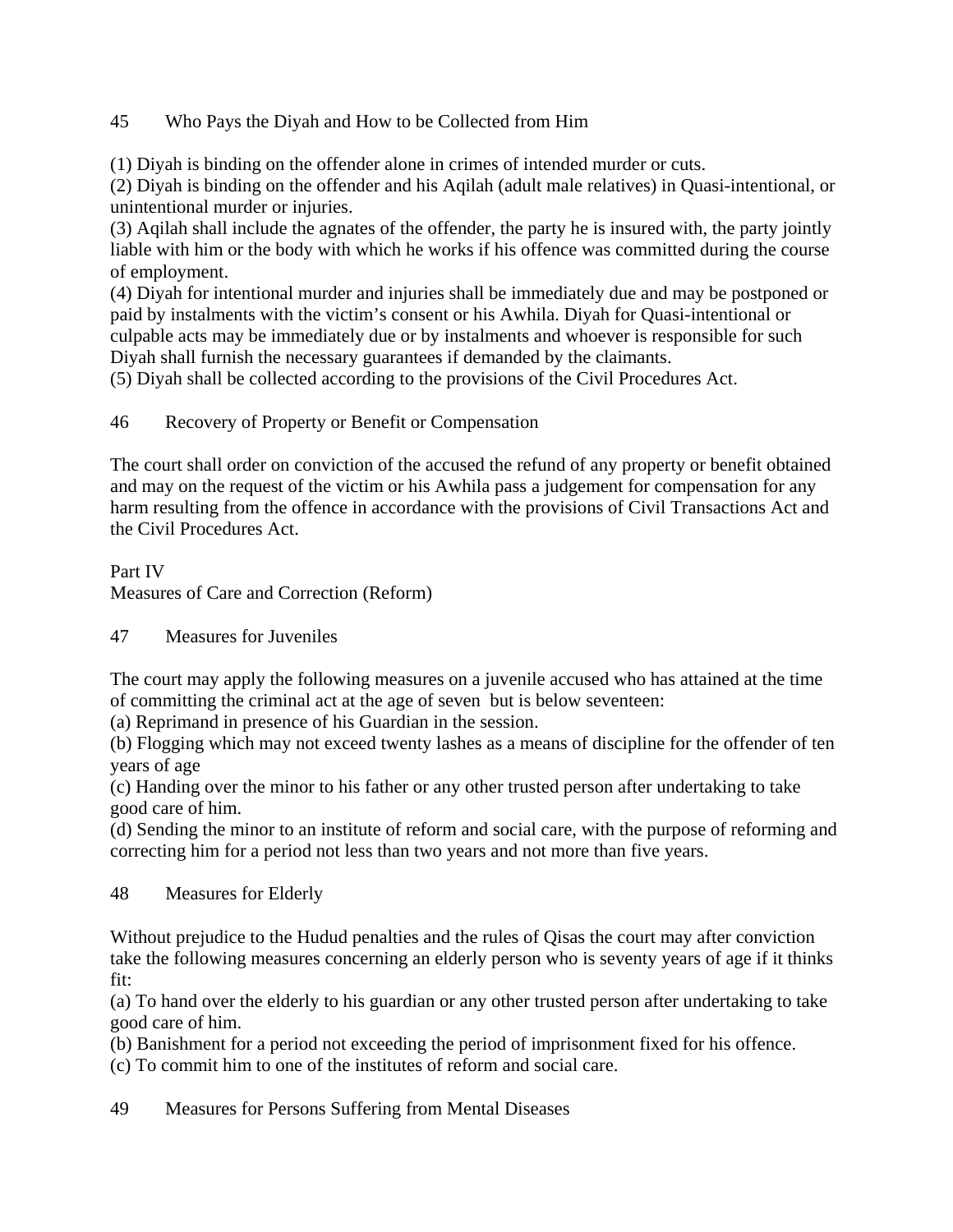### 45 Who Pays the Diyah and How to be Collected from Him

(1) Diyah is binding on the offender alone in crimes of intended murder or cuts.
(2) Diyah is binding on the offender and his Aqilah (adult male relatives) in Quasi-intentional, or unintentional murder or injuries.
(3) Aqilah shall include the agnates of the offender, the party he is insured with, the party jointly liable with him or the body with which he works if his offence was committed during the course of employment.
(4) Diyah for intentional murder and injuries shall be immediately due and may be postponed or paid by instalments with the victim's consent or his Awhila. Diyah for Quasi-intentional or culpable acts may be immediately due or by instalments and whoever is responsible for such Diyah shall furnish the necessary guarantees if demanded by the claimants.
(5) Diyah shall be collected according to the provisions of the Civil Procedures Act.

### 46 Recovery of Property or Benefit or Compensation

The court shall order on conviction of the accused the refund of any property or benefit obtained and may on the request of the victim or his Awhila pass a judgement for compensation for any harm resulting from the offence in accordance with the provisions of Civil Transactions Act and the Civil Procedures Act.

## Part IV
## Measures of Care and Correction (Reform)

### 47 Measures for Juveniles

The court may apply the following measures on a juvenile accused who has attained at the time of committing the criminal act at the age of seven but is below seventeen:
(a) Reprimand in presence of his Guardian in the session.
(b) Flogging which may not exceed twenty lashes as a means of discipline for the offender of ten years of age
(c) Handing over the minor to his father or any other trusted person after undertaking to take good care of him.
(d) Sending the minor to an institute of reform and social care, with the purpose of reforming and correcting him for a period not less than two years and not more than five years.

### 48 Measures for Elderly

Without prejudice to the Hudud penalties and the rules of Qisas the court may after conviction take the following measures concerning an elderly person who is seventy years of age if it thinks fit:
(a) To hand over the elderly to his guardian or any other trusted person after undertaking to take good care of him.
(b) Banishment for a period not exceeding the period of imprisonment fixed for his offence.
(c) To commit him to one of the institutes of reform and social care.

### 49 Measures for Persons Suffering from Mental Diseases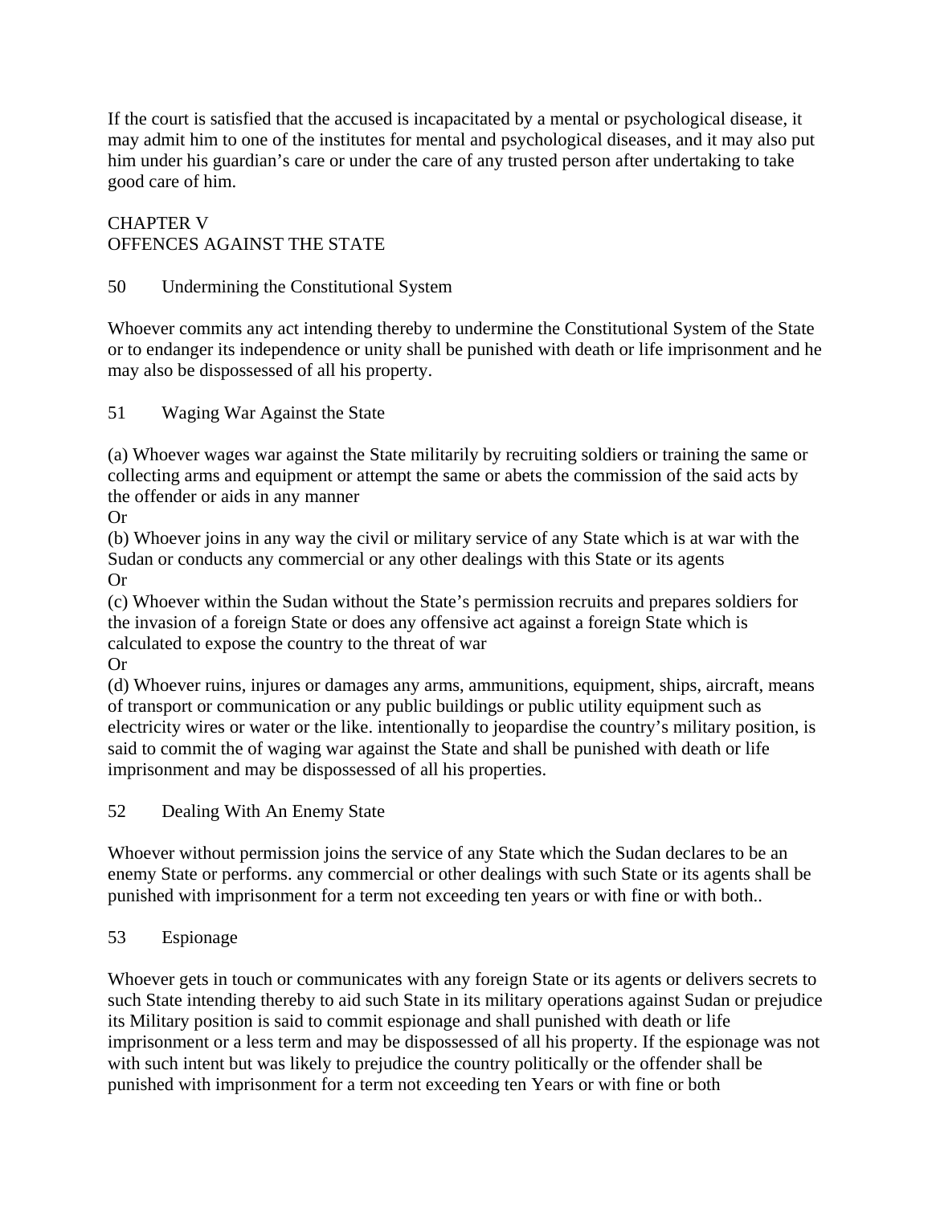If the court is satisfied that the accused is incapacitated by a mental or psychological disease, it may admit him to one of the institutes for mental and psychological diseases, and it may also put him under his guardian's care or under the care of any trusted person after undertaking to take good care of him.

## CHAPTER V
## OFFENCES AGAINST THE STATE

### 50 Undermining the Constitutional System

Whoever commits any act intending thereby to undermine the Constitutional System of the State or to endanger its independence or unity shall be punished with death or life imprisonment and he may also be dispossessed of all his property.

### 51 Waging War Against the State

(a) Whoever wages war against the State militarily by recruiting soldiers or training the same or collecting arms and equipment or attempt the same or abets the commission of the said acts by the offender or aids in any manner

Or

(b) Whoever joins in any way the civil or military service of any State which is at war with the Sudan or conducts any commercial or any other dealings with this State or its agents

Or

(c) Whoever within the Sudan without the State's permission recruits and prepares soldiers for the invasion of a foreign State or does any offensive act against a foreign State which is calculated to expose the country to the threat of war

Or

(d) Whoever ruins, injures or damages any arms, ammunitions, equipment, ships, aircraft, means of transport or communication or any public buildings or public utility equipment such as electricity wires or water or the like. intentionally to jeopardise the country's military position, is said to commit the of waging war against the State and shall be punished with death or life imprisonment and may be dispossessed of all his properties.

### 52 Dealing With An Enemy State

Whoever without permission joins the service of any State which the Sudan declares to be an enemy State or performs. any commercial or other dealings with such State or its agents shall be punished with imprisonment for a term not exceeding ten years or with fine or with both..

### 53 Espionage

Whoever gets in touch or communicates with any foreign State or its agents or delivers secrets to such State intending thereby to aid such State in its military operations against Sudan or prejudice its Military position is said to commit espionage and shall punished with death or life imprisonment or a less term and may be dispossessed of all his property. If the espionage was not with such intent but was likely to prejudice the country politically or the offender shall be punished with imprisonment for a term not exceeding ten Years or with fine or both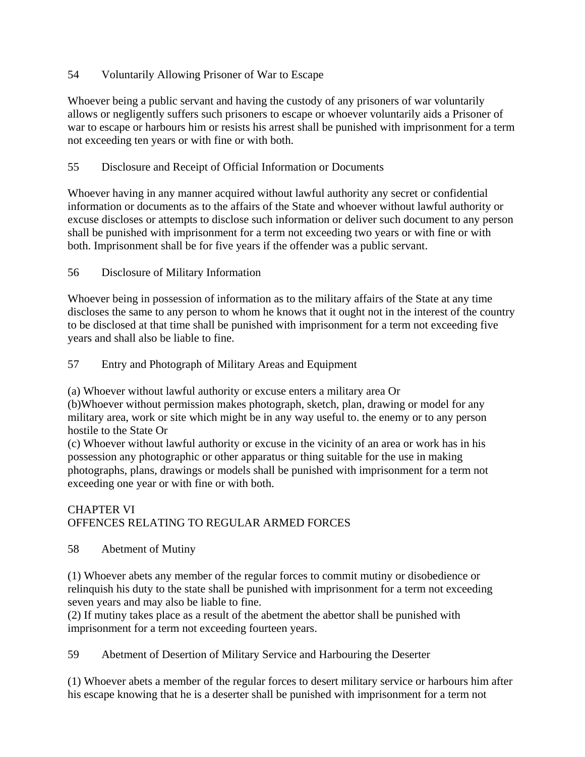### 54 Voluntarily Allowing Prisoner of War to Escape

Whoever being a public servant and having the custody of any prisoners of war voluntarily allows or negligently suffers such prisoners to escape or whoever voluntarily aids a Prisoner of war to escape or harbours him or resists his arrest shall be punished with imprisonment for a term not exceeding ten years or with fine or with both.

### 55 Disclosure and Receipt of Official Information or Documents

Whoever having in any manner acquired without lawful authority any secret or confidential information or documents as to the affairs of the State and whoever without lawful authority or excuse discloses or attempts to disclose such information or deliver such document to any person shall be punished with imprisonment for a term not exceeding two years or with fine or with both. Imprisonment shall be for five years if the offender was a public servant.

### 56 Disclosure of Military Information

Whoever being in possession of information as to the military affairs of the State at any time discloses the same to any person to whom he knows that it ought not in the interest of the country to be disclosed at that time shall be punished with imprisonment for a term not exceeding five years and shall also be liable to fine.

### 57 Entry and Photograph of Military Areas and Equipment

(a) Whoever without lawful authority or excuse enters a military area Or
(b)Whoever without permission makes photograph, sketch, plan, drawing or model for any military area, work or site which might be in any way useful to. the enemy or to any person hostile to the State Or
(c) Whoever without lawful authority or excuse in the vicinity of an area or work has in his possession any photographic or other apparatus or thing suitable for the use in making photographs, plans, drawings or models shall be punished with imprisonment for a term not exceeding one year or with fine or with both.

## CHAPTER VI
## OFFENCES RELATING TO REGULAR ARMED FORCES

### 58 Abetment of Mutiny

(1) Whoever abets any member of the regular forces to commit mutiny or disobedience or relinquish his duty to the state shall be punished with imprisonment for a term not exceeding seven years and may also be liable to fine.
(2) If mutiny takes place as a result of the abetment the abettor shall be punished with imprisonment for a term not exceeding fourteen years.

### 59 Abetment of Desertion of Military Service and Harbouring the Deserter

(1) Whoever abets a member of the regular forces to desert military service or harbours him after his escape knowing that he is a deserter shall be punished with imprisonment for a term not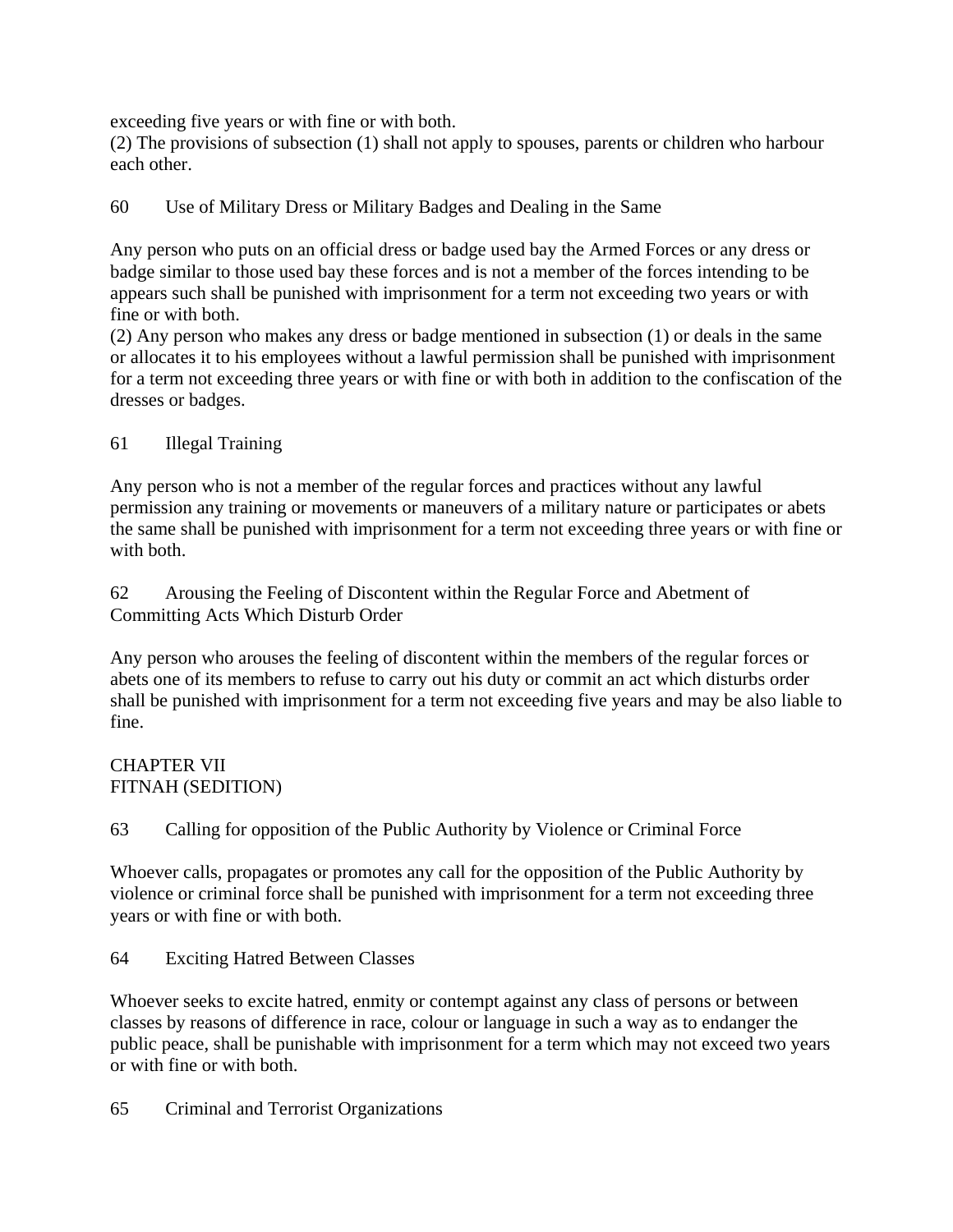exceeding five years or with fine or with both.
(2) The provisions of subsection (1) shall not apply to spouses, parents or children who harbour each other.

### 60 Use of Military Dress or Military Badges and Dealing in the Same

Any person who puts on an official dress or badge used bay the Armed Forces or any dress or badge similar to those used bay these forces and is not a member of the forces intending to be appears such shall be punished with imprisonment for a term not exceeding two years or with fine or with both.
(2) Any person who makes any dress or badge mentioned in subsection (1) or deals in the same or allocates it to his employees without a lawful permission shall be punished with imprisonment for a term not exceeding three years or with fine or with both in addition to the confiscation of the dresses or badges.

### 61 Illegal Training

Any person who is not a member of the regular forces and practices without any lawful permission any training or movements or maneuvers of a military nature or participates or abets the same shall be punished with imprisonment for a term not exceeding three years or with fine or with both.

### 62 Arousing the Feeling of Discontent within the Regular Force and Abetment of Committing Acts Which Disturb Order

Any person who arouses the feeling of discontent within the members of the regular forces or abets one of its members to refuse to carry out his duty or commit an act which disturbs order shall be punished with imprisonment for a term not exceeding five years and may be also liable to fine.

## CHAPTER VII
## FITNAH (SEDITION)

### 63 Calling for opposition of the Public Authority by Violence or Criminal Force

Whoever calls, propagates or promotes any call for the opposition of the Public Authority by violence or criminal force shall be punished with imprisonment for a term not exceeding three years or with fine or with both.

### 64 Exciting Hatred Between Classes

Whoever seeks to excite hatred, enmity or contempt against any class of persons or between classes by reasons of difference in race, colour or language in such a way as to endanger the public peace, shall be punishable with imprisonment for a term which may not exceed two years or with fine or with both.

### 65 Criminal and Terrorist Organizations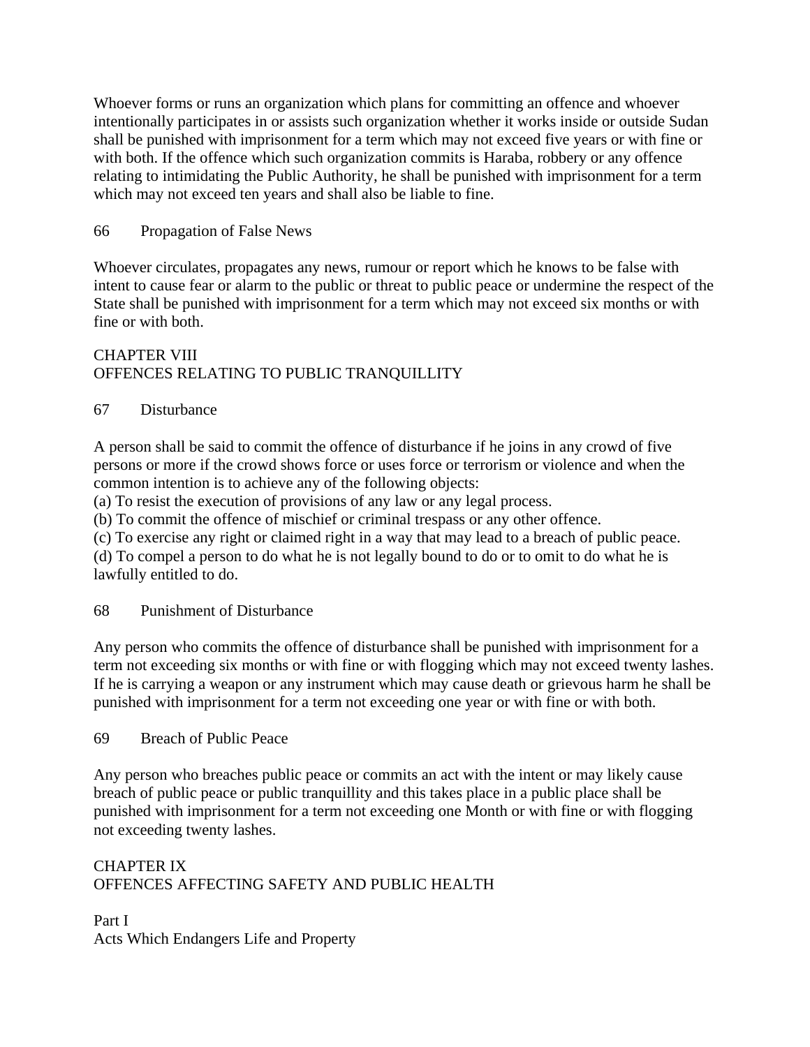Whoever forms or runs an organization which plans for committing an offence and whoever intentionally participates in or assists such organization whether it works inside or outside Sudan shall be punished with imprisonment for a term which may not exceed five years or with fine or with both. If the offence which such organization commits is Haraba, robbery or any offence relating to intimidating the Public Authority, he shall be punished with imprisonment for a term which may not exceed ten years and shall also be liable to fine.

### 66 Propagation of False News

Whoever circulates, propagates any news, rumour or report which he knows to be false with intent to cause fear or alarm to the public or threat to public peace or undermine the respect of the State shall be punished with imprisonment for a term which may not exceed six months or with fine or with both.

## CHAPTER VIII
## OFFENCES RELATING TO PUBLIC TRANQUILLITY

### 67 Disturbance

A person shall be said to commit the offence of disturbance if he joins in any crowd of five persons or more if the crowd shows force or uses force or terrorism or violence and when the common intention is to achieve any of the following objects:

(a) To resist the execution of provisions of any law or any legal process.
(b) To commit the offence of mischief or criminal trespass or any other offence.
(c) To exercise any right or claimed right in a way that may lead to a breach of public peace.
(d) To compel a person to do what he is not legally bound to do or to omit to do what he is lawfully entitled to do.

### 68 Punishment of Disturbance

Any person who commits the offence of disturbance shall be punished with imprisonment for a term not exceeding six months or with fine or with flogging which may not exceed twenty lashes. If he is carrying a weapon or any instrument which may cause death or grievous harm he shall be punished with imprisonment for a term not exceeding one year or with fine or with both.

### 69 Breach of Public Peace

Any person who breaches public peace or commits an act with the intent or may likely cause breach of public peace or public tranquillity and this takes place in a public place shall be punished with imprisonment for a term not exceeding one Month or with fine or with flogging not exceeding twenty lashes.

## CHAPTER IX
## OFFENCES AFFECTING SAFETY AND PUBLIC HEALTH

### Part I
### Acts Which Endangers Life and Property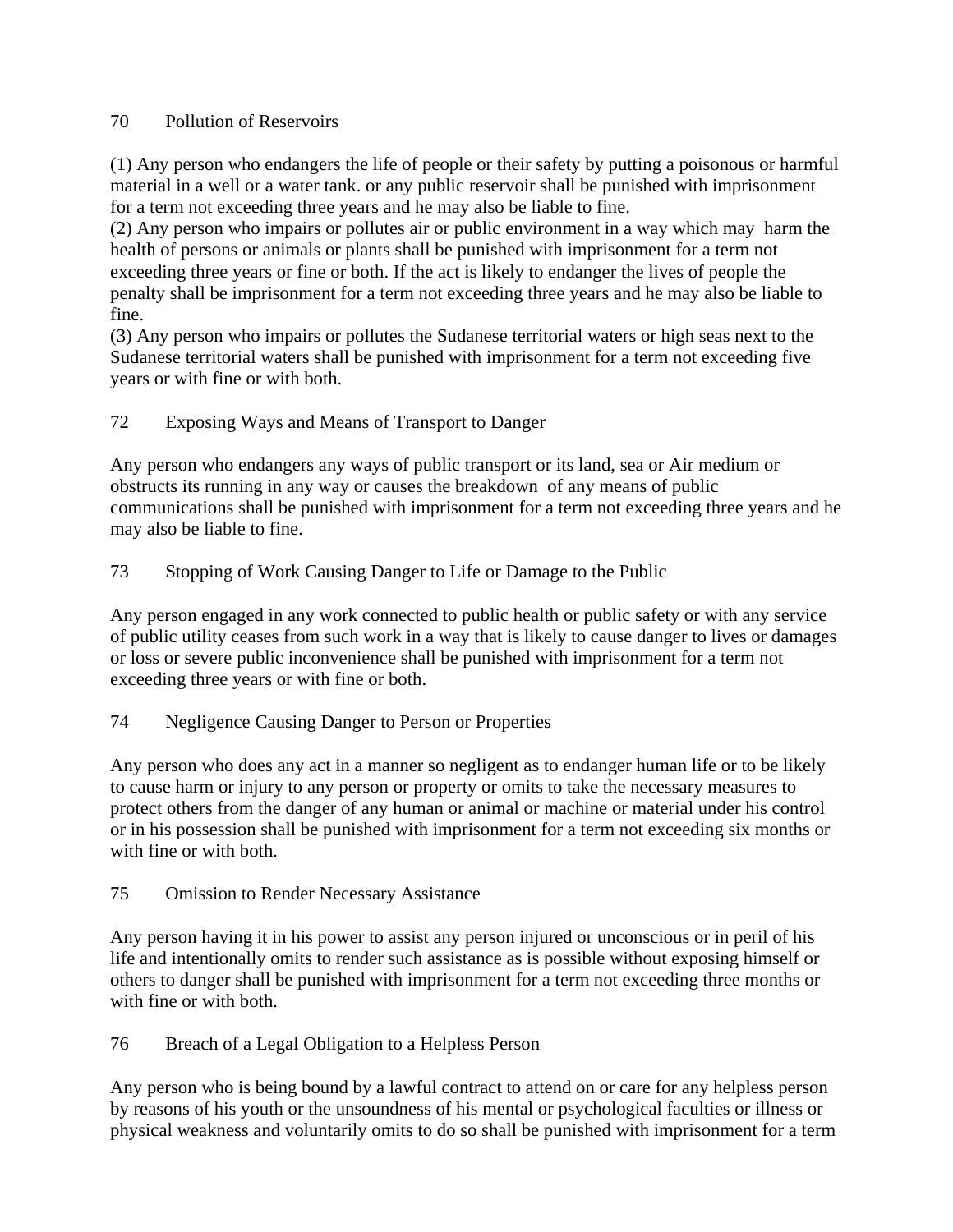## 70 Pollution of Reservoirs

(1) Any person who endangers the life of people or their safety by putting a poisonous or harmful material in a well or a water tank. or any public reservoir shall be punished with imprisonment for a term not exceeding three years and he may also be liable to fine.
(2) Any person who impairs or pollutes air or public environment in a way which may harm the health of persons or animals or plants shall be punished with imprisonment for a term not exceeding three years or fine or both. If the act is likely to endanger the lives of people the penalty shall be imprisonment for a term not exceeding three years and he may also be liable to fine.
(3) Any person who impairs or pollutes the Sudanese territorial waters or high seas next to the Sudanese territorial waters shall be punished with imprisonment for a term not exceeding five years or with fine or with both.

## 72 Exposing Ways and Means of Transport to Danger

Any person who endangers any ways of public transport or its land, sea or Air medium or obstructs its running in any way or causes the breakdown of any means of public communications shall be punished with imprisonment for a term not exceeding three years and he may also be liable to fine.

## 73 Stopping of Work Causing Danger to Life or Damage to the Public

Any person engaged in any work connected to public health or public safety or with any service of public utility ceases from such work in a way that is likely to cause danger to lives or damages or loss or severe public inconvenience shall be punished with imprisonment for a term not exceeding three years or with fine or both.

## 74 Negligence Causing Danger to Person or Properties

Any person who does any act in a manner so negligent as to endanger human life or to be likely to cause harm or injury to any person or property or omits to take the necessary measures to protect others from the danger of any human or animal or machine or material under his control or in his possession shall be punished with imprisonment for a term not exceeding six months or with fine or with both.

## 75 Omission to Render Necessary Assistance

Any person having it in his power to assist any person injured or unconscious or in peril of his life and intentionally omits to render such assistance as is possible without exposing himself or others to danger shall be punished with imprisonment for a term not exceeding three months or with fine or with both.

## 76 Breach of a Legal Obligation to a Helpless Person

Any person who is being bound by a lawful contract to attend on or care for any helpless person by reasons of his youth or the unsoundness of his mental or psychological faculties or illness or physical weakness and voluntarily omits to do so shall be punished with imprisonment for a term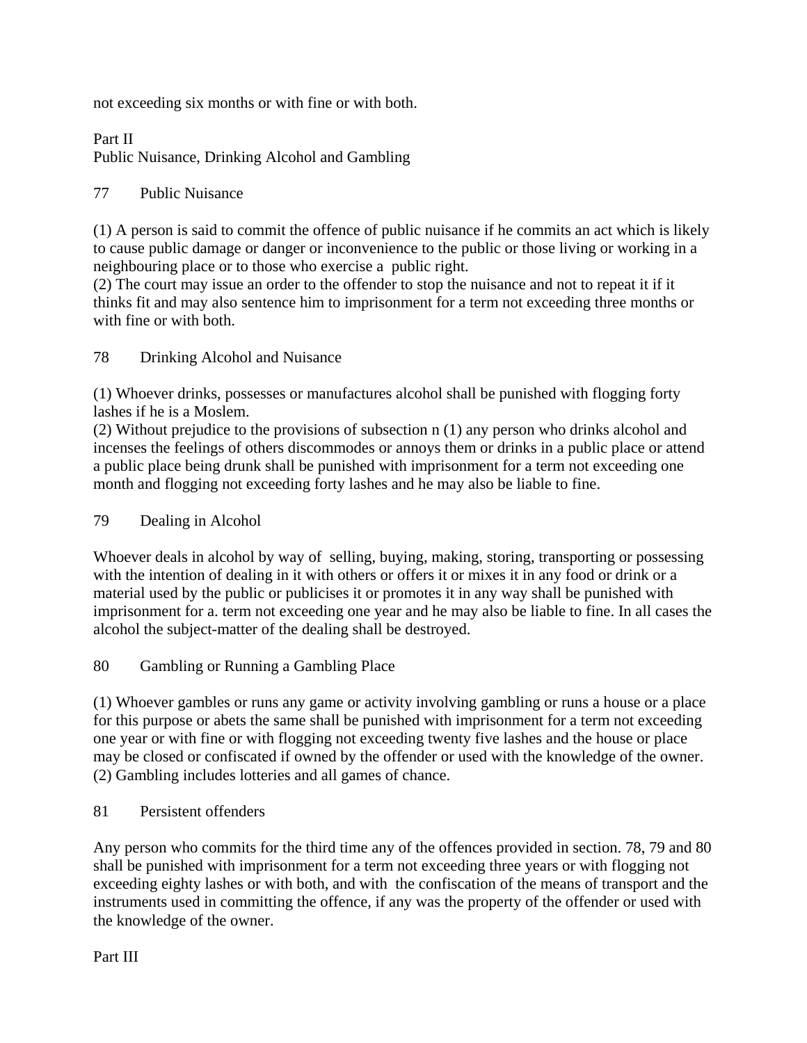not exceeding six months or with fine or with both.

## Part II
## Public Nuisance, Drinking Alcohol and Gambling

### 77 Public Nuisance

(1) A person is said to commit the offence of public nuisance if he commits an act which is likely to cause public damage or danger or inconvenience to the public or those living or working in a neighbouring place or to those who exercise a public right.
(2) The court may issue an order to the offender to stop the nuisance and not to repeat it if it thinks fit and may also sentence him to imprisonment for a term not exceeding three months or with fine or with both.

### 78 Drinking Alcohol and Nuisance

(1) Whoever drinks, possesses or manufactures alcohol shall be punished with flogging forty lashes if he is a Moslem.
(2) Without prejudice to the provisions of subsection n (1) any person who drinks alcohol and incenses the feelings of others discommodes or annoys them or drinks in a public place or attend a public place being drunk shall be punished with imprisonment for a term not exceeding one month and flogging not exceeding forty lashes and he may also be liable to fine.

### 79 Dealing in Alcohol

Whoever deals in alcohol by way of selling, buying, making, storing, transporting or possessing with the intention of dealing in it with others or offers it or mixes it in any food or drink or a material used by the public or publicises it or promotes it in any way shall be punished with imprisonment for a. term not exceeding one year and he may also be liable to fine. In all cases the alcohol the subject-matter of the dealing shall be destroyed.

### 80 Gambling or Running a Gambling Place

(1) Whoever gambles or runs any game or activity involving gambling or runs a house or a place for this purpose or abets the same shall be punished with imprisonment for a term not exceeding one year or with fine or with flogging not exceeding twenty five lashes and the house or place may be closed or confiscated if owned by the offender or used with the knowledge of the owner.
(2) Gambling includes lotteries and all games of chance.

### 81 Persistent offenders

Any person who commits for the third time any of the offences provided in section. 78, 79 and 80 shall be punished with imprisonment for a term not exceeding three years or with flogging not exceeding eighty lashes or with both, and with the confiscation of the means of transport and the instruments used in committing the offence, if any was the property of the offender or used with the knowledge of the owner.

## Part III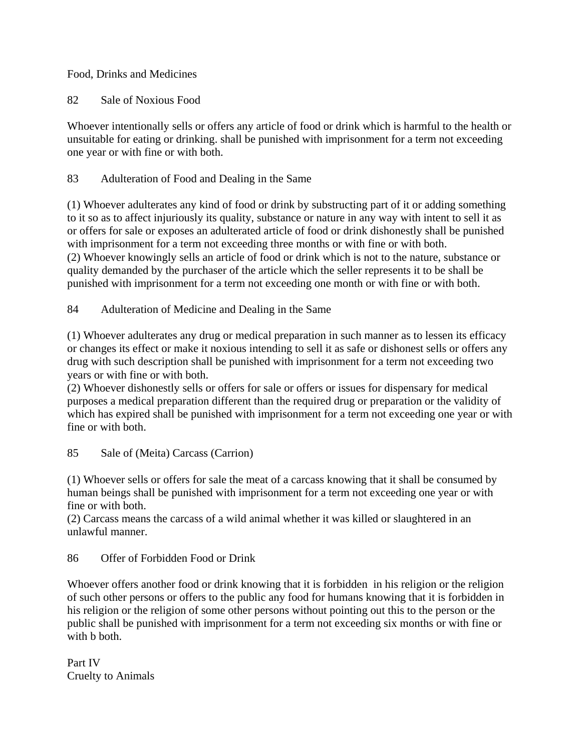Food, Drinks and Medicines

82 Sale of Noxious Food

Whoever intentionally sells or offers any article of food or drink which is harmful to the health or unsuitable for eating or drinking. shall be punished with imprisonment for a term not exceeding one year or with fine or with both.

83 Adulteration of Food and Dealing in the Same

(1) Whoever adulterates any kind of food or drink by substructing part of it or adding something to it so as to affect injuriously its quality, substance or nature in any way with intent to sell it as or offers for sale or exposes an adulterated article of food or drink dishonestly shall be punished with imprisonment for a term not exceeding three months or with fine or with both.
(2) Whoever knowingly sells an article of food or drink which is not to the nature, substance or quality demanded by the purchaser of the article which the seller represents it to be shall be punished with imprisonment for a term not exceeding one month or with fine or with both.

84 Adulteration of Medicine and Dealing in the Same

(1) Whoever adulterates any drug or medical preparation in such manner as to lessen its efficacy or changes its effect or make it noxious intending to sell it as safe or dishonest sells or offers any drug with such description shall be punished with imprisonment for a term not exceeding two years or with fine or with both.
(2) Whoever dishonestly sells or offers for sale or offers or issues for dispensary for medical purposes a medical preparation different than the required drug or preparation or the validity of which has expired shall be punished with imprisonment for a term not exceeding one year or with fine or with both.

85 Sale of (Meita) Carcass (Carrion)

(1) Whoever sells or offers for sale the meat of a carcass knowing that it shall be consumed by human beings shall be punished with imprisonment for a term not exceeding one year or with fine or with both.
(2) Carcass means the carcass of a wild animal whether it was killed or slaughtered in an unlawful manner.

86 Offer of Forbidden Food or Drink

Whoever offers another food or drink knowing that it is forbidden in his religion or the religion of such other persons or offers to the public any food for humans knowing that it is forbidden in his religion or the religion of some other persons without pointing out this to the person or the public shall be punished with imprisonment for a term not exceeding six months or with fine or with b both.

Part IV
Cruelty to Animals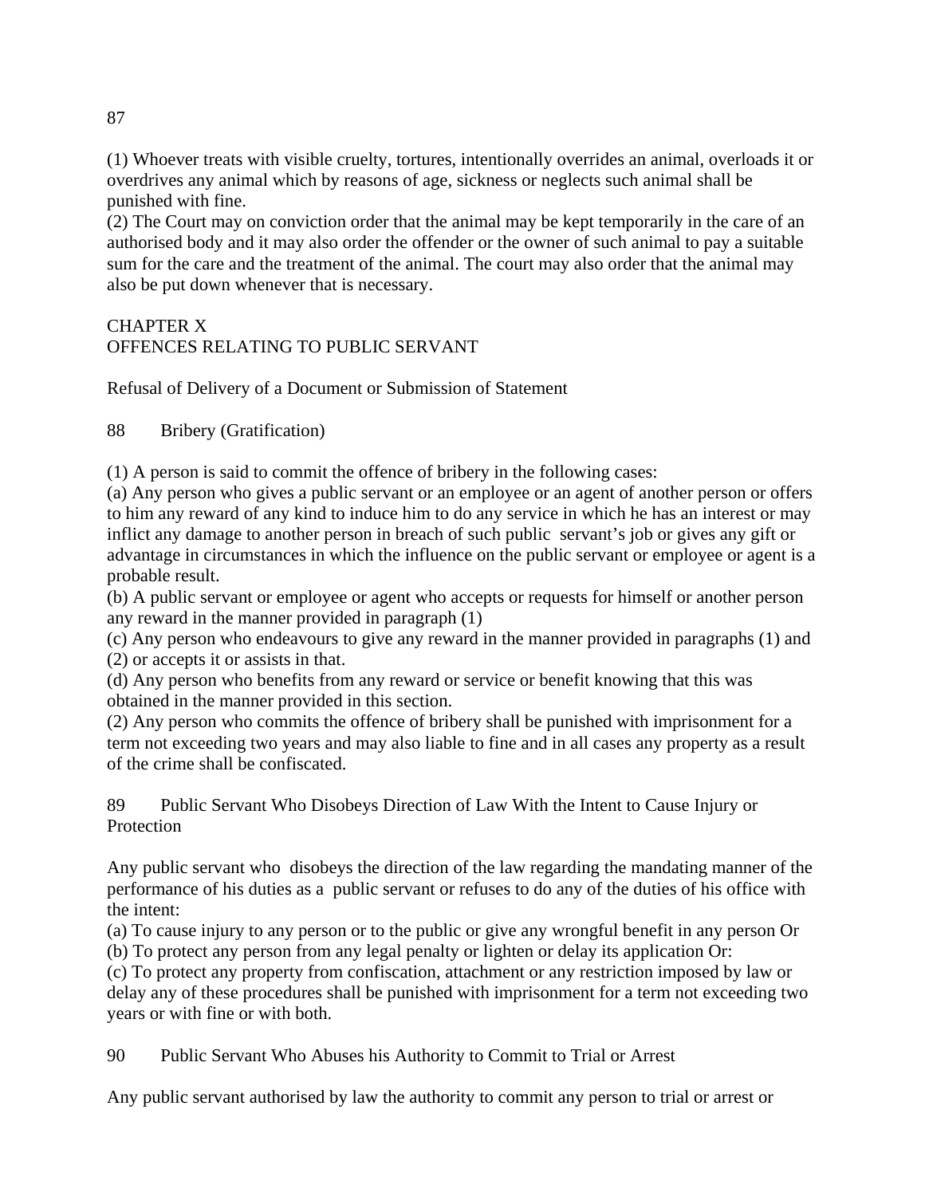87

(1) Whoever treats with visible cruelty, tortures, intentionally overrides an animal, overloads it or overdrives any animal which by reasons of age, sickness or neglects such animal shall be punished with fine.
(2) The Court may on conviction order that the animal may be kept temporarily in the care of an authorised body and it may also order the offender or the owner of such animal to pay a suitable sum for the care and the treatment of the animal. The court may also order that the animal may also be put down whenever that is necessary.

## CHAPTER X
## OFFENCES RELATING TO PUBLIC SERVANT

Refusal of Delivery of a Document or Submission of Statement

### 88 Bribery (Gratification)

(1) A person is said to commit the offence of bribery in the following cases:
(a) Any person who gives a public servant or an employee or an agent of another person or offers to him any reward of any kind to induce him to do any service in which he has an interest or may inflict any damage to another person in breach of such public servant's job or gives any gift or advantage in circumstances in which the influence on the public servant or employee or agent is a probable result.
(b) A public servant or employee or agent who accepts or requests for himself or another person any reward in the manner provided in paragraph (1)
(c) Any person who endeavours to give any reward in the manner provided in paragraphs (1) and (2) or accepts it or assists in that.
(d) Any person who benefits from any reward or service or benefit knowing that this was obtained in the manner provided in this section.
(2) Any person who commits the offence of bribery shall be punished with imprisonment for a term not exceeding two years and may also liable to fine and in all cases any property as a result of the crime shall be confiscated.

### 89 Public Servant Who Disobeys Direction of Law With the Intent to Cause Injury or Protection

Any public servant who disobeys the direction of the law regarding the mandating manner of the performance of his duties as a public servant or refuses to do any of the duties of his office with the intent:
(a) To cause injury to any person or to the public or give any wrongful benefit in any person Or
(b) To protect any person from any legal penalty or lighten or delay its application Or:
(c) To protect any property from confiscation, attachment or any restriction imposed by law or delay any of these procedures shall be punished with imprisonment for a term not exceeding two years or with fine or with both.

### 90 Public Servant Who Abuses his Authority to Commit to Trial or Arrest

Any public servant authorised by law the authority to commit any person to trial or arrest or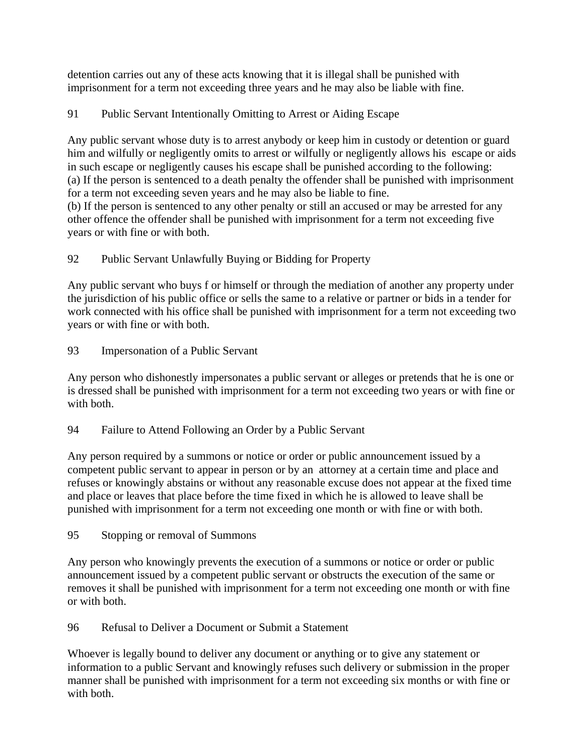detention carries out any of these acts knowing that it is illegal shall be punished with imprisonment for a term not exceeding three years and he may also be liable with fine.

## 91 Public Servant Intentionally Omitting to Arrest or Aiding Escape

Any public servant whose duty is to arrest anybody or keep him in custody or detention or guard him and wilfully or negligently omits to arrest or wilfully or negligently allows his escape or aids in such escape or negligently causes his escape shall be punished according to the following:
(a) If the person is sentenced to a death penalty the offender shall be punished with imprisonment for a term not exceeding seven years and he may also be liable to fine.
(b) If the person is sentenced to any other penalty or still an accused or may be arrested for any other offence the offender shall be punished with imprisonment for a term not exceeding five years or with fine or with both.

## 92 Public Servant Unlawfully Buying or Bidding for Property

Any public servant who buys f or himself or through the mediation of another any property under the jurisdiction of his public office or sells the same to a relative or partner or bids in a tender for work connected with his office shall be punished with imprisonment for a term not exceeding two years or with fine or with both.

## 93 Impersonation of a Public Servant

Any person who dishonestly impersonates a public servant or alleges or pretends that he is one or is dressed shall be punished with imprisonment for a term not exceeding two years or with fine or with both.

## 94 Failure to Attend Following an Order by a Public Servant

Any person required by a summons or notice or order or public announcement issued by a competent public servant to appear in person or by an attorney at a certain time and place and refuses or knowingly abstains or without any reasonable excuse does not appear at the fixed time and place or leaves that place before the time fixed in which he is allowed to leave shall be punished with imprisonment for a term not exceeding one month or with fine or with both.

## 95 Stopping or removal of Summons

Any person who knowingly prevents the execution of a summons or notice or order or public announcement issued by a competent public servant or obstructs the execution of the same or removes it shall be punished with imprisonment for a term not exceeding one month or with fine or with both.

## 96 Refusal to Deliver a Document or Submit a Statement

Whoever is legally bound to deliver any document or anything or to give any statement or information to a public Servant and knowingly refuses such delivery or submission in the proper manner shall be punished with imprisonment for a term not exceeding six months or with fine or with both.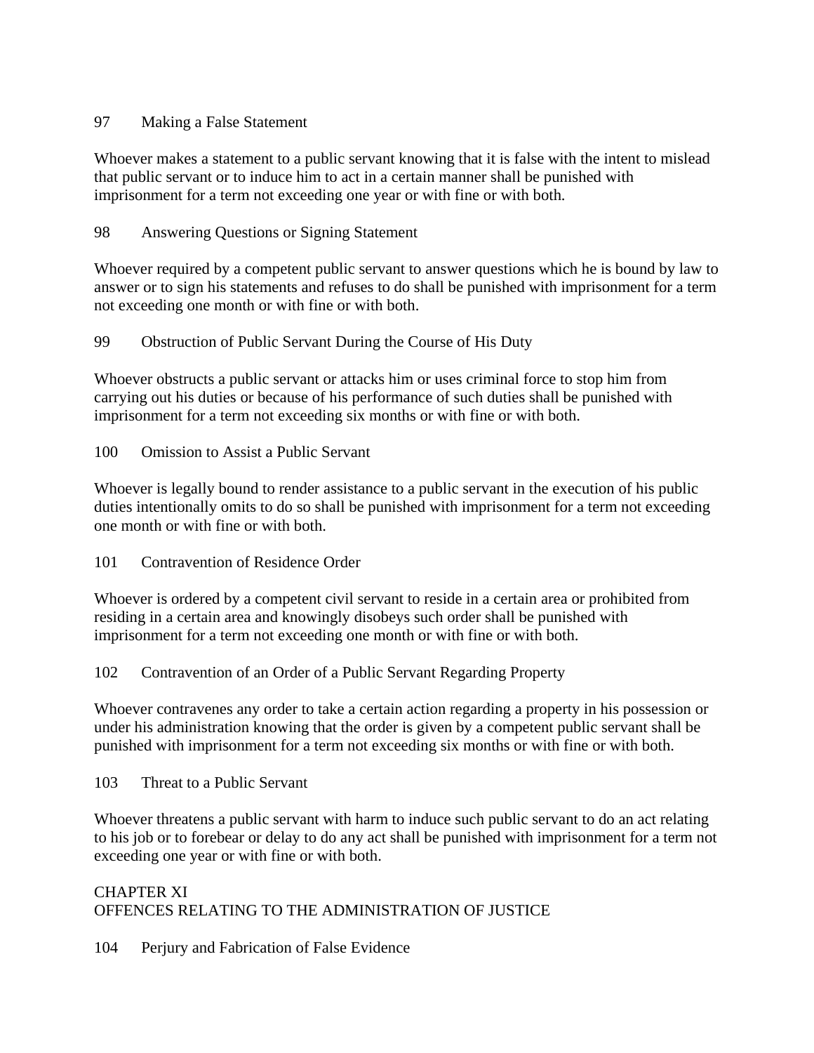97 Making a False Statement

Whoever makes a statement to a public servant knowing that it is false with the intent to mislead that public servant or to induce him to act in a certain manner shall be punished with imprisonment for a term not exceeding one year or with fine or with both.

98 Answering Questions or Signing Statement

Whoever required by a competent public servant to answer questions which he is bound by law to answer or to sign his statements and refuses to do shall be punished with imprisonment for a term not exceeding one month or with fine or with both.

99 Obstruction of Public Servant During the Course of His Duty

Whoever obstructs a public servant or attacks him or uses criminal force to stop him from carrying out his duties or because of his performance of such duties shall be punished with imprisonment for a term not exceeding six months or with fine or with both.

100 Omission to Assist a Public Servant

Whoever is legally bound to render assistance to a public servant in the execution of his public duties intentionally omits to do so shall be punished with imprisonment for a term not exceeding one month or with fine or with both.

101 Contravention of Residence Order

Whoever is ordered by a competent civil servant to reside in a certain area or prohibited from residing in a certain area and knowingly disobeys such order shall be punished with imprisonment for a term not exceeding one month or with fine or with both.

102 Contravention of an Order of a Public Servant Regarding Property

Whoever contravenes any order to take a certain action regarding a property in his possession or under his administration knowing that the order is given by a competent public servant shall be punished with imprisonment for a term not exceeding six months or with fine or with both.

103 Threat to a Public Servant

Whoever threatens a public servant with harm to induce such public servant to do an act relating to his job or to forebear or delay to do any act shall be punished with imprisonment for a term not exceeding one year or with fine or with both.

## CHAPTER XI
## OFFENCES RELATING TO THE ADMINISTRATION OF JUSTICE

104 Perjury and Fabrication of False Evidence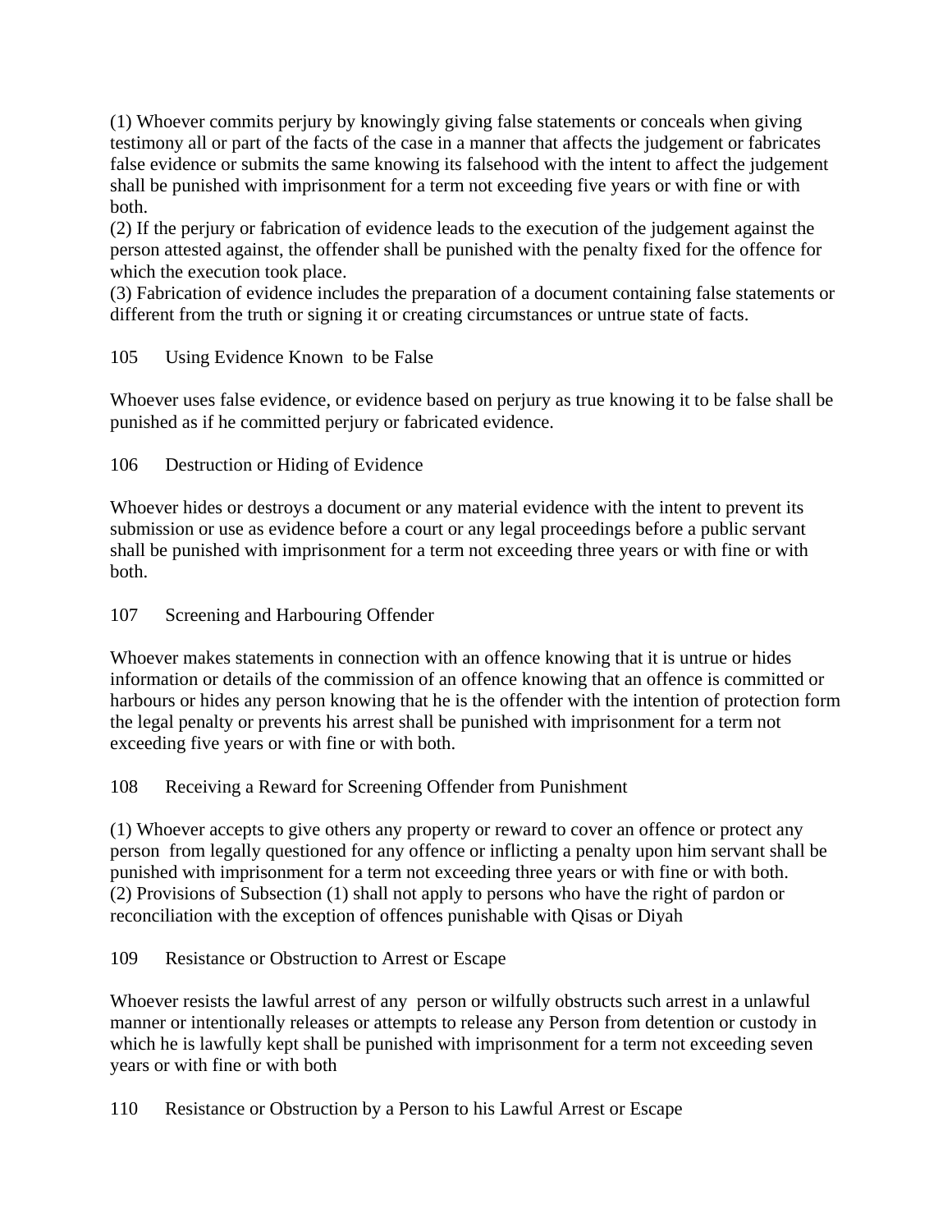(1) Whoever commits perjury by knowingly giving false statements or conceals when giving testimony all or part of the facts of the case in a manner that affects the judgement or fabricates false evidence or submits the same knowing its falsehood with the intent to affect the judgement shall be punished with imprisonment for a term not exceeding five years or with fine or with both.

(2) If the perjury or fabrication of evidence leads to the execution of the judgement against the person attested against, the offender shall be punished with the penalty fixed for the offence for which the execution took place.

(3) Fabrication of evidence includes the preparation of a document containing false statements or different from the truth or signing it or creating circumstances or untrue state of facts.

### 105 Using Evidence Known to be False

Whoever uses false evidence, or evidence based on perjury as true knowing it to be false shall be punished as if he committed perjury or fabricated evidence.

### 106 Destruction or Hiding of Evidence

Whoever hides or destroys a document or any material evidence with the intent to prevent its submission or use as evidence before a court or any legal proceedings before a public servant shall be punished with imprisonment for a term not exceeding three years or with fine or with both.

### 107 Screening and Harbouring Offender

Whoever makes statements in connection with an offence knowing that it is untrue or hides information or details of the commission of an offence knowing that an offence is committed or harbours or hides any person knowing that he is the offender with the intention of protection form the legal penalty or prevents his arrest shall be punished with imprisonment for a term not exceeding five years or with fine or with both.

### 108 Receiving a Reward for Screening Offender from Punishment

(1) Whoever accepts to give others any property or reward to cover an offence or protect any person from legally questioned for any offence or inflicting a penalty upon him servant shall be punished with imprisonment for a term not exceeding three years or with fine or with both.

(2) Provisions of Subsection (1) shall not apply to persons who have the right of pardon or reconciliation with the exception of offences punishable with Qisas or Diyah

### 109 Resistance or Obstruction to Arrest or Escape

Whoever resists the lawful arrest of any person or wilfully obstructs such arrest in a unlawful manner or intentionally releases or attempts to release any Person from detention or custody in which he is lawfully kept shall be punished with imprisonment for a term not exceeding seven years or with fine or with both

### 110 Resistance or Obstruction by a Person to his Lawful Arrest or Escape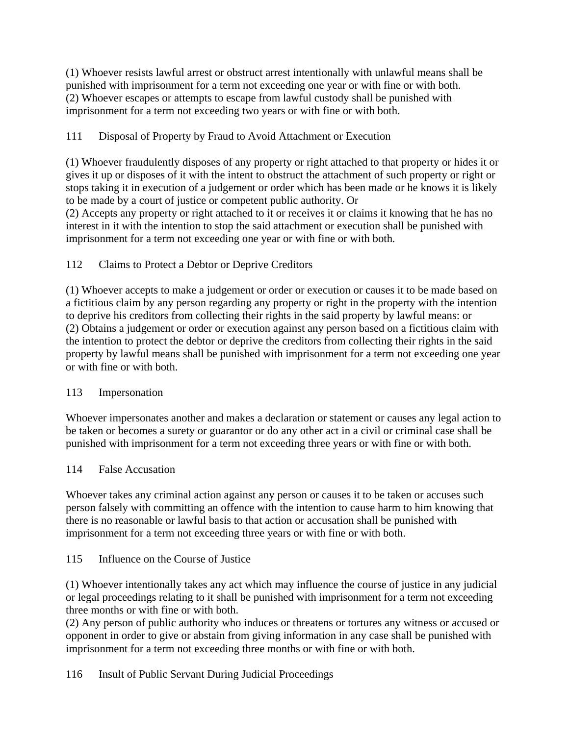(1) Whoever resists lawful arrest or obstruct arrest intentionally with unlawful means shall be punished with imprisonment for a term not exceeding one year or with fine or with both.
(2) Whoever escapes or attempts to escape from lawful custody shall be punished with imprisonment for a term not exceeding two years or with fine or with both.

### 111 Disposal of Property by Fraud to Avoid Attachment or Execution

(1) Whoever fraudulently disposes of any property or right attached to that property or hides it or gives it up or disposes of it with the intent to obstruct the attachment of such property or right or stops taking it in execution of a judgement or order which has been made or he knows it is likely to be made by a court of justice or competent public authority. Or
(2) Accepts any property or right attached to it or receives it or claims it knowing that he has no interest in it with the intention to stop the said attachment or execution shall be punished with imprisonment for a term not exceeding one year or with fine or with both.

### 112 Claims to Protect a Debtor or Deprive Creditors

(1) Whoever accepts to make a judgement or order or execution or causes it to be made based on a fictitious claim by any person regarding any property or right in the property with the intention to deprive his creditors from collecting their rights in the said property by lawful means: or
(2) Obtains a judgement or order or execution against any person based on a fictitious claim with the intention to protect the debtor or deprive the creditors from collecting their rights in the said property by lawful means shall be punished with imprisonment for a term not exceeding one year or with fine or with both.

### 113 Impersonation

Whoever impersonates another and makes a declaration or statement or causes any legal action to be taken or becomes a surety or guarantor or do any other act in a civil or criminal case shall be punished with imprisonment for a term not exceeding three years or with fine or with both.

### 114 False Accusation

Whoever takes any criminal action against any person or causes it to be taken or accuses such person falsely with committing an offence with the intention to cause harm to him knowing that there is no reasonable or lawful basis to that action or accusation shall be punished with imprisonment for a term not exceeding three years or with fine or with both.

### 115 Influence on the Course of Justice

(1) Whoever intentionally takes any act which may influence the course of justice in any judicial or legal proceedings relating to it shall be punished with imprisonment for a term not exceeding three months or with fine or with both.
(2) Any person of public authority who induces or threatens or tortures any witness or accused or opponent in order to give or abstain from giving information in any case shall be punished with imprisonment for a term not exceeding three months or with fine or with both.

### 116 Insult of Public Servant During Judicial Proceedings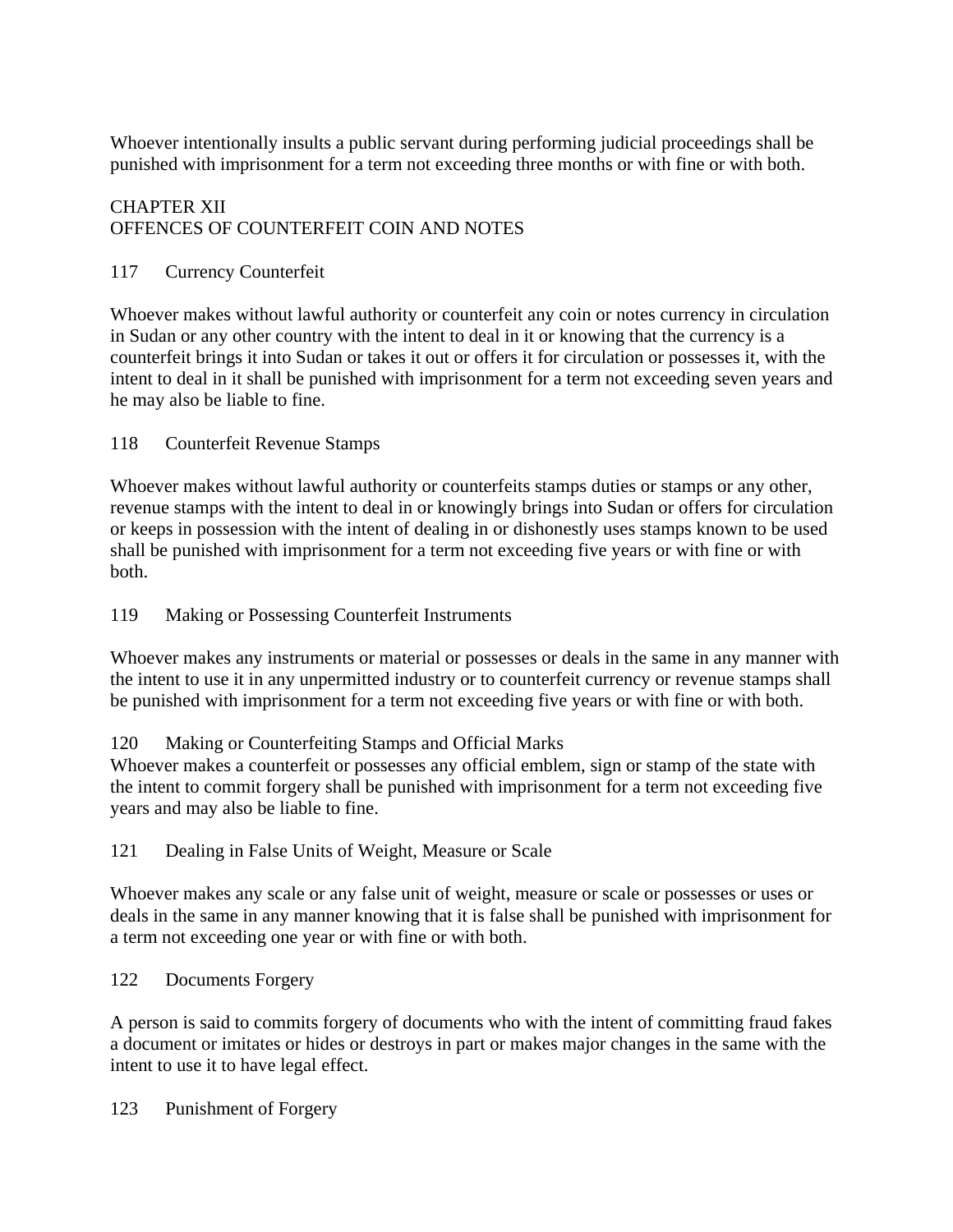Whoever intentionally insults a public servant during performing judicial proceedings shall be punished with imprisonment for a term not exceeding three months or with fine or with both.

## CHAPTER XII
## OFFENCES OF COUNTERFEIT COIN AND NOTES

### 117 Currency Counterfeit

Whoever makes without lawful authority or counterfeit any coin or notes currency in circulation in Sudan or any other country with the intent to deal in it or knowing that the currency is a counterfeit brings it into Sudan or takes it out or offers it for circulation or possesses it, with the intent to deal in it shall be punished with imprisonment for a term not exceeding seven years and he may also be liable to fine.

### 118 Counterfeit Revenue Stamps

Whoever makes without lawful authority or counterfeits stamps duties or stamps or any other, revenue stamps with the intent to deal in or knowingly brings into Sudan or offers for circulation or keeps in possession with the intent of dealing in or dishonestly uses stamps known to be used shall be punished with imprisonment for a term not exceeding five years or with fine or with both.

### 119 Making or Possessing Counterfeit Instruments

Whoever makes any instruments or material or possesses or deals in the same in any manner with the intent to use it in any unpermitted industry or to counterfeit currency or revenue stamps shall be punished with imprisonment for a term not exceeding five years or with fine or with both.

### 120 Making or Counterfeiting Stamps and Official Marks

Whoever makes a counterfeit or possesses any official emblem, sign or stamp of the state with the intent to commit forgery shall be punished with imprisonment for a term not exceeding five years and may also be liable to fine.

### 121 Dealing in False Units of Weight, Measure or Scale

Whoever makes any scale or any false unit of weight, measure or scale or possesses or uses or deals in the same in any manner knowing that it is false shall be punished with imprisonment for a term not exceeding one year or with fine or with both.

### 122 Documents Forgery

A person is said to commits forgery of documents who with the intent of committing fraud fakes a document or imitates or hides or destroys in part or makes major changes in the same with the intent to use it to have legal effect.

### 123 Punishment of Forgery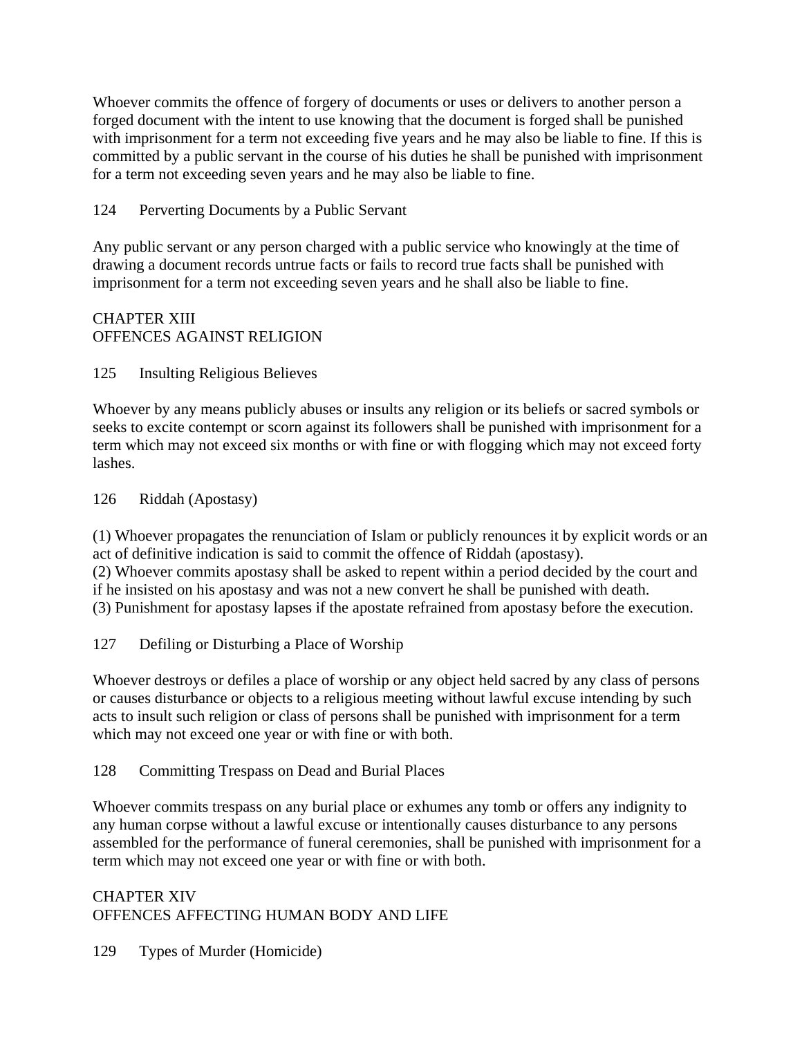Whoever commits the offence of forgery of documents or uses or delivers to another person a forged document with the intent to use knowing that the document is forged shall be punished with imprisonment for a term not exceeding five years and he may also be liable to fine. If this is committed by a public servant in the course of his duties he shall be punished with imprisonment for a term not exceeding seven years and he may also be liable to fine.

### 124 Perverting Documents by a Public Servant

Any public servant or any person charged with a public service who knowingly at the time of drawing a document records untrue facts or fails to record true facts shall be punished with imprisonment for a term not exceeding seven years and he shall also be liable to fine.

## CHAPTER XIII
## OFFENCES AGAINST RELIGION

### 125 Insulting Religious Believes

Whoever by any means publicly abuses or insults any religion or its beliefs or sacred symbols or seeks to excite contempt or scorn against its followers shall be punished with imprisonment for a term which may not exceed six months or with fine or with flogging which may not exceed forty lashes.

### 126 Riddah (Apostasy)

(1) Whoever propagates the renunciation of Islam or publicly renounces it by explicit words or an act of definitive indication is said to commit the offence of Riddah (apostasy).
(2) Whoever commits apostasy shall be asked to repent within a period decided by the court and if he insisted on his apostasy and was not a new convert he shall be punished with death.
(3) Punishment for apostasy lapses if the apostate refrained from apostasy before the execution.

### 127 Defiling or Disturbing a Place of Worship

Whoever destroys or defiles a place of worship or any object held sacred by any class of persons or causes disturbance or objects to a religious meeting without lawful excuse intending by such acts to insult such religion or class of persons shall be punished with imprisonment for a term which may not exceed one year or with fine or with both.

### 128 Committing Trespass on Dead and Burial Places

Whoever commits trespass on any burial place or exhumes any tomb or offers any indignity to any human corpse without a lawful excuse or intentionally causes disturbance to any persons assembled for the performance of funeral ceremonies, shall be punished with imprisonment for a term which may not exceed one year or with fine or with both.

## CHAPTER XIV
## OFFENCES AFFECTING HUMAN BODY AND LIFE

### 129 Types of Murder (Homicide)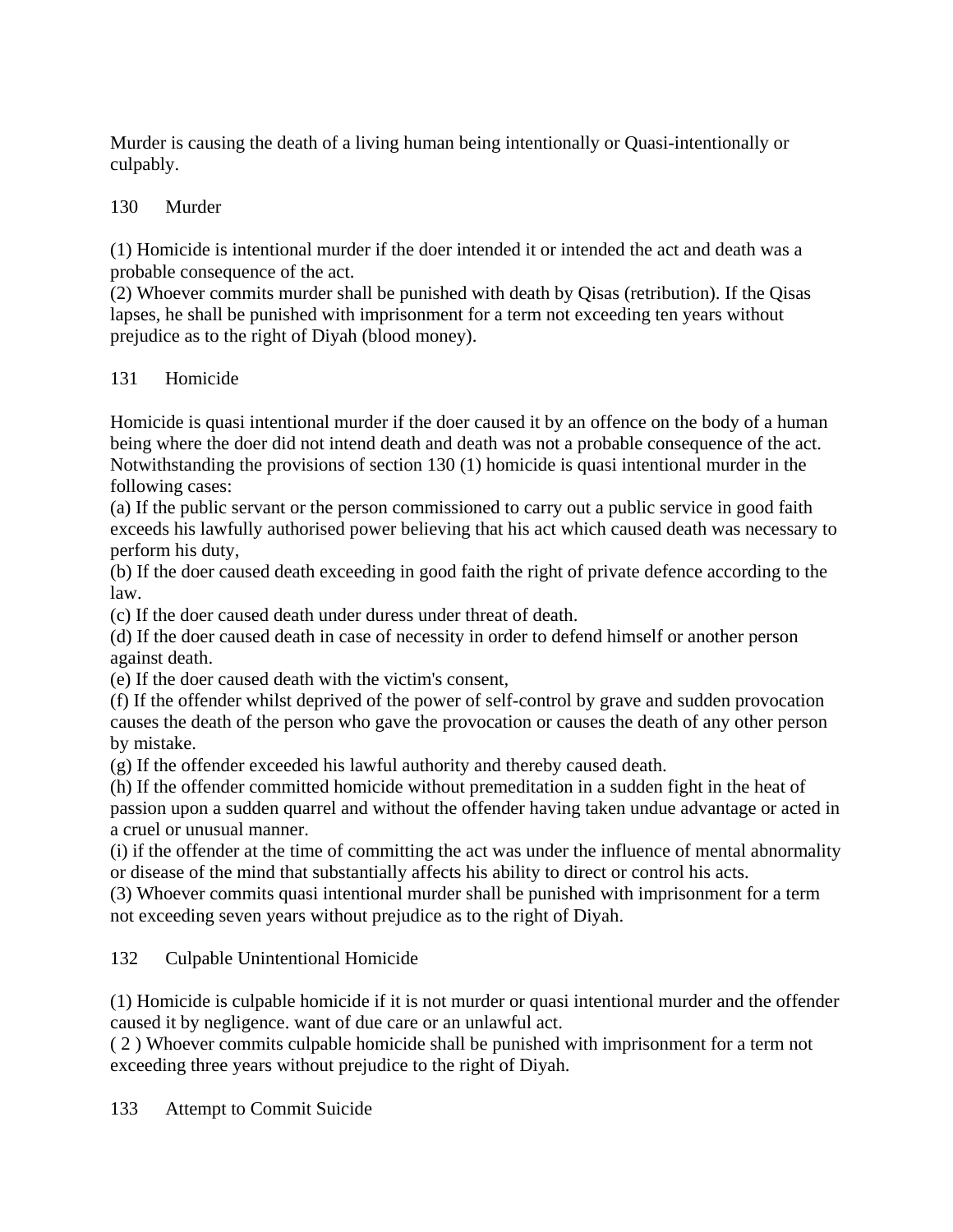Murder is causing the death of a living human being intentionally or Quasi-intentionally or culpably.

## 130 Murder

(1) Homicide is intentional murder if the doer intended it or intended the act and death was a probable consequence of the act.
(2) Whoever commits murder shall be punished with death by Qisas (retribution). If the Qisas lapses, he shall be punished with imprisonment for a term not exceeding ten years without prejudice as to the right of Diyah (blood money).

## 131 Homicide

Homicide is quasi intentional murder if the doer caused it by an offence on the body of a human being where the doer did not intend death and death was not a probable consequence of the act. Notwithstanding the provisions of section 130 (1) homicide is quasi intentional murder in the following cases:
(a) If the public servant or the person commissioned to carry out a public service in good faith exceeds his lawfully authorised power believing that his act which caused death was necessary to perform his duty,
(b) If the doer caused death exceeding in good faith the right of private defence according to the law.
(c) If the doer caused death under duress under threat of death.
(d) If the doer caused death in case of necessity in order to defend himself or another person against death.
(e) If the doer caused death with the victim's consent,
(f) If the offender whilst deprived of the power of self-control by grave and sudden provocation causes the death of the person who gave the provocation or causes the death of any other person by mistake.
(g) If the offender exceeded his lawful authority and thereby caused death.
(h) If the offender committed homicide without premeditation in a sudden fight in the heat of passion upon a sudden quarrel and without the offender having taken undue advantage or acted in a cruel or unusual manner.
(i) if the offender at the time of committing the act was under the influence of mental abnormality or disease of the mind that substantially affects his ability to direct or control his acts.
(3) Whoever commits quasi intentional murder shall be punished with imprisonment for a term not exceeding seven years without prejudice as to the right of Diyah.

## 132 Culpable Unintentional Homicide

(1) Homicide is culpable homicide if it is not murder or quasi intentional murder and the offender caused it by negligence. want of due care or an unlawful act.
( 2 ) Whoever commits culpable homicide shall be punished with imprisonment for a term not exceeding three years without prejudice to the right of Diyah.

## 133 Attempt to Commit Suicide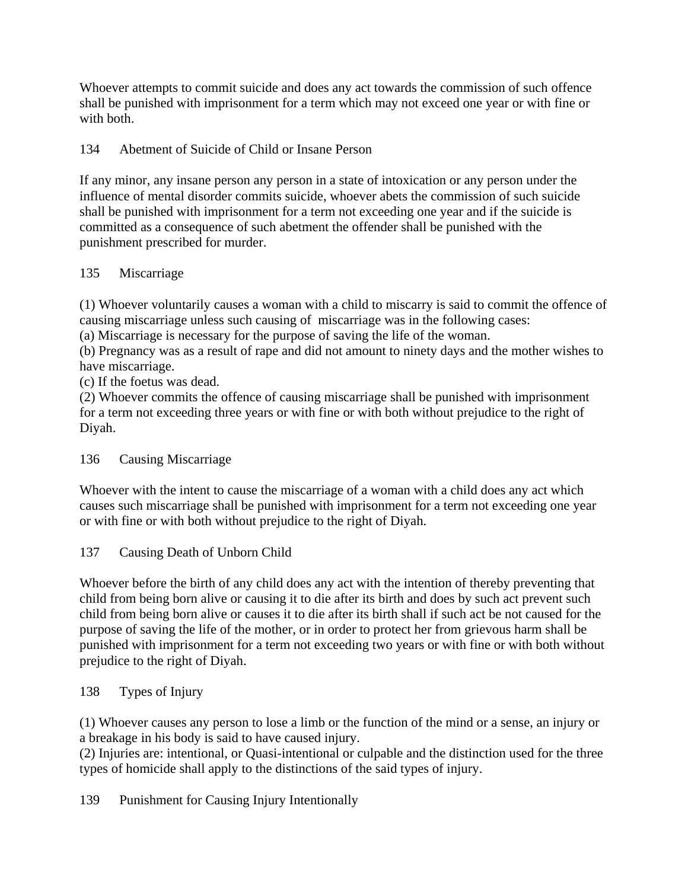Whoever attempts to commit suicide and does any act towards the commission of such offence shall be punished with imprisonment for a term which may not exceed one year or with fine or with both.

### 134 Abetment of Suicide of Child or Insane Person

If any minor, any insane person any person in a state of intoxication or any person under the influence of mental disorder commits suicide, whoever abets the commission of such suicide shall be punished with imprisonment for a term not exceeding one year and if the suicide is committed as a consequence of such abetment the offender shall be punished with the punishment prescribed for murder.

### 135 Miscarriage

(1) Whoever voluntarily causes a woman with a child to miscarry is said to commit the offence of causing miscarriage unless such causing of miscarriage was in the following cases:
(a) Miscarriage is necessary for the purpose of saving the life of the woman.
(b) Pregnancy was as a result of rape and did not amount to ninety days and the mother wishes to have miscarriage.
(c) If the foetus was dead.
(2) Whoever commits the offence of causing miscarriage shall be punished with imprisonment for a term not exceeding three years or with fine or with both without prejudice to the right of Diyah.

### 136 Causing Miscarriage

Whoever with the intent to cause the miscarriage of a woman with a child does any act which causes such miscarriage shall be punished with imprisonment for a term not exceeding one year or with fine or with both without prejudice to the right of Diyah.

### 137 Causing Death of Unborn Child

Whoever before the birth of any child does any act with the intention of thereby preventing that child from being born alive or causing it to die after its birth and does by such act prevent such child from being born alive or causes it to die after its birth shall if such act be not caused for the purpose of saving the life of the mother, or in order to protect her from grievous harm shall be punished with imprisonment for a term not exceeding two years or with fine or with both without prejudice to the right of Diyah.

### 138 Types of Injury

(1) Whoever causes any person to lose a limb or the function of the mind or a sense, an injury or a breakage in his body is said to have caused injury.
(2) Injuries are: intentional, or Quasi-intentional or culpable and the distinction used for the three types of homicide shall apply to the distinctions of the said types of injury.

### 139 Punishment for Causing Injury Intentionally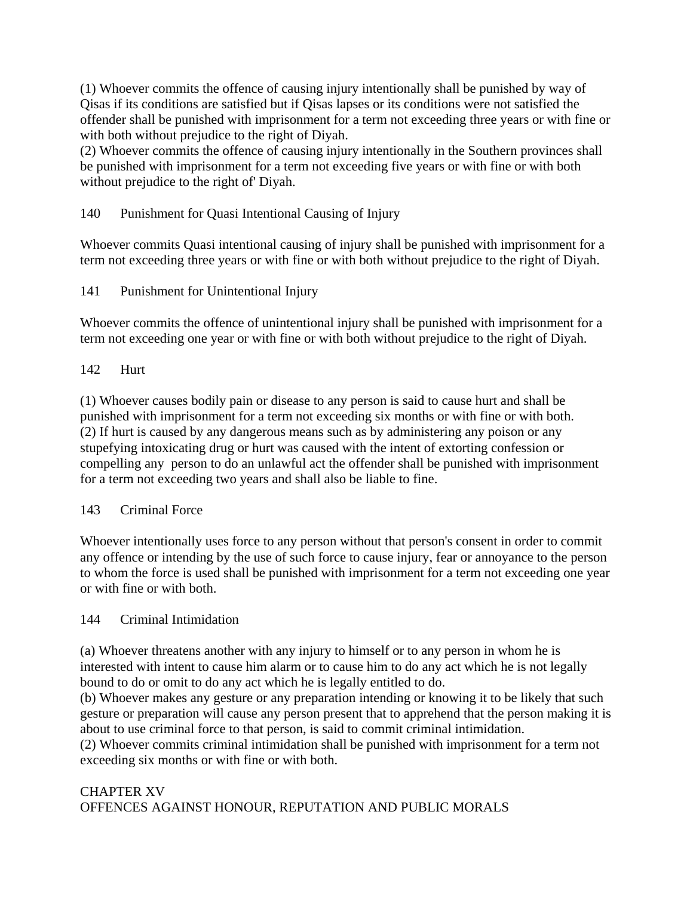(1) Whoever commits the offence of causing injury intentionally shall be punished by way of Qisas if its conditions are satisfied but if Qisas lapses or its conditions were not satisfied the offender shall be punished with imprisonment for a term not exceeding three years or with fine or with both without prejudice to the right of Diyah.
(2) Whoever commits the offence of causing injury intentionally in the Southern provinces shall be punished with imprisonment for a term not exceeding five years or with fine or with both without prejudice to the right of' Diyah.

### 140 Punishment for Quasi Intentional Causing of Injury

Whoever commits Quasi intentional causing of injury shall be punished with imprisonment for a term not exceeding three years or with fine or with both without prejudice to the right of Diyah.

### 141 Punishment for Unintentional Injury

Whoever commits the offence of unintentional injury shall be punished with imprisonment for a term not exceeding one year or with fine or with both without prejudice to the right of Diyah.

### 142 Hurt

(1) Whoever causes bodily pain or disease to any person is said to cause hurt and shall be punished with imprisonment for a term not exceeding six months or with fine or with both.
(2) If hurt is caused by any dangerous means such as by administering any poison or any stupefying intoxicating drug or hurt was caused with the intent of extorting confession or compelling any person to do an unlawful act the offender shall be punished with imprisonment for a term not exceeding two years and shall also be liable to fine.

### 143 Criminal Force

Whoever intentionally uses force to any person without that person's consent in order to commit any offence or intending by the use of such force to cause injury, fear or annoyance to the person to whom the force is used shall be punished with imprisonment for a term not exceeding one year or with fine or with both.

### 144 Criminal Intimidation

(a) Whoever threatens another with any injury to himself or to any person in whom he is interested with intent to cause him alarm or to cause him to do any act which he is not legally bound to do or omit to do any act which he is legally entitled to do.
(b) Whoever makes any gesture or any preparation intending or knowing it to be likely that such gesture or preparation will cause any person present that to apprehend that the person making it is about to use criminal force to that person, is said to commit criminal intimidation.
(2) Whoever commits criminal intimidation shall be punished with imprisonment for a term not exceeding six months or with fine or with both.

## CHAPTER XV
## OFFENCES AGAINST HONOUR, REPUTATION AND PUBLIC MORALS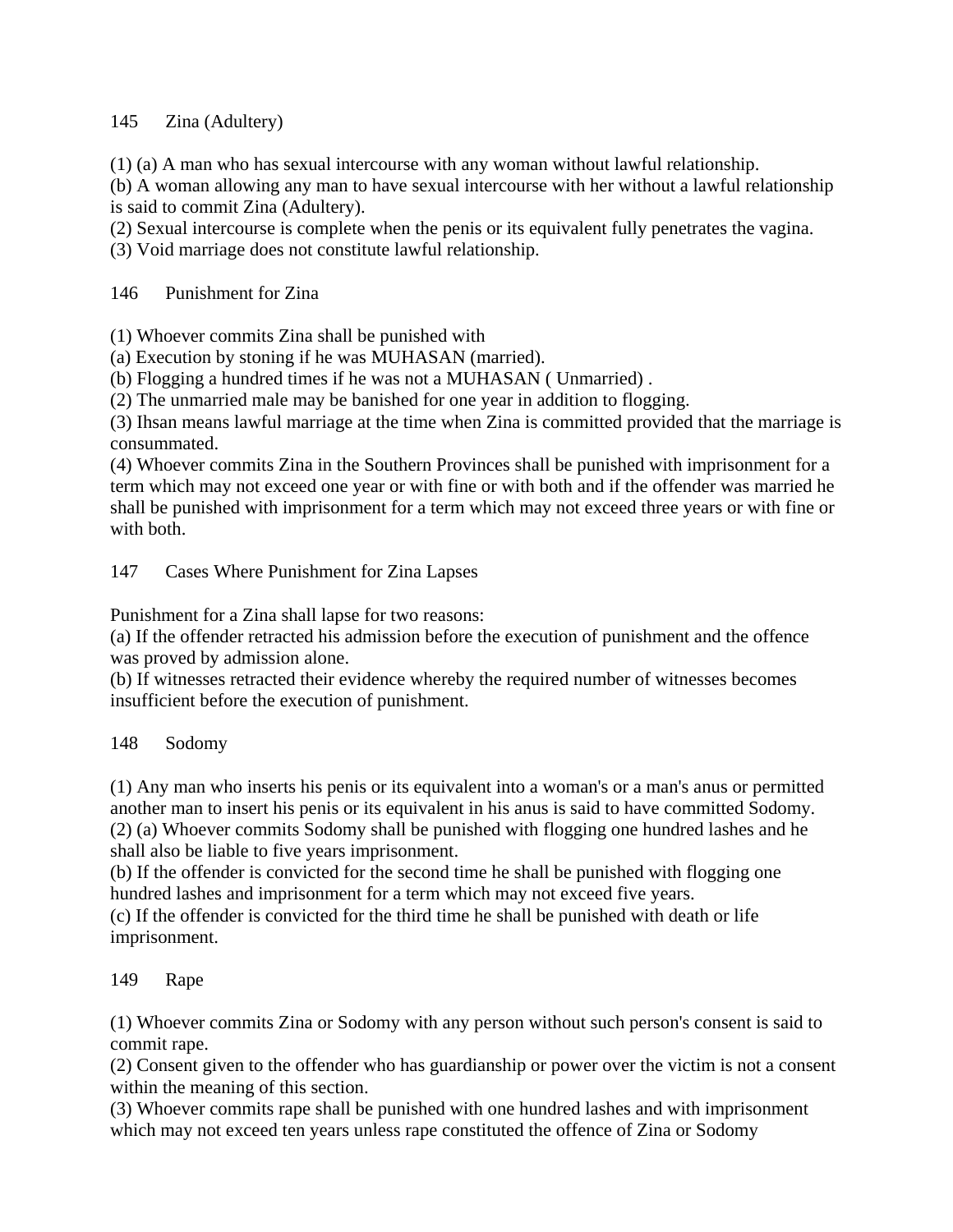### 145 Zina (Adultery)

(1) (a) A man who has sexual intercourse with any woman without lawful relationship.
(b) A woman allowing any man to have sexual intercourse with her without a lawful relationship is said to commit Zina (Adultery).
(2) Sexual intercourse is complete when the penis or its equivalent fully penetrates the vagina.
(3) Void marriage does not constitute lawful relationship.

### 146 Punishment for Zina

(1) Whoever commits Zina shall be punished with
(a) Execution by stoning if he was MUHASAN (married).
(b) Flogging a hundred times if he was not a MUHASAN ( Unmarried) .
(2) The unmarried male may be banished for one year in addition to flogging.
(3) Ihsan means lawful marriage at the time when Zina is committed provided that the marriage is consummated.
(4) Whoever commits Zina in the Southern Provinces shall be punished with imprisonment for a term which may not exceed one year or with fine or with both and if the offender was married he shall be punished with imprisonment for a term which may not exceed three years or with fine or with both.

### 147 Cases Where Punishment for Zina Lapses

Punishment for a Zina shall lapse for two reasons:
(a) If the offender retracted his admission before the execution of punishment and the offence was proved by admission alone.
(b) If witnesses retracted their evidence whereby the required number of witnesses becomes insufficient before the execution of punishment.

### 148 Sodomy

(1) Any man who inserts his penis or its equivalent into a woman's or a man's anus or permitted another man to insert his penis or its equivalent in his anus is said to have committed Sodomy.
(2) (a) Whoever commits Sodomy shall be punished with flogging one hundred lashes and he shall also be liable to five years imprisonment.
(b) If the offender is convicted for the second time he shall be punished with flogging one hundred lashes and imprisonment for a term which may not exceed five years.
(c) If the offender is convicted for the third time he shall be punished with death or life imprisonment.

### 149 Rape

(1) Whoever commits Zina or Sodomy with any person without such person's consent is said to commit rape.
(2) Consent given to the offender who has guardianship or power over the victim is not a consent within the meaning of this section.
(3) Whoever commits rape shall be punished with one hundred lashes and with imprisonment which may not exceed ten years unless rape constituted the offence of Zina or Sodomy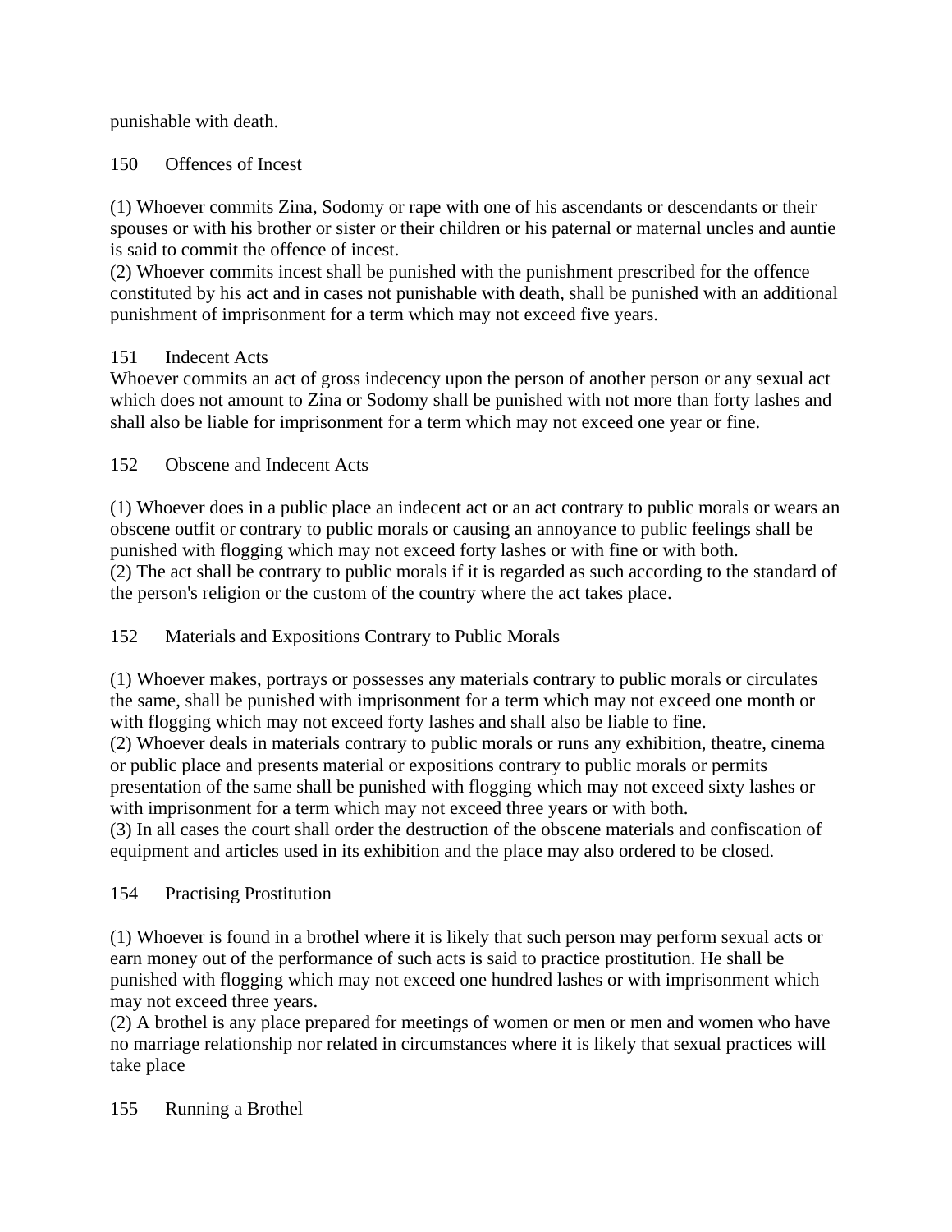punishable with death.

150 Offences of Incest

(1) Whoever commits Zina, Sodomy or rape with one of his ascendants or descendants or their spouses or with his brother or sister or their children or his paternal or maternal uncles and auntie is said to commit the offence of incest.
(2) Whoever commits incest shall be punished with the punishment prescribed for the offence constituted by his act and in cases not punishable with death, shall be punished with an additional punishment of imprisonment for a term which may not exceed five years.

151 Indecent Acts
Whoever commits an act of gross indecency upon the person of another person or any sexual act which does not amount to Zina or Sodomy shall be punished with not more than forty lashes and shall also be liable for imprisonment for a term which may not exceed one year or fine.

152 Obscene and Indecent Acts

(1) Whoever does in a public place an indecent act or an act contrary to public morals or wears an obscene outfit or contrary to public morals or causing an annoyance to public feelings shall be punished with flogging which may not exceed forty lashes or with fine or with both.
(2) The act shall be contrary to public morals if it is regarded as such according to the standard of the person's religion or the custom of the country where the act takes place.

152 Materials and Expositions Contrary to Public Morals

(1) Whoever makes, portrays or possesses any materials contrary to public morals or circulates the same, shall be punished with imprisonment for a term which may not exceed one month or with flogging which may not exceed forty lashes and shall also be liable to fine.
(2) Whoever deals in materials contrary to public morals or runs any exhibition, theatre, cinema or public place and presents material or expositions contrary to public morals or permits presentation of the same shall be punished with flogging which may not exceed sixty lashes or with imprisonment for a term which may not exceed three years or with both.
(3) In all cases the court shall order the destruction of the obscene materials and confiscation of equipment and articles used in its exhibition and the place may also ordered to be closed.

154 Practising Prostitution

(1) Whoever is found in a brothel where it is likely that such person may perform sexual acts or earn money out of the performance of such acts is said to practice prostitution. He shall be punished with flogging which may not exceed one hundred lashes or with imprisonment which may not exceed three years.
(2) A brothel is any place prepared for meetings of women or men or men and women who have no marriage relationship nor related in circumstances where it is likely that sexual practices will take place

155 Running a Brothel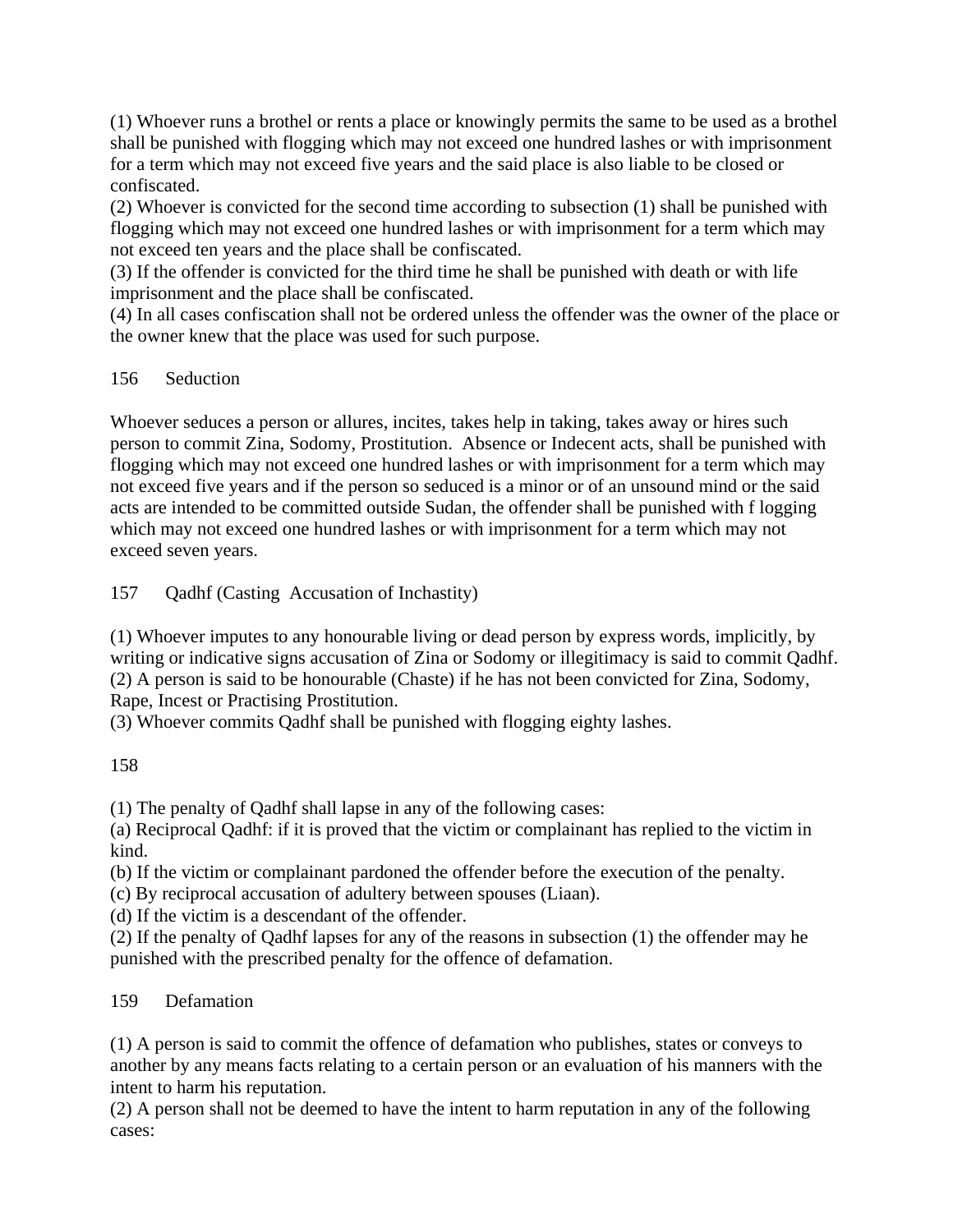(1) Whoever runs a brothel or rents a place or knowingly permits the same to be used as a brothel shall be punished with flogging which may not exceed one hundred lashes or with imprisonment for a term which may not exceed five years and the said place is also liable to be closed or confiscated.
(2) Whoever is convicted for the second time according to subsection (1) shall be punished with flogging which may not exceed one hundred lashes or with imprisonment for a term which may not exceed ten years and the place shall be confiscated.
(3) If the offender is convicted for the third time he shall be punished with death or with life imprisonment and the place shall be confiscated.
(4) In all cases confiscation shall not be ordered unless the offender was the owner of the place or the owner knew that the place was used for such purpose.

156 Seduction

Whoever seduces a person or allures, incites, takes help in taking, takes away or hires such person to commit Zina, Sodomy, Prostitution. Absence or Indecent acts, shall be punished with flogging which may not exceed one hundred lashes or with imprisonment for a term which may not exceed five years and if the person so seduced is a minor or of an unsound mind or the said acts are intended to be committed outside Sudan, the offender shall be punished with f logging which may not exceed one hundred lashes or with imprisonment for a term which may not exceed seven years.

157 Qadhf (Casting Accusation of Inchastity)

(1) Whoever imputes to any honourable living or dead person by express words, implicitly, by writing or indicative signs accusation of Zina or Sodomy or illegitimacy is said to commit Qadhf.
(2) A person is said to be honourable (Chaste) if he has not been convicted for Zina, Sodomy, Rape, Incest or Practising Prostitution.
(3) Whoever commits Qadhf shall be punished with flogging eighty lashes.

158

(1) The penalty of Qadhf shall lapse in any of the following cases:
(a) Reciprocal Qadhf: if it is proved that the victim or complainant has replied to the victim in kind.
(b) If the victim or complainant pardoned the offender before the execution of the penalty.
(c) By reciprocal accusation of adultery between spouses (Liaan).
(d) If the victim is a descendant of the offender.
(2) If the penalty of Qadhf lapses for any of the reasons in subsection (1) the offender may he punished with the prescribed penalty for the offence of defamation.

159 Defamation

(1) A person is said to commit the offence of defamation who publishes, states or conveys to another by any means facts relating to a certain person or an evaluation of his manners with the intent to harm his reputation.
(2) A person shall not be deemed to have the intent to harm reputation in any of the following cases: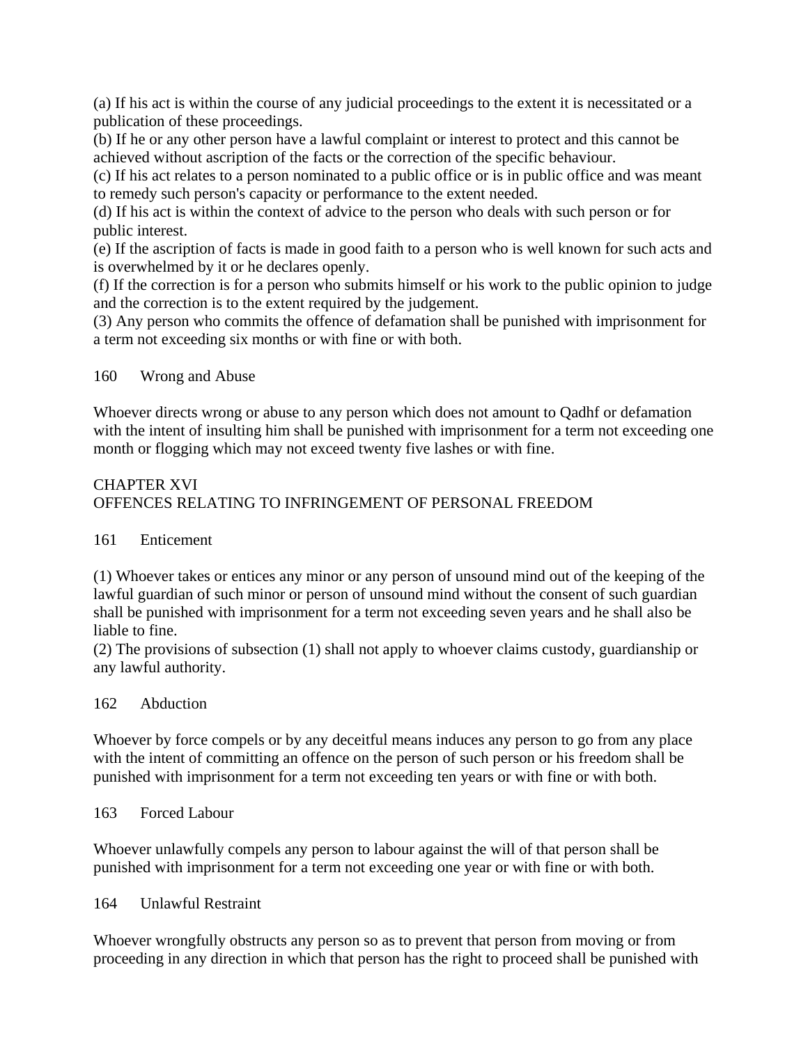(a) If his act is within the course of any judicial proceedings to the extent it is necessitated or a publication of these proceedings.
(b) If he or any other person have a lawful complaint or interest to protect and this cannot be achieved without ascription of the facts or the correction of the specific behaviour.
(c) If his act relates to a person nominated to a public office or is in public office and was meant to remedy such person's capacity or performance to the extent needed.
(d) If his act is within the context of advice to the person who deals with such person or for public interest.
(e) If the ascription of facts is made in good faith to a person who is well known for such acts and is overwhelmed by it or he declares openly.
(f) If the correction is for a person who submits himself or his work to the public opinion to judge and the correction is to the extent required by the judgement.
(3) Any person who commits the offence of defamation shall be punished with imprisonment for a term not exceeding six months or with fine or with both.

### 160 Wrong and Abuse

Whoever directs wrong or abuse to any person which does not amount to Qadhf or defamation with the intent of insulting him shall be punished with imprisonment for a term not exceeding one month or flogging which may not exceed twenty five lashes or with fine.

## CHAPTER XVI
## OFFENCES RELATING TO INFRINGEMENT OF PERSONAL FREEDOM

### 161 Enticement

(1) Whoever takes or entices any minor or any person of unsound mind out of the keeping of the lawful guardian of such minor or person of unsound mind without the consent of such guardian shall be punished with imprisonment for a term not exceeding seven years and he shall also be liable to fine.
(2) The provisions of subsection (1) shall not apply to whoever claims custody, guardianship or any lawful authority.

### 162 Abduction

Whoever by force compels or by any deceitful means induces any person to go from any place with the intent of committing an offence on the person of such person or his freedom shall be punished with imprisonment for a term not exceeding ten years or with fine or with both.

### 163 Forced Labour

Whoever unlawfully compels any person to labour against the will of that person shall be punished with imprisonment for a term not exceeding one year or with fine or with both.

### 164 Unlawful Restraint

Whoever wrongfully obstructs any person so as to prevent that person from moving or from proceeding in any direction in which that person has the right to proceed shall be punished with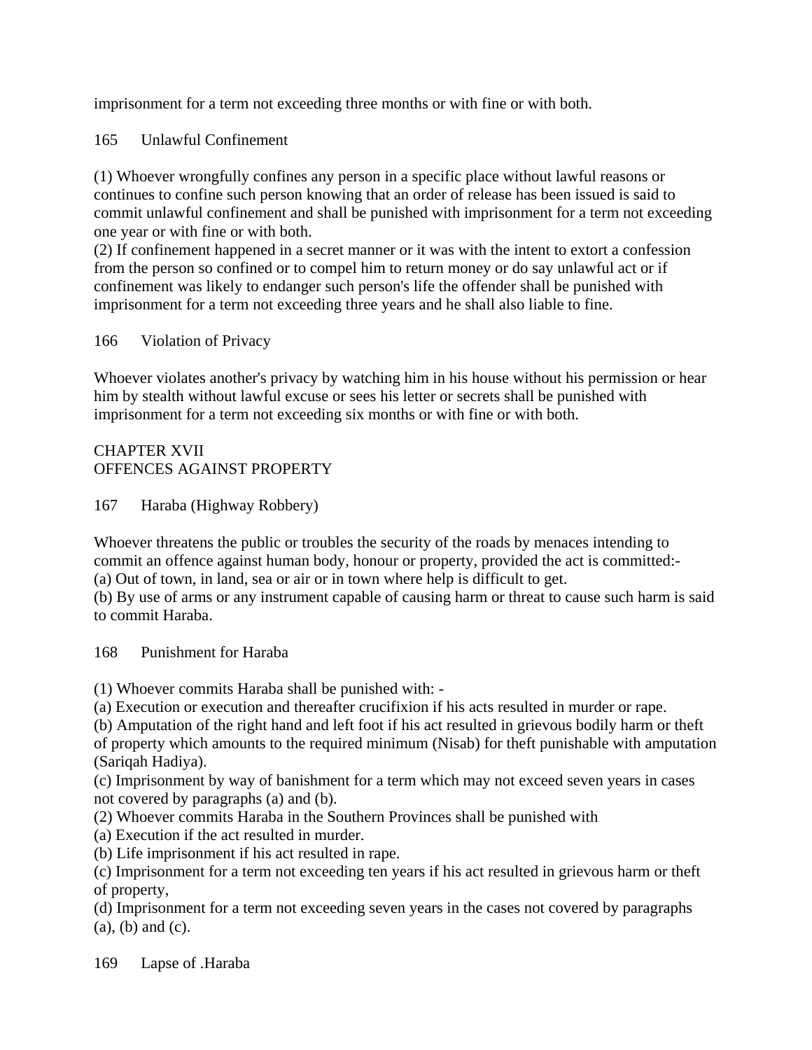imprisonment for a term not exceeding three months or with fine or with both.

165 Unlawful Confinement

(1) Whoever wrongfully confines any person in a specific place without lawful reasons or continues to confine such person knowing that an order of release has been issued is said to commit unlawful confinement and shall be punished with imprisonment for a term not exceeding one year or with fine or with both.
(2) If confinement happened in a secret manner or it was with the intent to extort a confession from the person so confined or to compel him to return money or do say unlawful act or if confinement was likely to endanger such person's life the offender shall be punished with imprisonment for a term not exceeding three years and he shall also liable to fine.

166 Violation of Privacy

Whoever violates another's privacy by watching him in his house without his permission or hear him by stealth without lawful excuse or sees his letter or secrets shall be punished with imprisonment for a term not exceeding six months or with fine or with both.

CHAPTER XVII
OFFENCES AGAINST PROPERTY

167 Haraba (Highway Robbery)

Whoever threatens the public or troubles the security of the roads by menaces intending to commit an offence against human body, honour or property, provided the act is committed:-
(a) Out of town, in land, sea or air or in town where help is difficult to get.
(b) By use of arms or any instrument capable of causing harm or threat to cause such harm is said to commit Haraba.

168 Punishment for Haraba

(1) Whoever commits Haraba shall be punished with: -
(a) Execution or execution and thereafter crucifixion if his acts resulted in murder or rape.
(b) Amputation of the right hand and left foot if his act resulted in grievous bodily harm or theft of property which amounts to the required minimum (Nisab) for theft punishable with amputation (Sariqah Hadiya).
(c) Imprisonment by way of banishment for a term which may not exceed seven years in cases not covered by paragraphs (a) and (b).
(2) Whoever commits Haraba in the Southern Provinces shall be punished with
(a) Execution if the act resulted in murder.
(b) Life imprisonment if his act resulted in rape.
(c) Imprisonment for a term not exceeding ten years if his act resulted in grievous harm or theft of property,
(d) Imprisonment for a term not exceeding seven years in the cases not covered by paragraphs (a), (b) and (c).

169 Lapse of .Haraba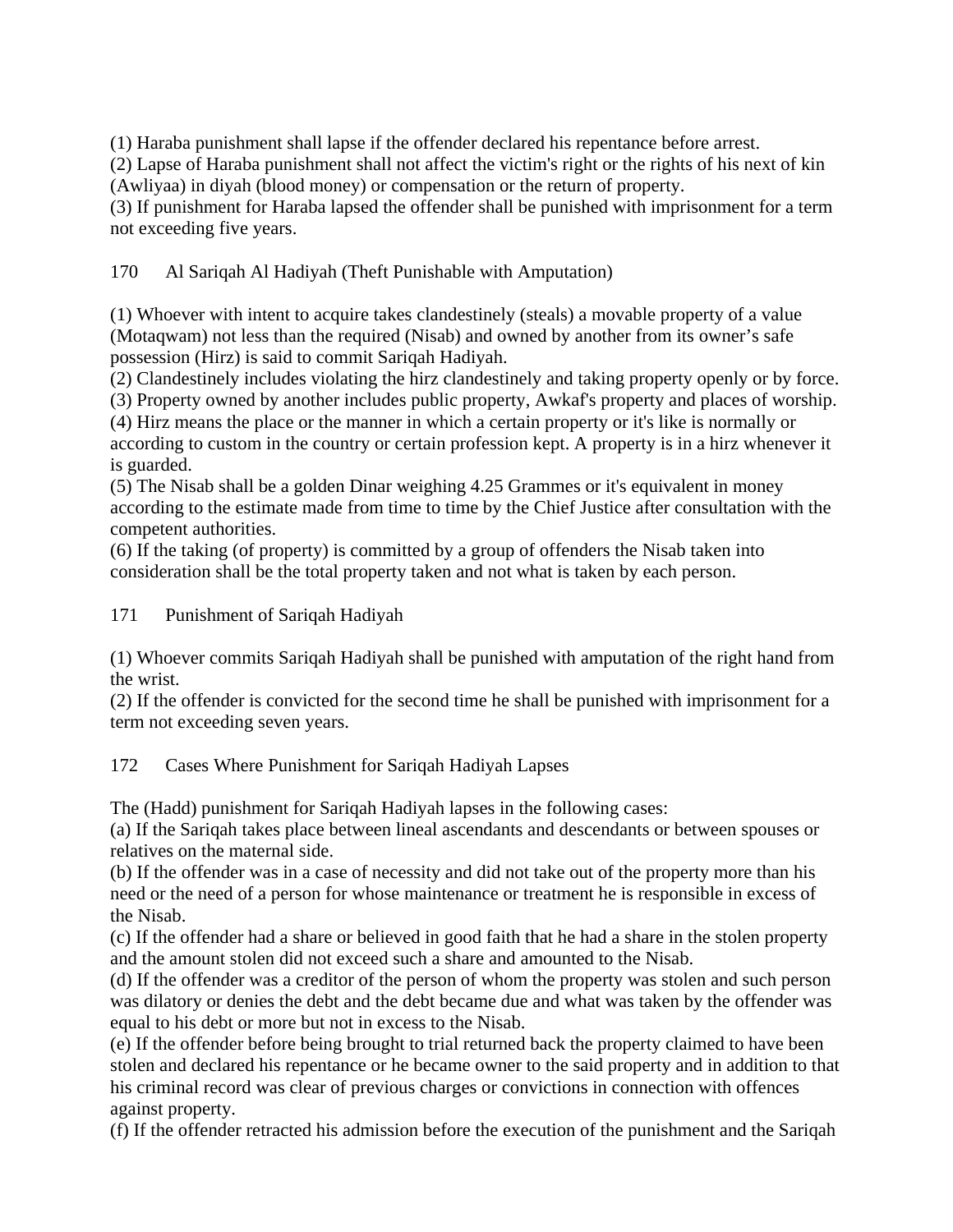(1) Haraba punishment shall lapse if the offender declared his repentance before arrest.
(2) Lapse of Haraba punishment shall not affect the victim's right or the rights of his next of kin (Awliyaa) in diyah (blood money) or compensation or the return of property.
(3) If punishment for Haraba lapsed the offender shall be punished with imprisonment for a term not exceeding five years.

### 170 Al Sariqah Al Hadiyah (Theft Punishable with Amputation)

(1) Whoever with intent to acquire takes clandestinely (steals) a movable property of a value (Motaqwam) not less than the required (Nisab) and owned by another from its owner's safe possession (Hirz) is said to commit Sariqah Hadiyah.
(2) Clandestinely includes violating the hirz clandestinely and taking property openly or by force.
(3) Property owned by another includes public property, Awkaf's property and places of worship.
(4) Hirz means the place or the manner in which a certain property or it's like is normally or according to custom in the country or certain profession kept. A property is in a hirz whenever it is guarded.
(5) The Nisab shall be a golden Dinar weighing 4.25 Grammes or it's equivalent in money according to the estimate made from time to time by the Chief Justice after consultation with the competent authorities.
(6) If the taking (of property) is committed by a group of offenders the Nisab taken into consideration shall be the total property taken and not what is taken by each person.

### 171 Punishment of Sariqah Hadiyah

(1) Whoever commits Sariqah Hadiyah shall be punished with amputation of the right hand from the wrist.
(2) If the offender is convicted for the second time he shall be punished with imprisonment for a term not exceeding seven years.

### 172 Cases Where Punishment for Sariqah Hadiyah Lapses

The (Hadd) punishment for Sariqah Hadiyah lapses in the following cases:
(a) If the Sariqah takes place between lineal ascendants and descendants or between spouses or relatives on the maternal side.
(b) If the offender was in a case of necessity and did not take out of the property more than his need or the need of a person for whose maintenance or treatment he is responsible in excess of the Nisab.
(c) If the offender had a share or believed in good faith that he had a share in the stolen property and the amount stolen did not exceed such a share and amounted to the Nisab.
(d) If the offender was a creditor of the person of whom the property was stolen and such person was dilatory or denies the debt and the debt became due and what was taken by the offender was equal to his debt or more but not in excess to the Nisab.
(e) If the offender before being brought to trial returned back the property claimed to have been stolen and declared his repentance or he became owner to the said property and in addition to that his criminal record was clear of previous charges or convictions in connection with offences against property.
(f) If the offender retracted his admission before the execution of the punishment and the Sariqah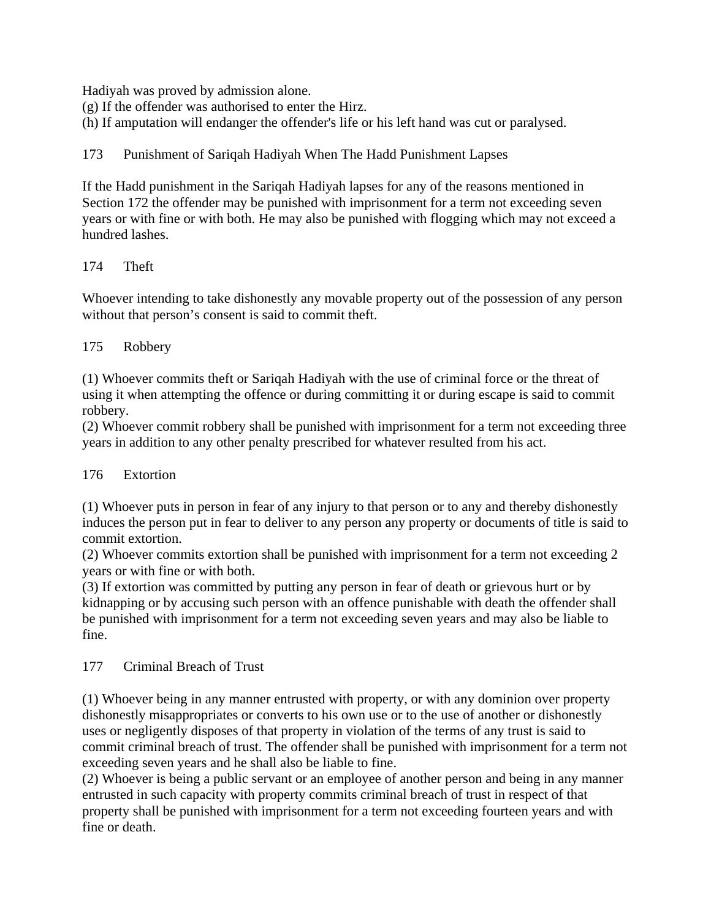Hadiyah was proved by admission alone.
(g) If the offender was authorised to enter the Hirz.
(h) If amputation will endanger the offender's life or his left hand was cut or paralysed.

## 173 Punishment of Sariqah Hadiyah When The Hadd Punishment Lapses

If the Hadd punishment in the Sariqah Hadiyah lapses for any of the reasons mentioned in Section 172 the offender may be punished with imprisonment for a term not exceeding seven years or with fine or with both. He may also be punished with flogging which may not exceed a hundred lashes.

## 174 Theft

Whoever intending to take dishonestly any movable property out of the possession of any person without that person's consent is said to commit theft.

## 175 Robbery

(1) Whoever commits theft or Sariqah Hadiyah with the use of criminal force or the threat of using it when attempting the offence or during committing it or during escape is said to commit robbery.
(2) Whoever commit robbery shall be punished with imprisonment for a term not exceeding three years in addition to any other penalty prescribed for whatever resulted from his act.

## 176 Extortion

(1) Whoever puts in person in fear of any injury to that person or to any and thereby dishonestly induces the person put in fear to deliver to any person any property or documents of title is said to commit extortion.
(2) Whoever commits extortion shall be punished with imprisonment for a term not exceeding 2 years or with fine or with both.
(3) If extortion was committed by putting any person in fear of death or grievous hurt or by kidnapping or by accusing such person with an offence punishable with death the offender shall be punished with imprisonment for a term not exceeding seven years and may also be liable to fine.

## 177 Criminal Breach of Trust

(1) Whoever being in any manner entrusted with property, or with any dominion over property dishonestly misappropriates or converts to his own use or to the use of another or dishonestly uses or negligently disposes of that property in violation of the terms of any trust is said to commit criminal breach of trust. The offender shall be punished with imprisonment for a term not exceeding seven years and he shall also be liable to fine.
(2) Whoever is being a public servant or an employee of another person and being in any manner entrusted in such capacity with property commits criminal breach of trust in respect of that property shall be punished with imprisonment for a term not exceeding fourteen years and with fine or death.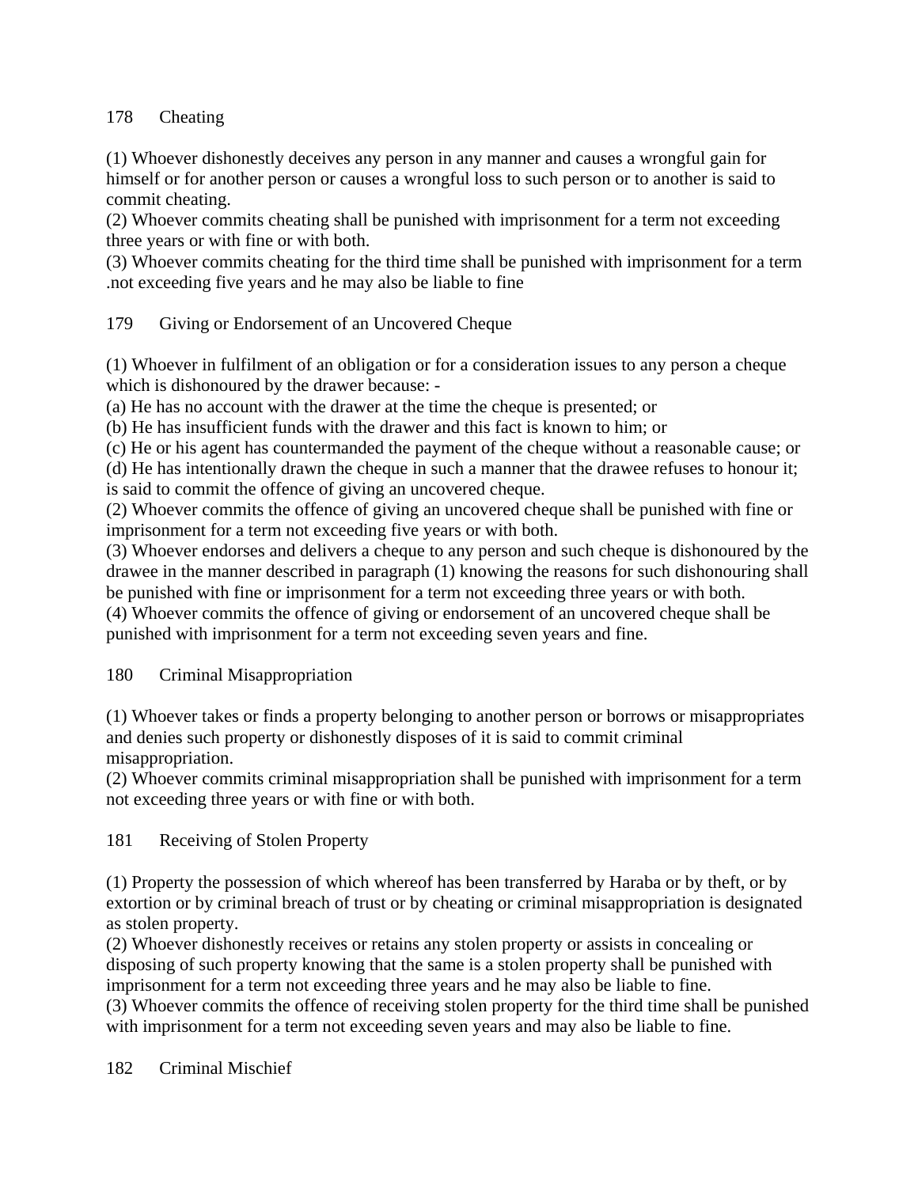## 178 Cheating

(1) Whoever dishonestly deceives any person in any manner and causes a wrongful gain for himself or for another person or causes a wrongful loss to such person or to another is said to commit cheating.
(2) Whoever commits cheating shall be punished with imprisonment for a term not exceeding three years or with fine or with both.
(3) Whoever commits cheating for the third time shall be punished with imprisonment for a term .not exceeding five years and he may also be liable to fine

## 179 Giving or Endorsement of an Uncovered Cheque

(1) Whoever in fulfilment of an obligation or for a consideration issues to any person a cheque which is dishonoured by the drawer because: -
(a) He has no account with the drawer at the time the cheque is presented; or
(b) He has insufficient funds with the drawer and this fact is known to him; or
(c) He or his agent has countermanded the payment of the cheque without a reasonable cause; or
(d) He has intentionally drawn the cheque in such a manner that the drawee refuses to honour it; is said to commit the offence of giving an uncovered cheque.
(2) Whoever commits the offence of giving an uncovered cheque shall be punished with fine or imprisonment for a term not exceeding five years or with both.
(3) Whoever endorses and delivers a cheque to any person and such cheque is dishonoured by the drawee in the manner described in paragraph (1) knowing the reasons for such dishonouring shall be punished with fine or imprisonment for a term not exceeding three years or with both.
(4) Whoever commits the offence of giving or endorsement of an uncovered cheque shall be punished with imprisonment for a term not exceeding seven years and fine.

## 180 Criminal Misappropriation

(1) Whoever takes or finds a property belonging to another person or borrows or misappropriates and denies such property or dishonestly disposes of it is said to commit criminal misappropriation.
(2) Whoever commits criminal misappropriation shall be punished with imprisonment for a term not exceeding three years or with fine or with both.

## 181 Receiving of Stolen Property

(1) Property the possession of which whereof has been transferred by Haraba or by theft, or by extortion or by criminal breach of trust or by cheating or criminal misappropriation is designated as stolen property.
(2) Whoever dishonestly receives or retains any stolen property or assists in concealing or disposing of such property knowing that the same is a stolen property shall be punished with imprisonment for a term not exceeding three years and he may also be liable to fine.
(3) Whoever commits the offence of receiving stolen property for the third time shall be punished with imprisonment for a term not exceeding seven years and may also be liable to fine.

## 182 Criminal Mischief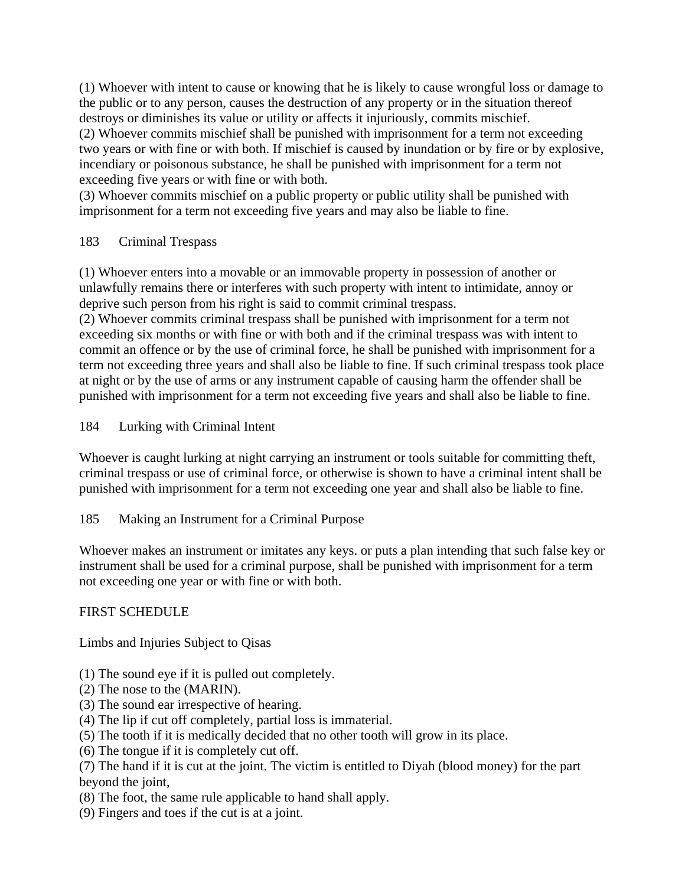(1) Whoever with intent to cause or knowing that he is likely to cause wrongful loss or damage to the public or to any person, causes the destruction of any property or in the situation thereof destroys or diminishes its value or utility or affects it injuriously, commits mischief.
(2) Whoever commits mischief shall be punished with imprisonment for a term not exceeding two years or with fine or with both. If mischief is caused by inundation or by fire or by explosive, incendiary or poisonous substance, he shall be punished with imprisonment for a term not exceeding five years or with fine or with both.
(3) Whoever commits mischief on a public property or public utility shall be punished with imprisonment for a term not exceeding five years and may also be liable to fine.

## 183 Criminal Trespass

(1) Whoever enters into a movable or an immovable property in possession of another or unlawfully remains there or interferes with such property with intent to intimidate, annoy or deprive such person from his right is said to commit criminal trespass.
(2) Whoever commits criminal trespass shall be punished with imprisonment for a term not exceeding six months or with fine or with both and if the criminal trespass was with intent to commit an offence or by the use of criminal force, he shall be punished with imprisonment for a term not exceeding three years and shall also be liable to fine. If such criminal trespass took place at night or by the use of arms or any instrument capable of causing harm the offender shall be punished with imprisonment for a term not exceeding five years and shall also be liable to fine.

## 184 Lurking with Criminal Intent

Whoever is caught lurking at night carrying an instrument or tools suitable for committing theft, criminal trespass or use of criminal force, or otherwise is shown to have a criminal intent shall be punished with imprisonment for a term not exceeding one year and shall also be liable to fine.

## 185 Making an Instrument for a Criminal Purpose

Whoever makes an instrument or imitates any keys. or puts a plan intending that such false key or instrument shall be used for a criminal purpose, shall be punished with imprisonment for a term not exceeding one year or with fine or with both.

# FIRST SCHEDULE

## Limbs and Injuries Subject to Qisas

(1) The sound eye if it is pulled out completely.
(2) The nose to the (MARIN).
(3) The sound ear irrespective of hearing.
(4) The lip if cut off completely, partial loss is immaterial.
(5) The tooth if it is medically decided that no other tooth will grow in its place.
(6) The tongue if it is completely cut off.
(7) The hand if it is cut at the joint. The victim is entitled to Diyah (blood money) for the part beyond the joint,
(8) The foot, the same rule applicable to hand shall apply.
(9) Fingers and toes if the cut is at a joint.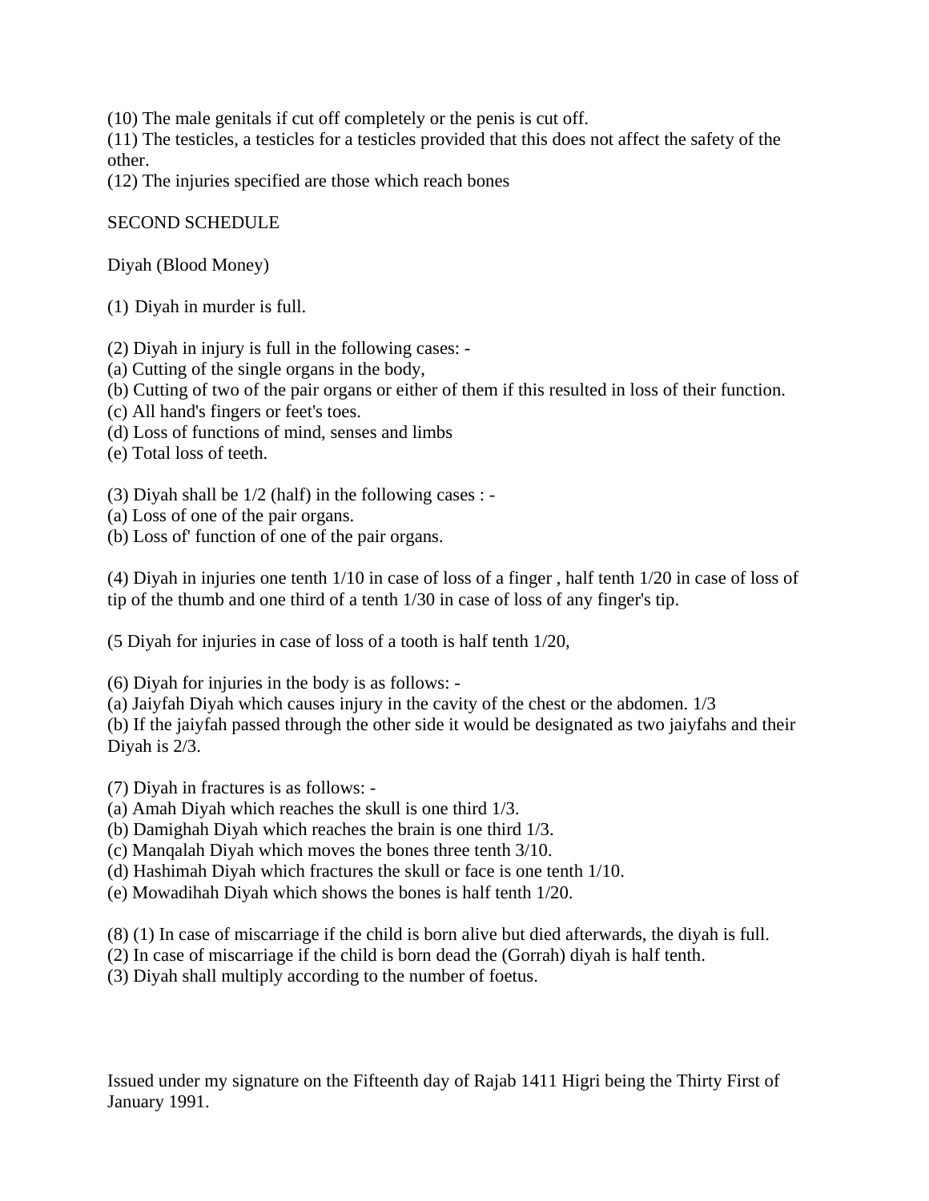(10) The male genitals if cut off completely or the penis is cut off.
(11) The testicles, a testicles for a testicles provided that this does not affect the safety of the other.
(12) The injuries specified are those which reach bones

## SECOND SCHEDULE

### Diyah (Blood Money)

(1) Diyah in murder is full.

(2) Diyah in injury is full in the following cases: -
(a) Cutting of the single organs in the body,
(b) Cutting of two of the pair organs or either of them if this resulted in loss of their function.
(c) All hand's fingers or feet's toes.
(d) Loss of functions of mind, senses and limbs
(e) Total loss of teeth.

(3) Diyah shall be 1/2 (half) in the following cases : -
(a) Loss of one of the pair organs.
(b) Loss of' function of one of the pair organs.

(4) Diyah in injuries one tenth 1/10 in case of loss of a finger , half tenth 1/20 in case of loss of tip of the thumb and one third of a tenth 1/30 in case of loss of any finger's tip.

(5 Diyah for injuries in case of loss of a tooth is half tenth 1/20,

(6) Diyah for injuries in the body is as follows: -
(a) Jaiyfah Diyah which causes injury in the cavity of the chest or the abdomen. 1/3
(b) If the jaiyfah passed through the other side it would be designated as two jaiyfahs and their Diyah is 2/3.

(7) Diyah in fractures is as follows: -
(a) Amah Diyah which reaches the skull is one third 1/3.
(b) Damighah Diyah which reaches the brain is one third 1/3.
(c) Manqalah Diyah which moves the bones three tenth 3/10.
(d) Hashimah Diyah which fractures the skull or face is one tenth 1/10.
(e) Mowadihah Diyah which shows the bones is half tenth 1/20.

(8) (1) In case of miscarriage if the child is born alive but died afterwards, the diyah is full.
(2) In case of miscarriage if the child is born dead the (Gorrah) diyah is half tenth.
(3) Diyah shall multiply according to the number of foetus.

Issued under my signature on the Fifteenth day of Rajab 1411 Higri being the Thirty First of January 1991.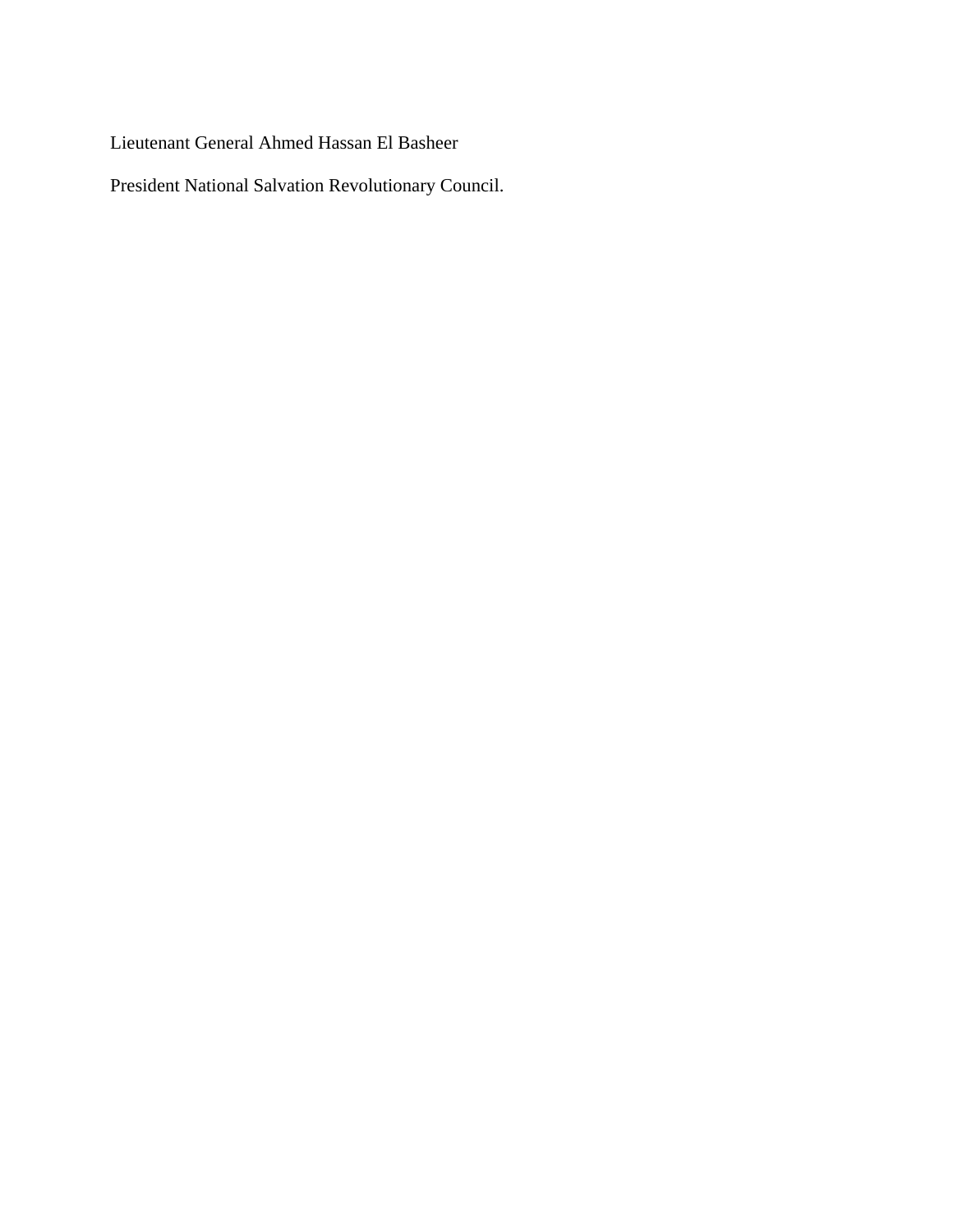Lieutenant General Ahmed Hassan El Basheer

President National Salvation Revolutionary Council.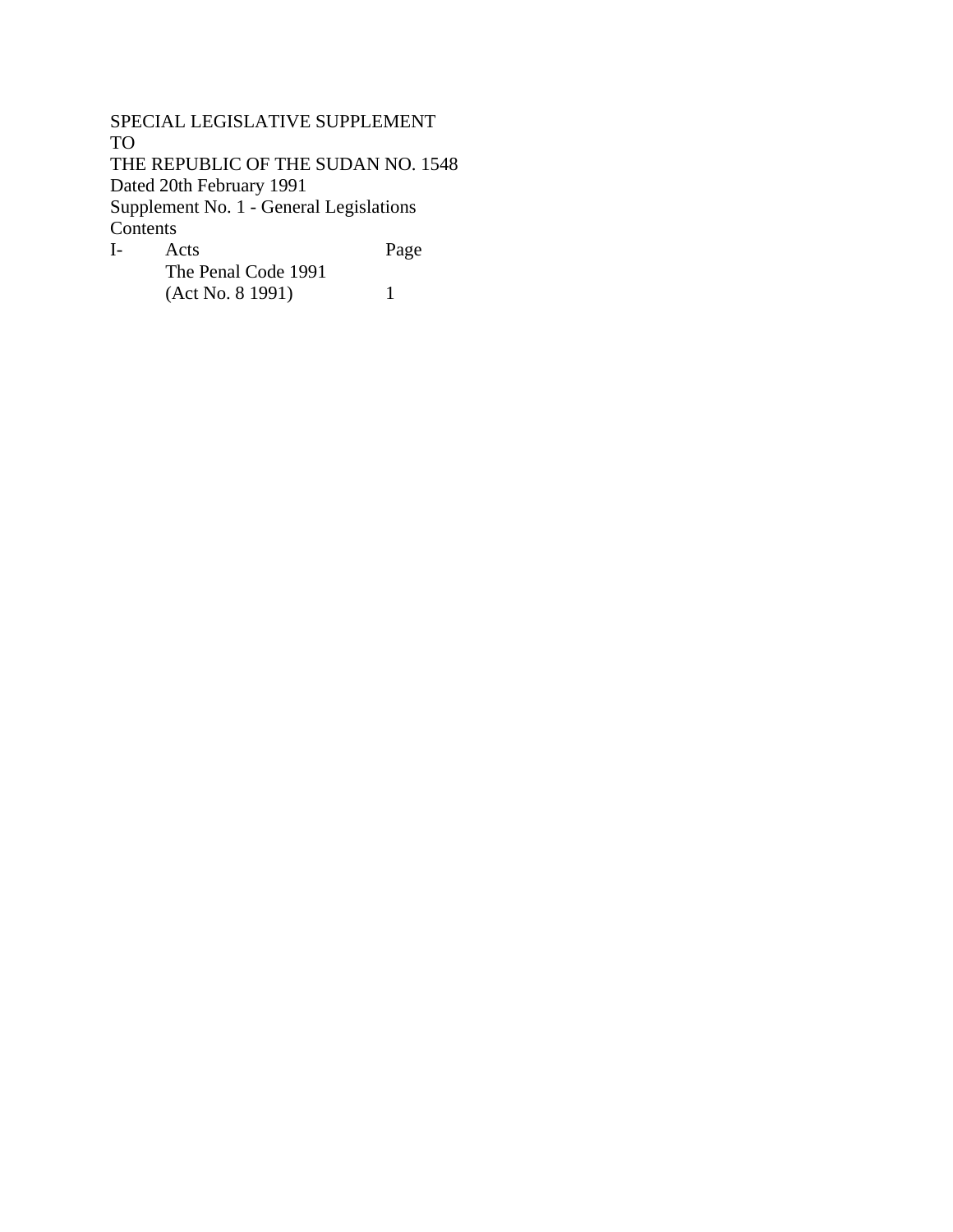SPECIAL LEGISLATIVE SUPPLEMENT
TO
THE REPUBLIC OF THE SUDAN NO. 1548
Dated 20th February 1991
Supplement No. 1 - General Legislations
Contents

| | | |
|---|---|---|
| I- | Acts | Page |
| | The Penal Code 1991 (Act No. 8 1991) | 1 |